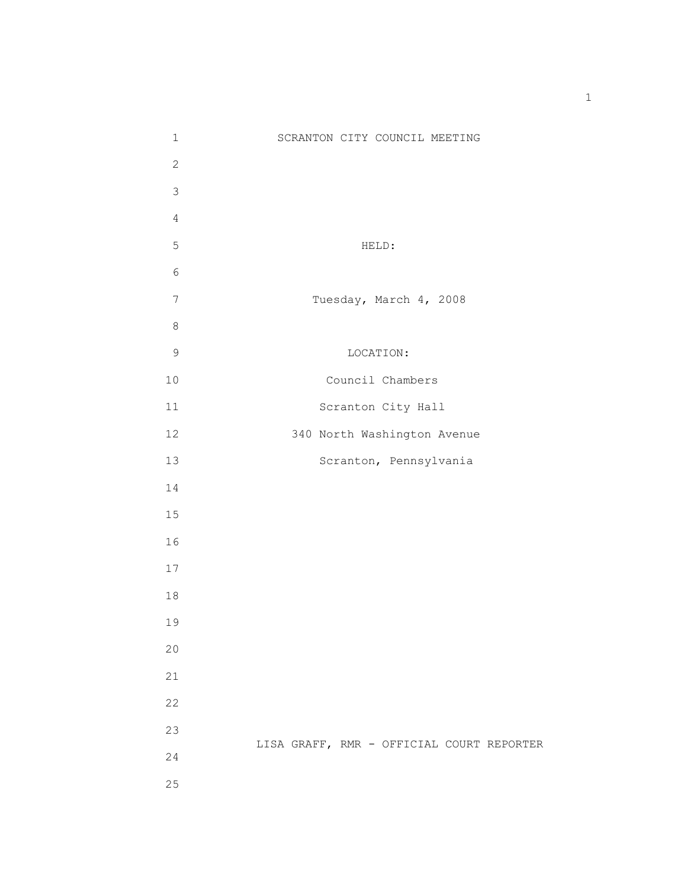# SCRANTON CITY COUNCIL MEETING

HELD:

Tuesday, March 4, 2008

LOCATION:

Council Chambers

Scranton City Hall

340 North Washington Avenue

Scranton, Pennsylvania

LISA GRAFF, RMR - OFFICIAL COURT REPORTER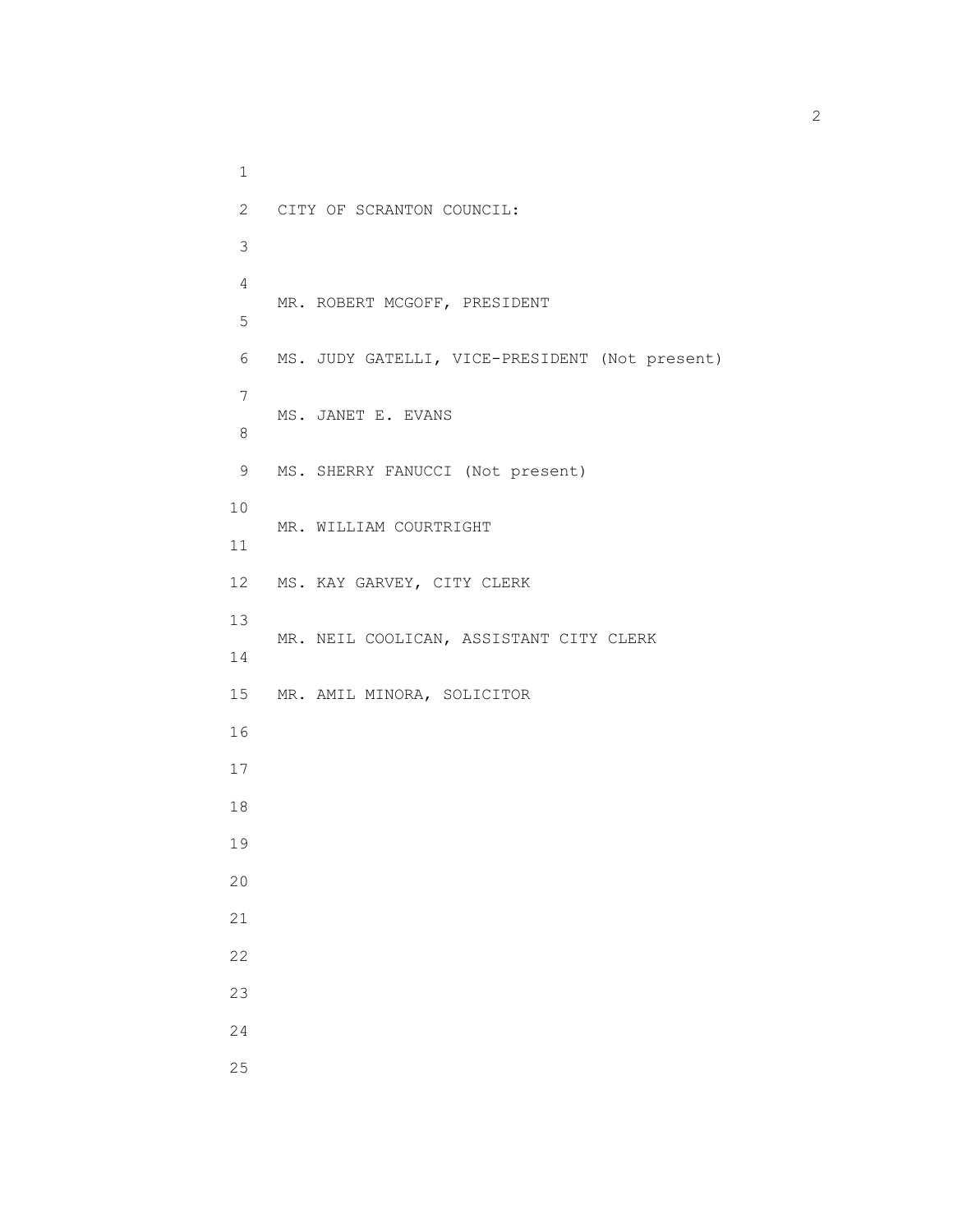CITY OF SCRANTON COUNCIL:

MR. ROBERT MCGOFF, PRESIDENT

MS. JUDY GATELLI, VICE-PRESIDENT (Not present)

MS. JANET E. EVANS

MS. SHERRY FANUCCI (Not present)

MR. WILLIAM COURTRIGHT

MS. KAY GARVEY, CITY CLERK

MR. NEIL COOLICAN, ASSISTANT CITY CLERK

MR. AMIL MINORA, SOLICITOR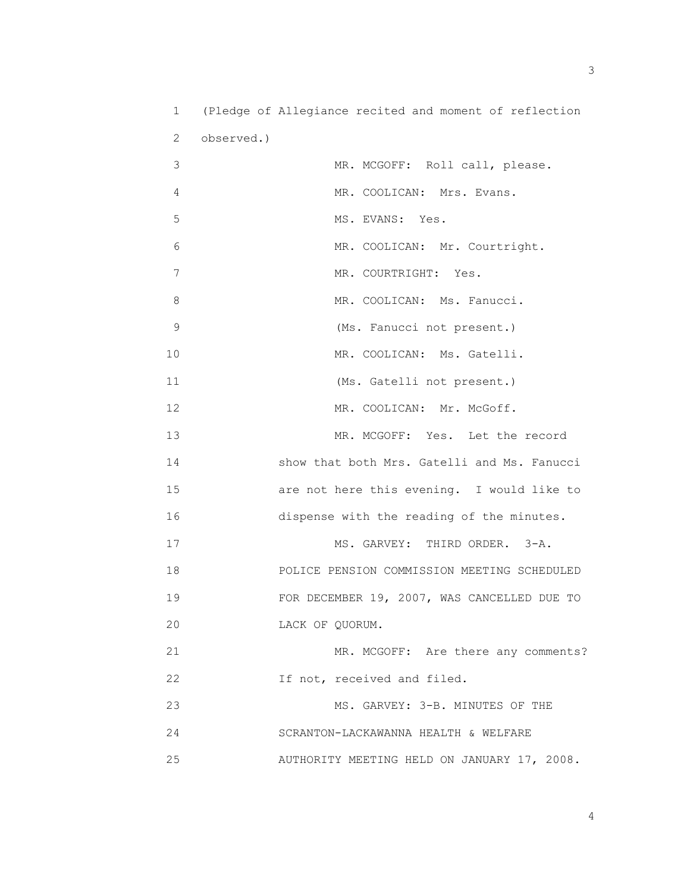(Pledge of Allegiance recited and moment of reflection observed.)

MR. MCGOFF: Roll call, please.

MR. COOLICAN: Mrs. Evans.

MS. EVANS: Yes.

MR. COOLICAN: Mr. Courtright.

MR. COURTRIGHT: Yes.

MR. COOLICAN: Ms. Fanucci.

(Ms. Fanucci not present.)

MR. COOLICAN: Ms. Gatelli.

(Ms. Gatelli not present.)

MR. COOLICAN: Mr. McGoff.

MR. MCGOFF: Yes. Let the record show that both Mrs. Gatelli and Ms. Fanucci are not here this evening. I would like to dispense with the reading of the minutes.

MS. GARVEY: THIRD ORDER. 3-A. POLICE PENSION COMMISSION MEETING SCHEDULED FOR DECEMBER 19, 2007, WAS CANCELLED DUE TO LACK OF QUORUM.

MR. MCGOFF: Are there any comments? If not, received and filed.

MS. GARVEY: 3-B. MINUTES OF THE SCRANTON-LACKAWANNA HEALTH & WELFARE AUTHORITY MEETING HELD ON JANUARY 17, 2008.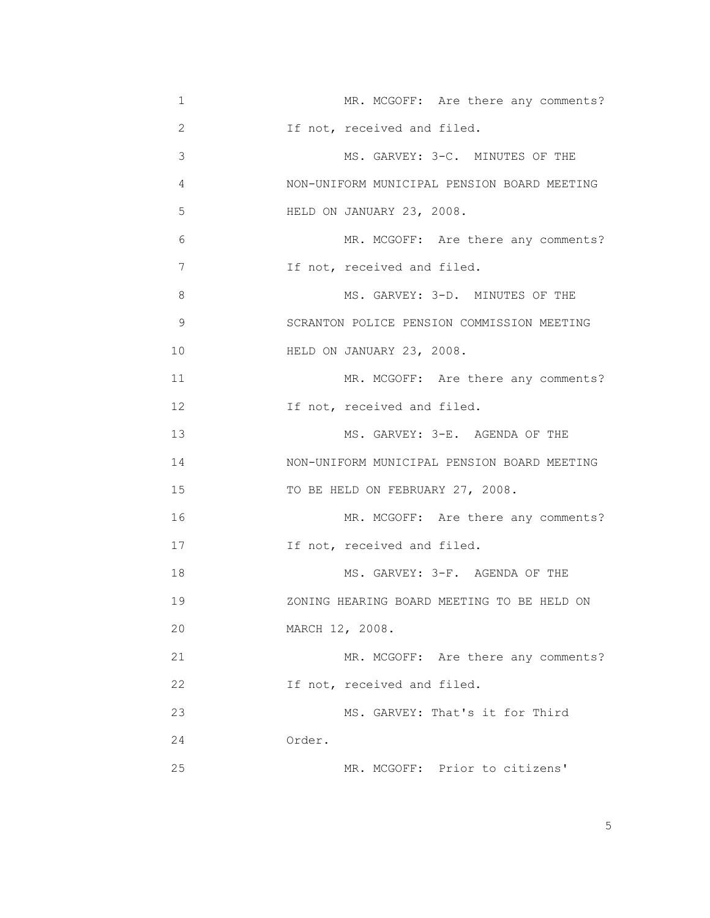1 MR. MCGOFF: Are there any comments?
2 If not, received and filed.
3 MS. GARVEY: 3-C. MINUTES OF THE
4 NON-UNIFORM MUNICIPAL PENSION BOARD MEETING
5 HELD ON JANUARY 23, 2008.
6 MR. MCGOFF: Are there any comments?
7 If not, received and filed.
8 MS. GARVEY: 3-D. MINUTES OF THE
9 SCRANTON POLICE PENSION COMMISSION MEETING
10 HELD ON JANUARY 23, 2008.
11 MR. MCGOFF: Are there any comments?
12 If not, received and filed.
13 MS. GARVEY: 3-E. AGENDA OF THE
14 NON-UNIFORM MUNICIPAL PENSION BOARD MEETING
15 TO BE HELD ON FEBRUARY 27, 2008.
16 MR. MCGOFF: Are there any comments?
17 If not, received and filed.
18 MS. GARVEY: 3-F. AGENDA OF THE
19 ZONING HEARING BOARD MEETING TO BE HELD ON
20 MARCH 12, 2008.
21 MR. MCGOFF: Are there any comments?
22 If not, received and filed.
23 MS. GARVEY: That's it for Third
24 Order.
25 MR. MCGOFF: Prior to citizens'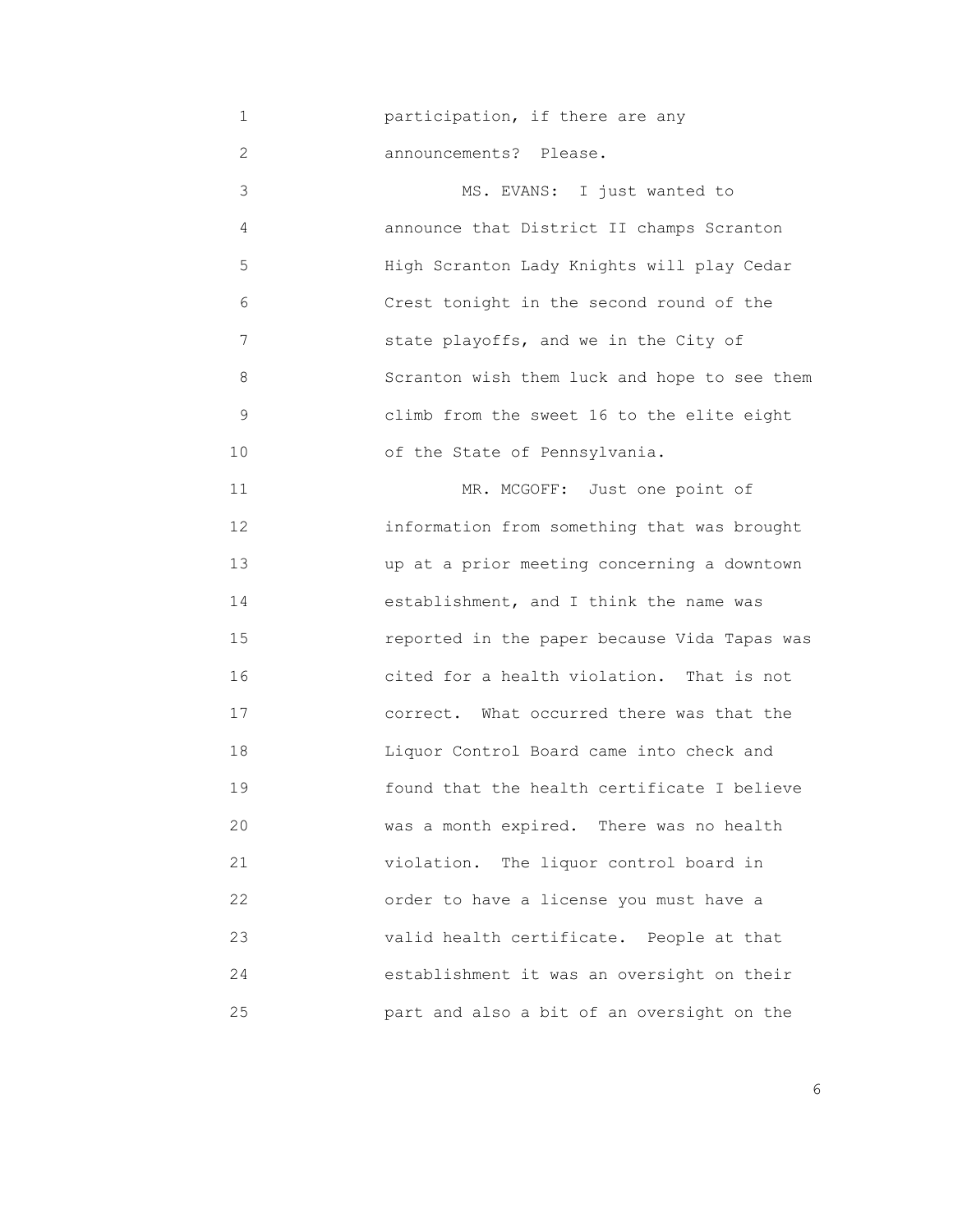participation, if there are any announcements? Please.

MS. EVANS: I just wanted to announce that District II champs Scranton High Scranton Lady Knights will play Cedar Crest tonight in the second round of the state playoffs, and we in the City of Scranton wish them luck and hope to see them climb from the sweet 16 to the elite eight of the State of Pennsylvania.

MR. MCGOFF: Just one point of information from something that was brought up at a prior meeting concerning a downtown establishment, and I think the name was reported in the paper because Vida Tapas was cited for a health violation. That is not correct. What occurred there was that the Liquor Control Board came into check and found that the health certificate I believe was a month expired. There was no health violation. The liquor control board in order to have a license you must have a valid health certificate. People at that establishment it was an oversight on their part and also a bit of an oversight on the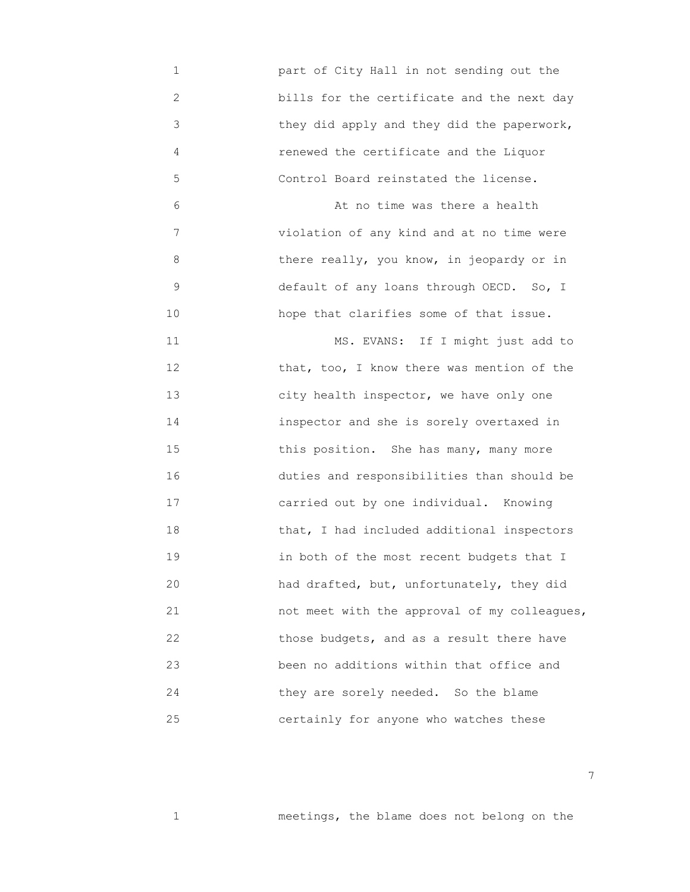part of City Hall in not sending out the bills for the certificate and the next day they did apply and they did the paperwork, renewed the certificate and the Liquor Control Board reinstated the license.

At no time was there a health violation of any kind and at no time were there really, you know, in jeopardy or in default of any loans through OECD. So, I hope that clarifies some of that issue.

MS. EVANS: If I might just add to that, too, I know there was mention of the city health inspector, we have only one inspector and she is sorely overtaxed in this position. She has many, many more duties and responsibilities than should be carried out by one individual. Knowing that, I had included additional inspectors in both of the most recent budgets that I had drafted, but, unfortunately, they did not meet with the approval of my colleagues, those budgets, and as a result there have been no additions within that office and they are sorely needed. So the blame certainly for anyone who watches these

meetings, the blame does not belong on the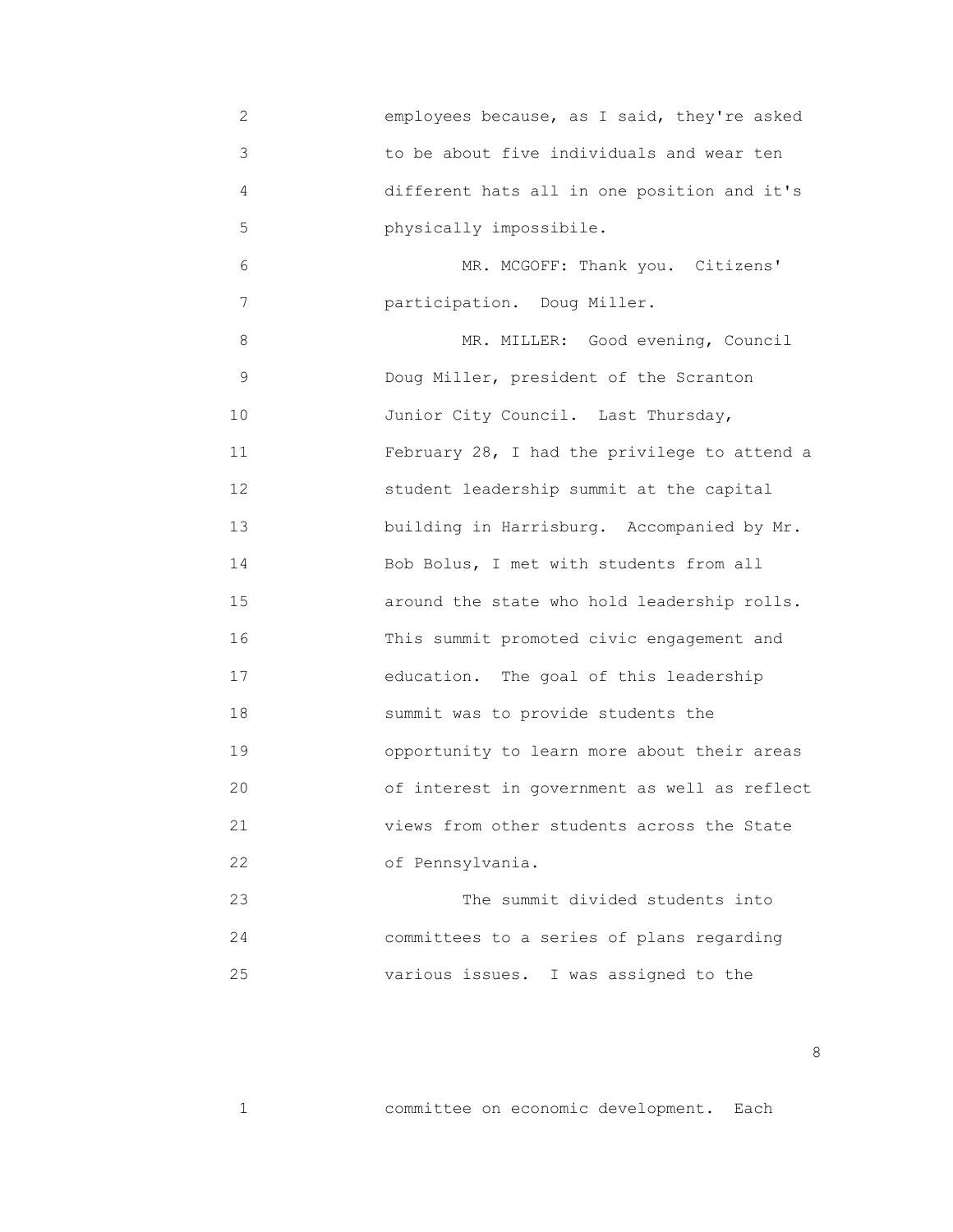employees because, as I said, they're asked to be about five individuals and wear ten different hats all in one position and it's physically impossibile.

MR. MCGOFF: Thank you. Citizens' participation. Doug Miller.

MR. MILLER: Good evening, Council Doug Miller, president of the Scranton Junior City Council. Last Thursday, February 28, I had the privilege to attend a student leadership summit at the capital building in Harrisburg. Accompanied by Mr. Bob Bolus, I met with students from all around the state who hold leadership rolls. This summit promoted civic engagement and education. The goal of this leadership summit was to provide students the opportunity to learn more about their areas of interest in government as well as reflect views from other students across the State of Pennsylvania.

The summit divided students into committees to a series of plans regarding various issues. I was assigned to the committee on economic development. Each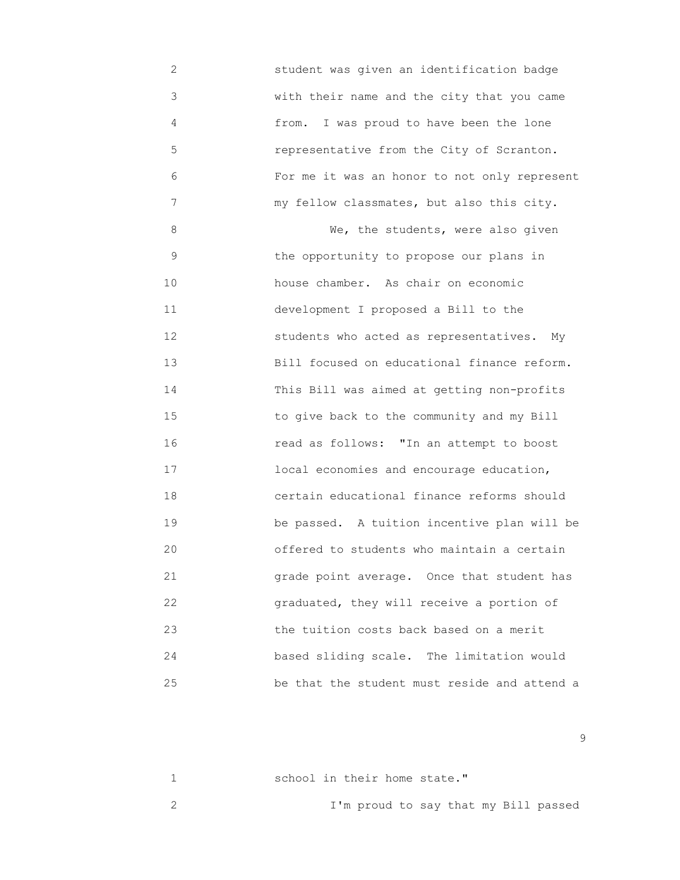student was given an identification badge with their name and the city that you came from. I was proud to have been the lone representative from the City of Scranton. For me it was an honor to not only represent my fellow classmates, but also this city.

We, the students, were also given the opportunity to propose our plans in house chamber. As chair on economic development I proposed a Bill to the students who acted as representatives. My Bill focused on educational finance reform. This Bill was aimed at getting non-profits to give back to the community and my Bill read as follows: "In an attempt to boost local economies and encourage education, certain educational finance reforms should be passed. A tuition incentive plan will be offered to students who maintain a certain grade point average. Once that student has graduated, they will receive a portion of the tuition costs back based on a merit based sliding scale. The limitation would be that the student must reside and attend a school in their home state."

I'm proud to say that my Bill passed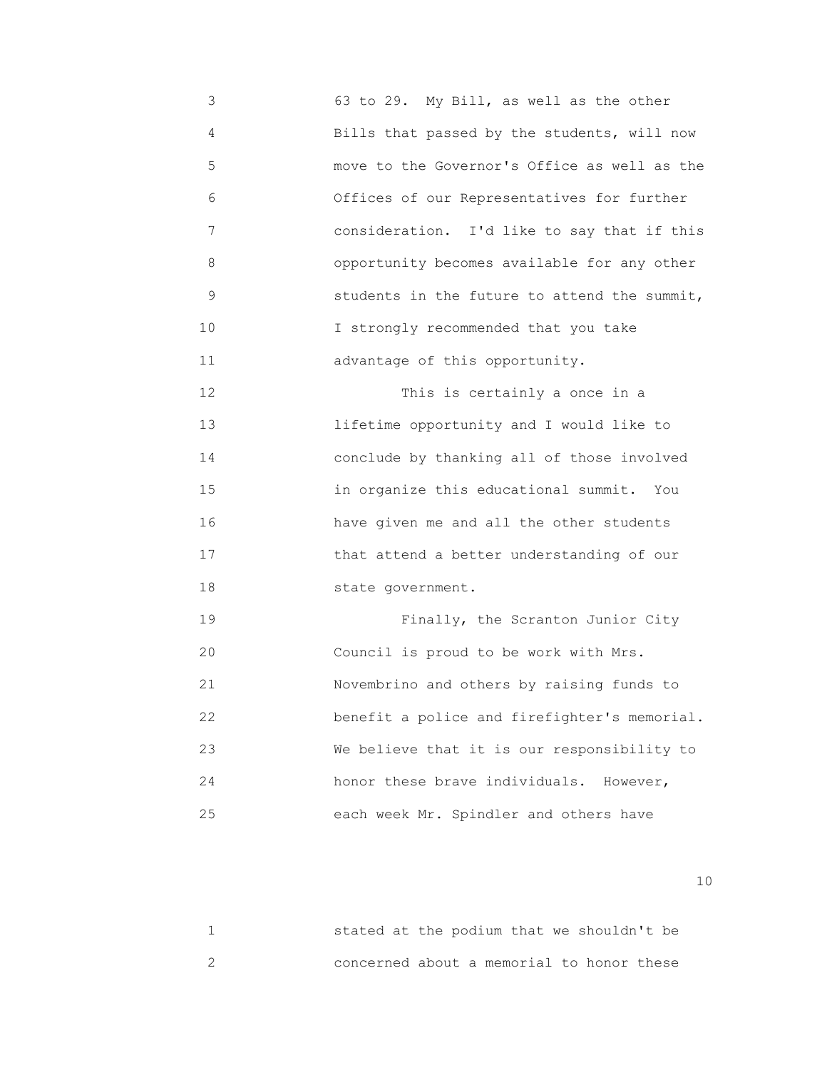63 to 29. My Bill, as well as the other Bills that passed by the students, will now move to the Governor's Office as well as the Offices of our Representatives for further consideration. I'd like to say that if this opportunity becomes available for any other students in the future to attend the summit, I strongly recommended that you take advantage of this opportunity.

This is certainly a once in a lifetime opportunity and I would like to conclude by thanking all of those involved in organize this educational summit. You have given me and all the other students that attend a better understanding of our state government.

Finally, the Scranton Junior City Council is proud to be work with Mrs. Novembrino and others by raising funds to benefit a police and firefighter's memorial. We believe that it is our responsibility to honor these brave individuals. However, each week Mr. Spindler and others have stated at the podium that we shouldn't be concerned about a memorial to honor these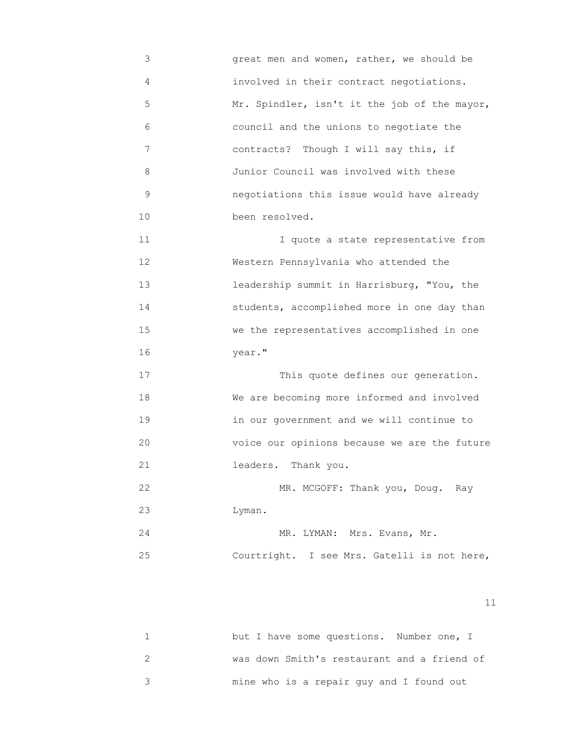great men and women, rather, we should be involved in their contract negotiations. Mr. Spindler, isn't it the job of the mayor, council and the unions to negotiate the contracts? Though I will say this, if Junior Council was involved with these negotiations this issue would have already been resolved.

I quote a state representative from Western Pennsylvania who attended the leadership summit in Harrisburg, "You, the students, accomplished more in one day than we the representatives accomplished in one year."

This quote defines our generation. We are becoming more informed and involved in our government and we will continue to voice our opinions because we are the future leaders. Thank you.

MR. MCGOFF: Thank you, Doug. Ray Lyman.

MR. LYMAN: Mrs. Evans, Mr. Courtright. I see Mrs. Gatelli is not here, but I have some questions. Number one, I was down Smith's restaurant and a friend of mine who is a repair guy and I found out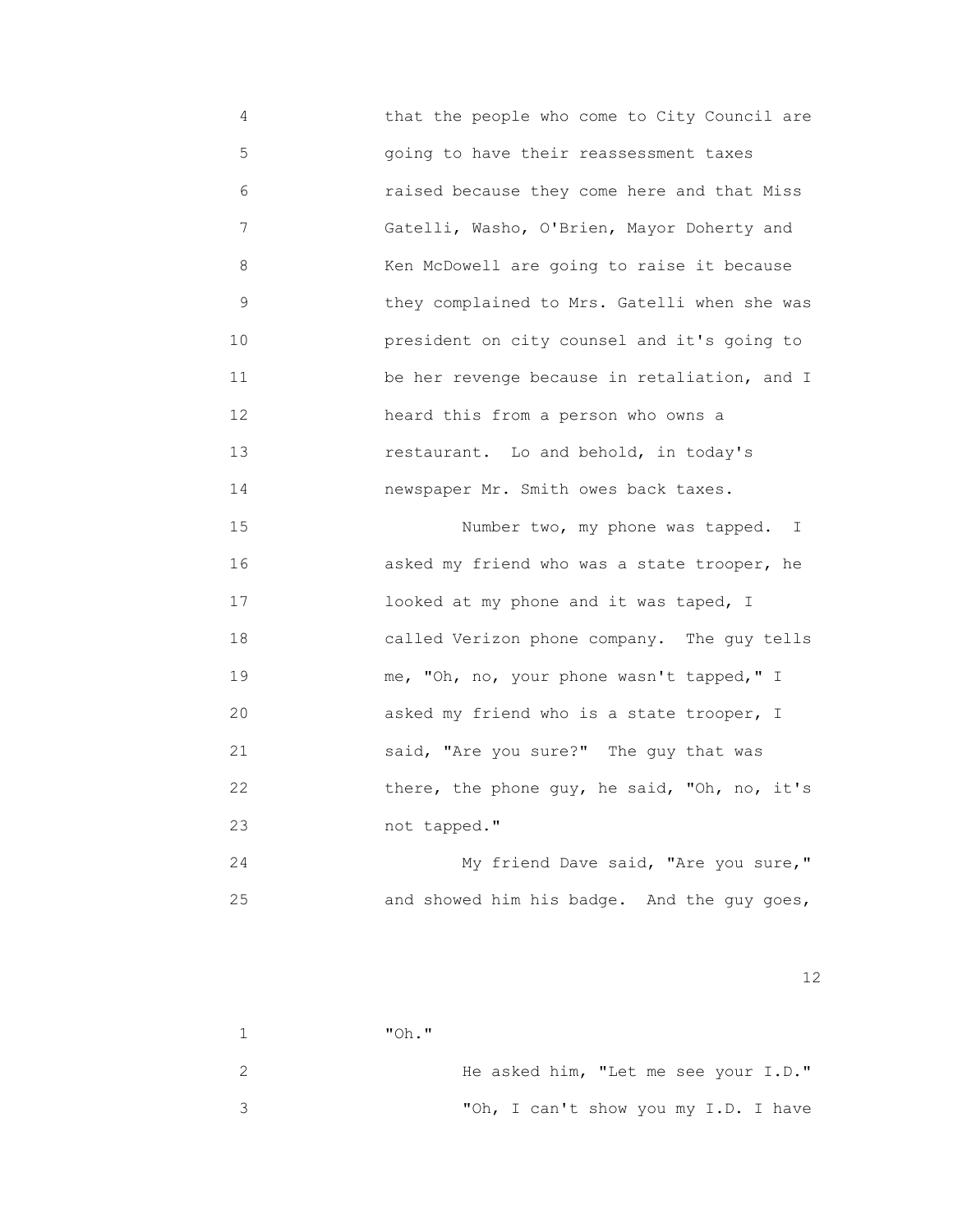that the people who come to City Council are going to have their reassessment taxes raised because they come here and that Miss Gatelli, Washo, O'Brien, Mayor Doherty and Ken McDowell are going to raise it because they complained to Mrs. Gatelli when she was president on city counsel and it's going to be her revenge because in retaliation, and I heard this from a person who owns a restaurant. Lo and behold, in today's newspaper Mr. Smith owes back taxes.

Number two, my phone was tapped. I asked my friend who was a state trooper, he looked at my phone and it was taped, I called Verizon phone company. The guy tells me, "Oh, no, your phone wasn't tapped," I asked my friend who is a state trooper, I said, "Are you sure?" The guy that was there, the phone guy, he said, "Oh, no, it's not tapped."

My friend Dave said, "Are you sure," and showed him his badge. And the guy goes, "Oh."

He asked him, "Let me see your I.D."

"Oh, I can't show you my I.D. I have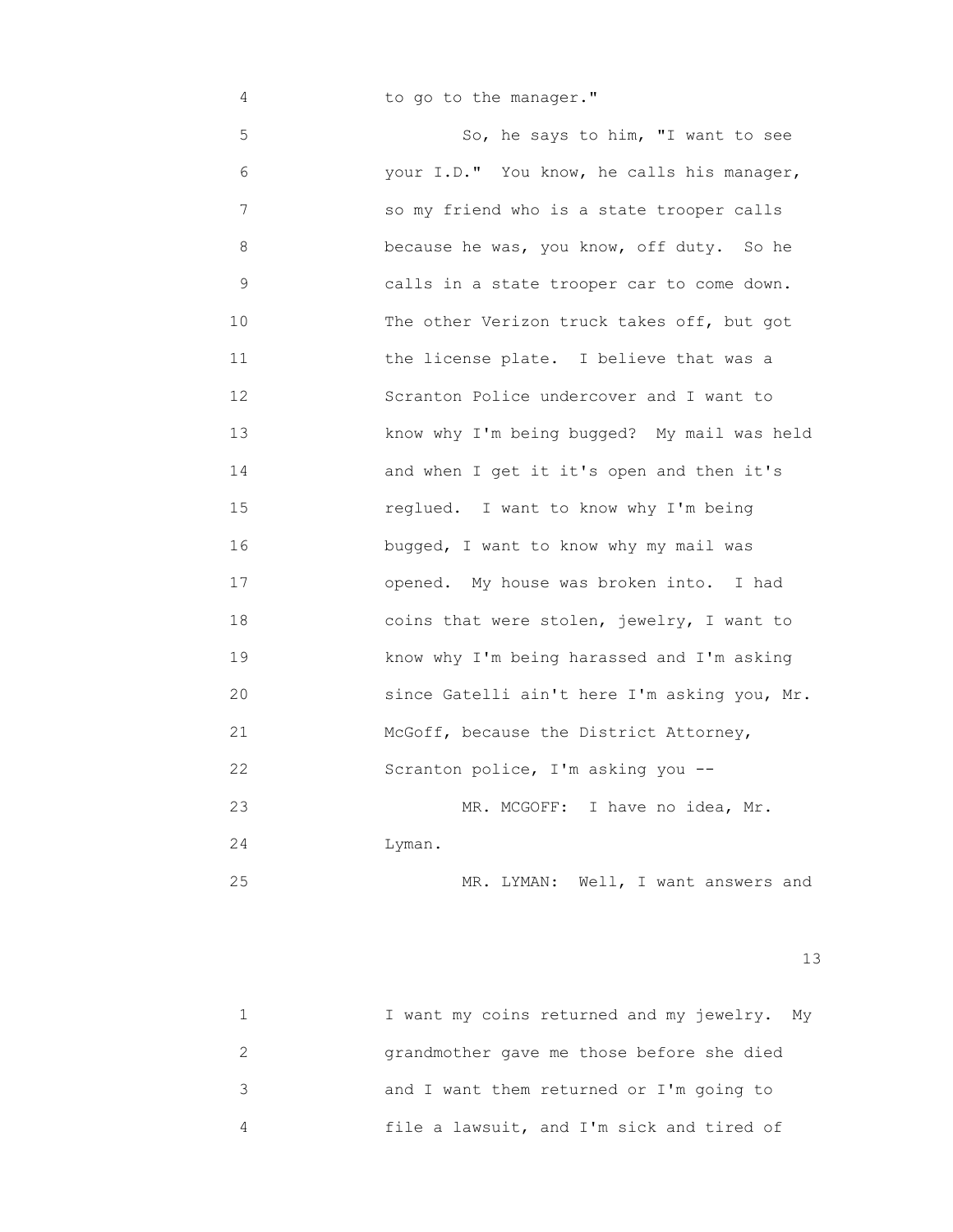to go to the manager."

So, he says to him, "I want to see your I.D." You know, he calls his manager, so my friend who is a state trooper calls because he was, you know, off duty. So he calls in a state trooper car to come down. The other Verizon truck takes off, but got the license plate. I believe that was a Scranton Police undercover and I want to know why I'm being bugged? My mail was held and when I get it it's open and then it's reglued. I want to know why I'm being bugged, I want to know why my mail was opened. My house was broken into. I had coins that were stolen, jewelry, I want to know why I'm being harassed and I'm asking since Gatelli ain't here I'm asking you, Mr. McGoff, because the District Attorney, Scranton police, I'm asking you --

MR. MCGOFF: I have no idea, Mr. Lyman.

MR. LYMAN: Well, I want answers and I want my coins returned and my jewelry. My grandmother gave me those before she died and I want them returned or I'm going to file a lawsuit, and I'm sick and tired of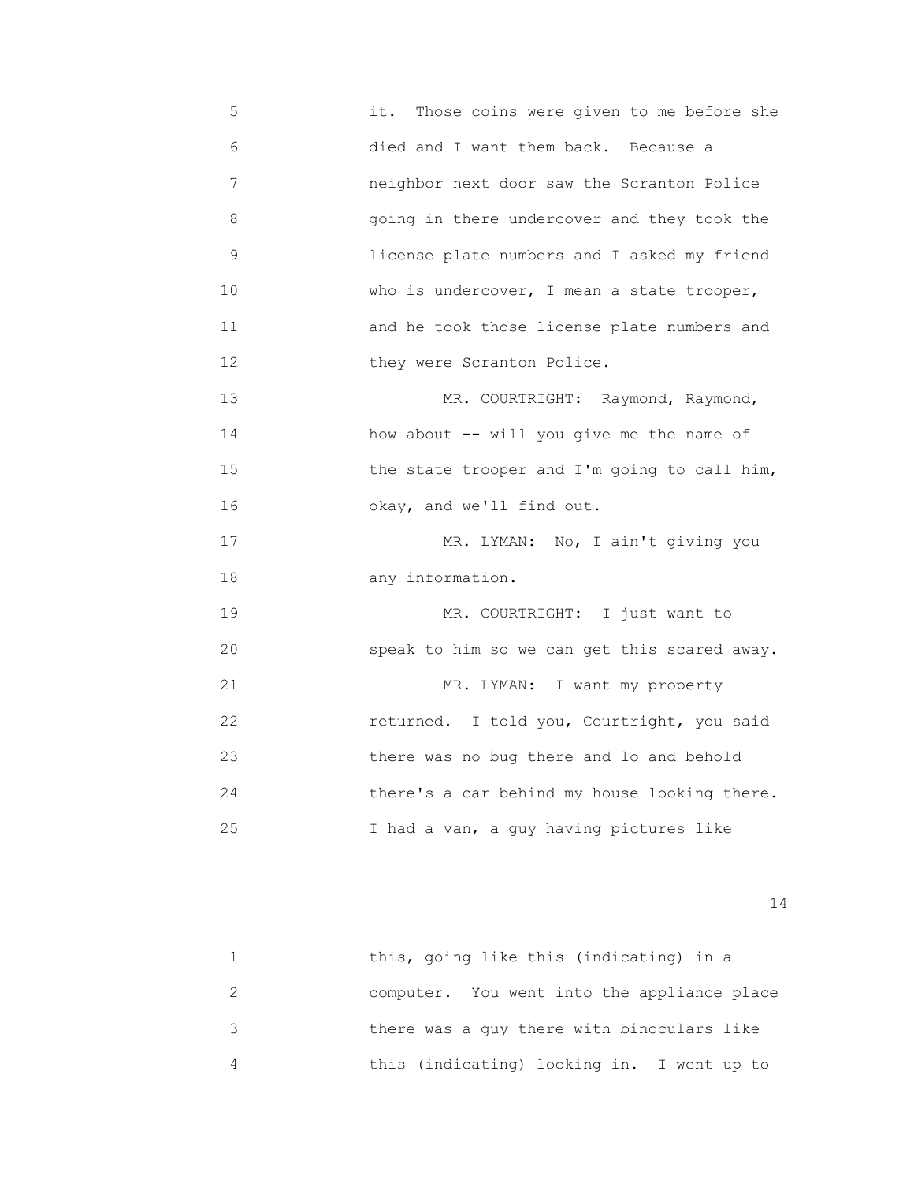it. Those coins were given to me before she died and I want them back. Because a neighbor next door saw the Scranton Police going in there undercover and they took the license plate numbers and I asked my friend who is undercover, I mean a state trooper, and he took those license plate numbers and they were Scranton Police.

MR. COURTRIGHT: Raymond, Raymond, how about -- will you give me the name of the state trooper and I'm going to call him, okay, and we'll find out.

MR. LYMAN: No, I ain't giving you any information.

MR. COURTRIGHT: I just want to speak to him so we can get this scared away.

MR. LYMAN: I want my property returned. I told you, Courtright, you said there was no bug there and lo and behold there's a car behind my house looking there. I had a van, a guy having pictures like this, going like this (indicating) in a computer. You went into the appliance place there was a guy there with binoculars like this (indicating) looking in. I went up to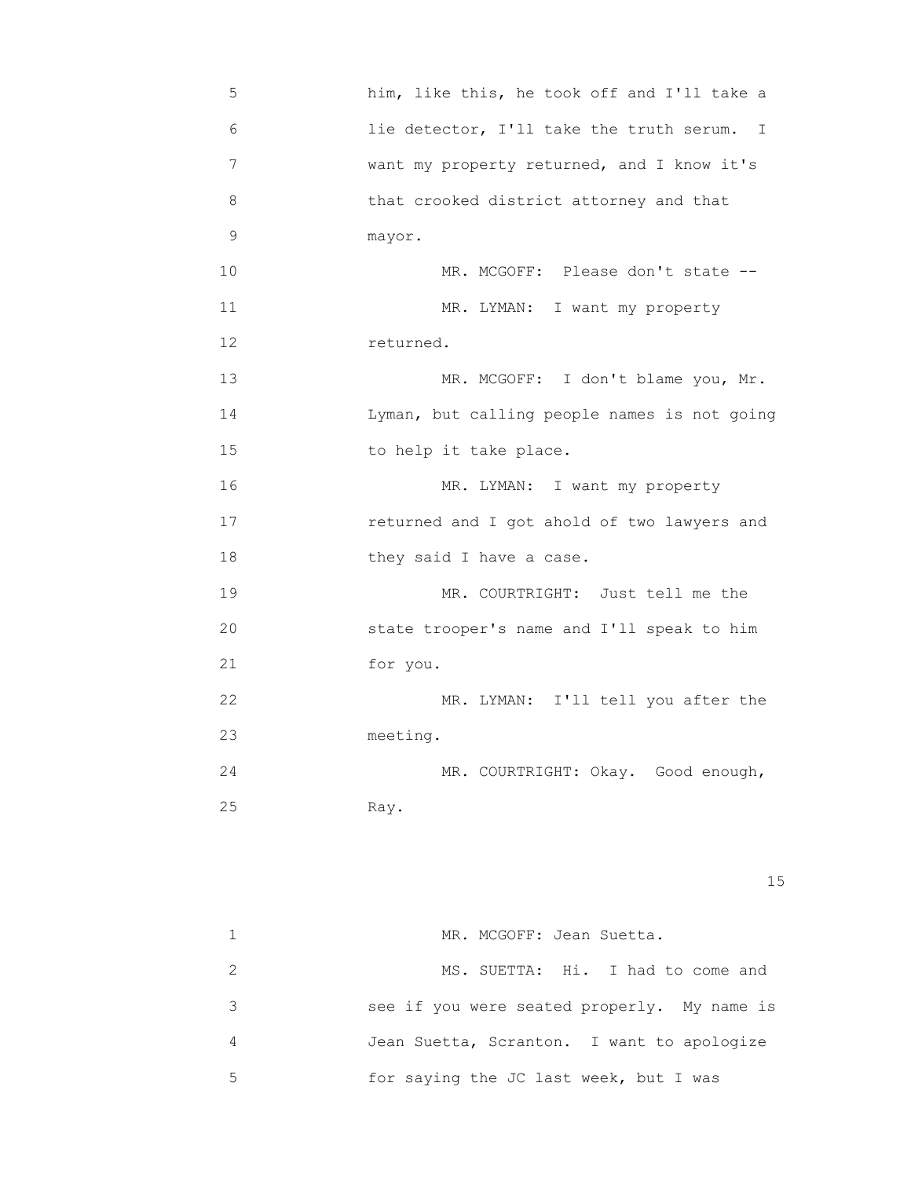5 him, like this, he took off and I'll take a
6 lie detector, I'll take the truth serum. I
7 want my property returned, and I know it's
8 that crooked district attorney and that
9 mayor.
10 MR. MCGOFF: Please don't state --
11 MR. LYMAN: I want my property
12 returned.
13 MR. MCGOFF: I don't blame you, Mr.
14 Lyman, but calling people names is not going
15 to help it take place.
16 MR. LYMAN: I want my property
17 returned and I got ahold of two lawyers and
18 they said I have a case.
19 MR. COURTRIGHT: Just tell me the
20 state trooper's name and I'll speak to him
21 for you.
22 MR. LYMAN: I'll tell you after the
23 meeting.
24 MR. COURTRIGHT: Okay. Good enough,
25 Ray.

1 MR. MCGOFF: Jean Suetta.
2 MS. SUETTA: Hi. I had to come and
3 see if you were seated properly. My name is
4 Jean Suetta, Scranton. I want to apologize
5 for saying the JC last week, but I was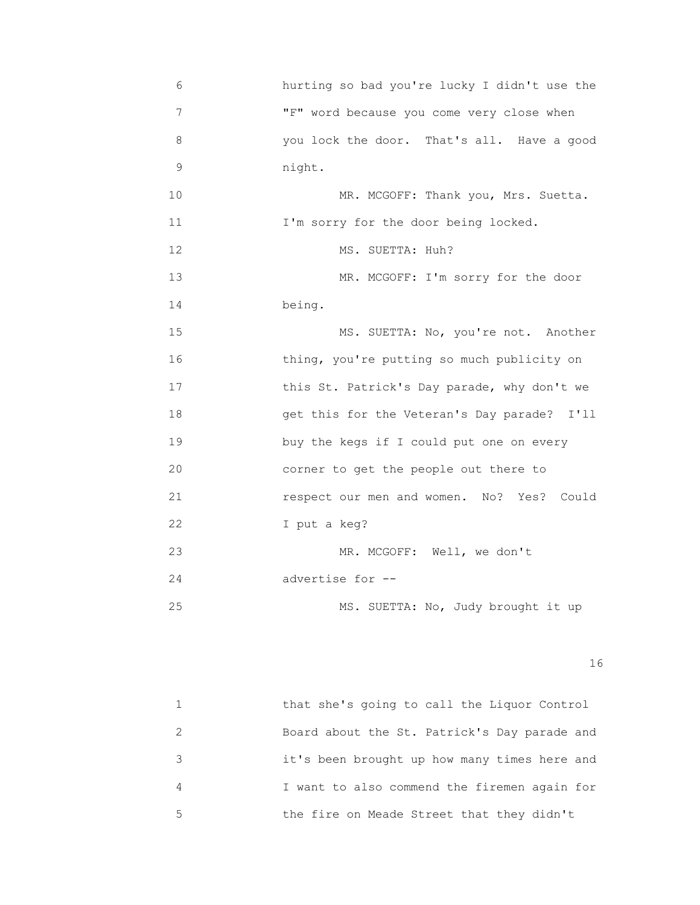hurting so bad you're lucky I didn't use the "F" word because you come very close when you lock the door. That's all. Have a good night.

MR. MCGOFF: Thank you, Mrs. Suetta. I'm sorry for the door being locked.

MS. SUETTA: Huh?

MR. MCGOFF: I'm sorry for the door being.

MS. SUETTA: No, you're not. Another thing, you're putting so much publicity on this St. Patrick's Day parade, why don't we get this for the Veteran's Day parade? I'll buy the kegs if I could put one on every corner to get the people out there to respect our men and women. No? Yes? Could I put a keg?

MR. MCGOFF: Well, we don't advertise for --

MS. SUETTA: No, Judy brought it up that she's going to call the Liquor Control Board about the St. Patrick's Day parade and it's been brought up how many times here and I want to also commend the firemen again for the fire on Meade Street that they didn't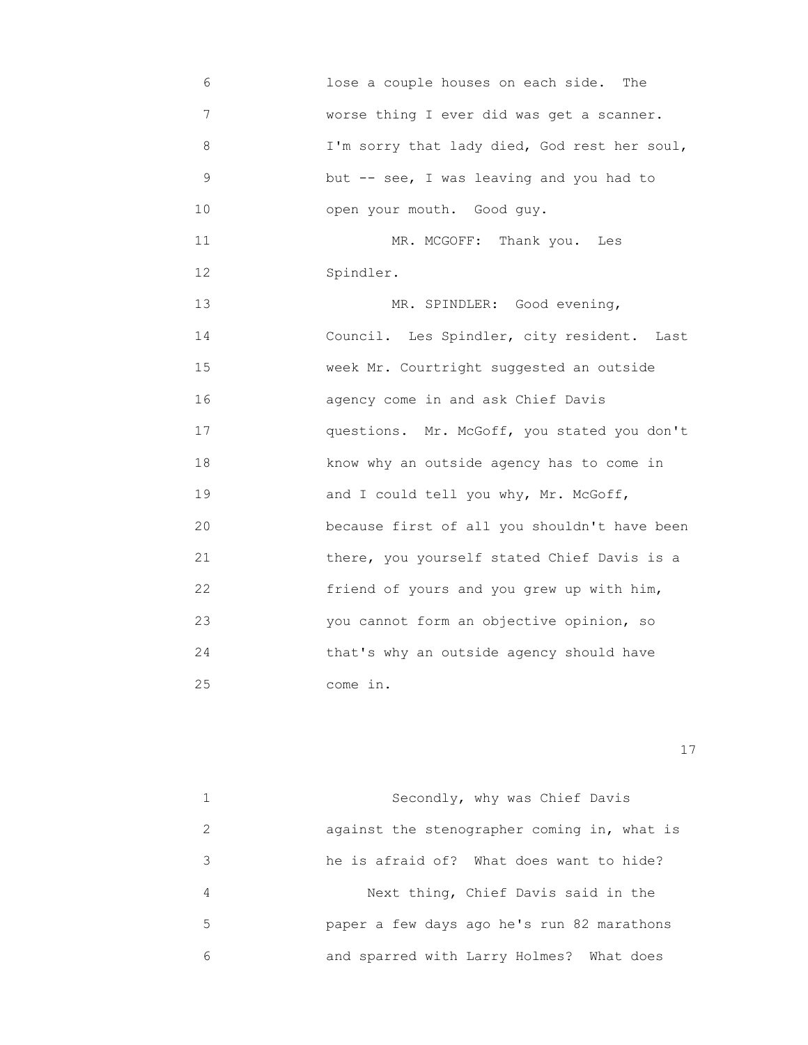lose a couple houses on each side. The worse thing I ever did was get a scanner. I'm sorry that lady died, God rest her soul, but -- see, I was leaving and you had to open your mouth. Good guy.

MR. MCGOFF: Thank you. Les Spindler.

MR. SPINDLER: Good evening, Council. Les Spindler, city resident. Last week Mr. Courtright suggested an outside agency come in and ask Chief Davis questions. Mr. McGoff, you stated you don't know why an outside agency has to come in and I could tell you why, Mr. McGoff, because first of all you shouldn't have been there, you yourself stated Chief Davis is a friend of yours and you grew up with him, you cannot form an objective opinion, so that's why an outside agency should have come in.

Secondly, why was Chief Davis against the stenographer coming in, what is he is afraid of? What does want to hide?

Next thing, Chief Davis said in the paper a few days ago he's run 82 marathons and sparred with Larry Holmes? What does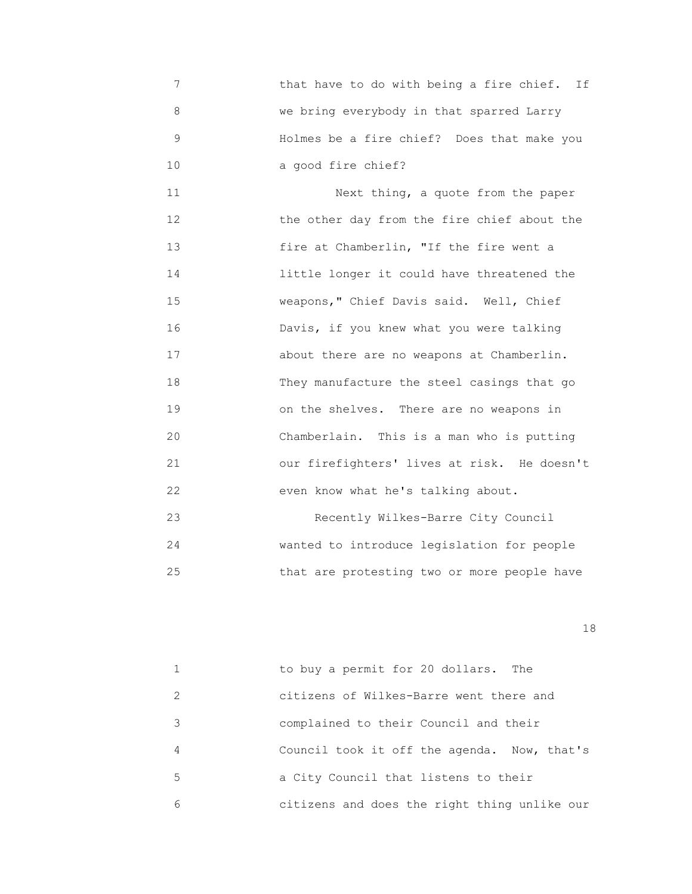that have to do with being a fire chief. If we bring everybody in that sparred Larry Holmes be a fire chief? Does that make you a good fire chief?

Next thing, a quote from the paper the other day from the fire chief about the fire at Chamberlin, "If the fire went a little longer it could have threatened the weapons," Chief Davis said. Well, Chief Davis, if you knew what you were talking about there are no weapons at Chamberlin. They manufacture the steel casings that go on the shelves. There are no weapons in Chamberlain. This is a man who is putting our firefighters' lives at risk. He doesn't even know what he's talking about.

Recently Wilkes-Barre City Council wanted to introduce legislation for people that are protesting two or more people have to buy a permit for 20 dollars. The citizens of Wilkes-Barre went there and complained to their Council and their Council took it off the agenda. Now, that's a City Council that listens to their citizens and does the right thing unlike our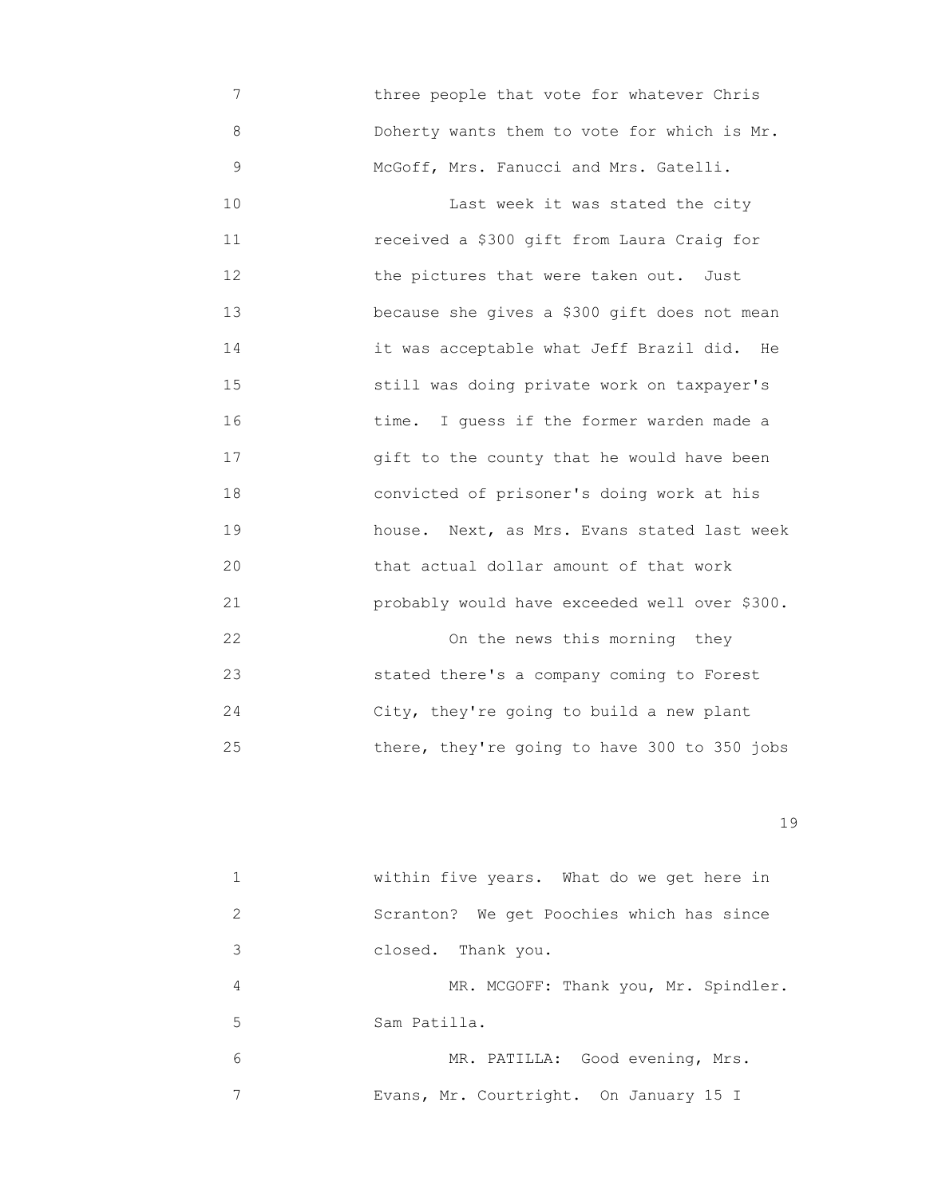7 three people that vote for whatever Chris
8 Doherty wants them to vote for which is Mr.
9 McGoff, Mrs. Fanucci and Mrs. Gatelli.
10 Last week it was stated the city
11 received a $300 gift from Laura Craig for
12 the pictures that were taken out. Just
13 because she gives a $300 gift does not mean
14 it was acceptable what Jeff Brazil did. He
15 still was doing private work on taxpayer's
16 time. I guess if the former warden made a
17 gift to the county that he would have been
18 convicted of prisoner's doing work at his
19 house. Next, as Mrs. Evans stated last week
20 that actual dollar amount of that work
21 probably would have exceeded well over $300.
22 On the news this morning they
23 stated there's a company coming to Forest
24 City, they're going to build a new plant
25 there, they're going to have 300 to 350 jobs

1 within five years. What do we get here in
2 Scranton? We get Poochies which has since
3 closed. Thank you.
4 MR. MCGOFF: Thank you, Mr. Spindler.
5 Sam Patilla.
6 MR. PATILLA: Good evening, Mrs.
7 Evans, Mr. Courtright. On January 15 I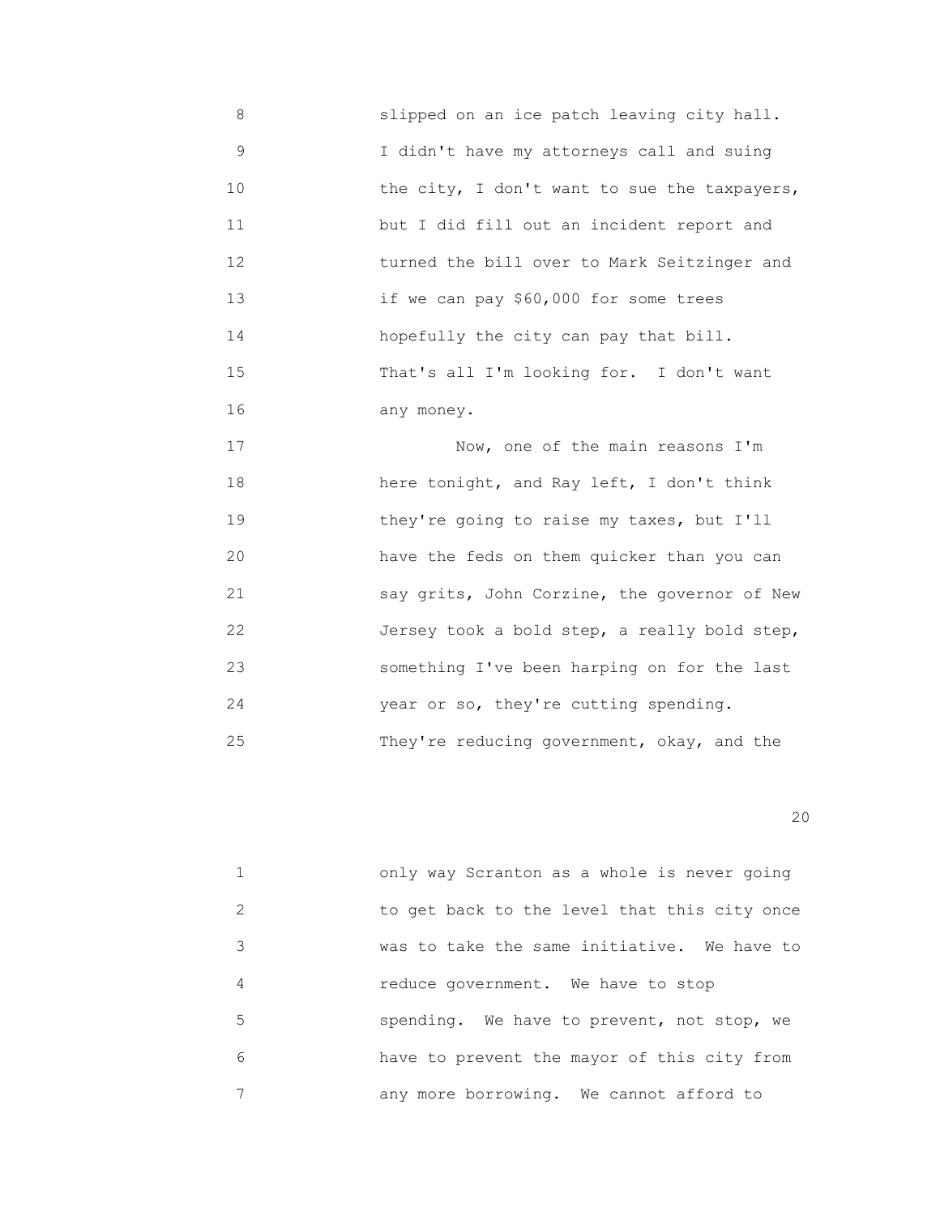slipped on an ice patch leaving city hall. I didn't have my attorneys call and suing the city, I don't want to sue the taxpayers, but I did fill out an incident report and turned the bill over to Mark Seitzinger and if we can pay $60,000 for some trees hopefully the city can pay that bill. That's all I'm looking for. I don't want any money.

Now, one of the main reasons I'm here tonight, and Ray left, I don't think they're going to raise my taxes, but I'll have the feds on them quicker than you can say grits, John Corzine, the governor of New Jersey took a bold step, a really bold step, something I've been harping on for the last year or so, they're cutting spending. They're reducing government, okay, and the only way Scranton as a whole is never going to get back to the level that this city once was to take the same initiative. We have to reduce government. We have to stop spending. We have to prevent, not stop, we have to prevent the mayor of this city from any more borrowing. We cannot afford to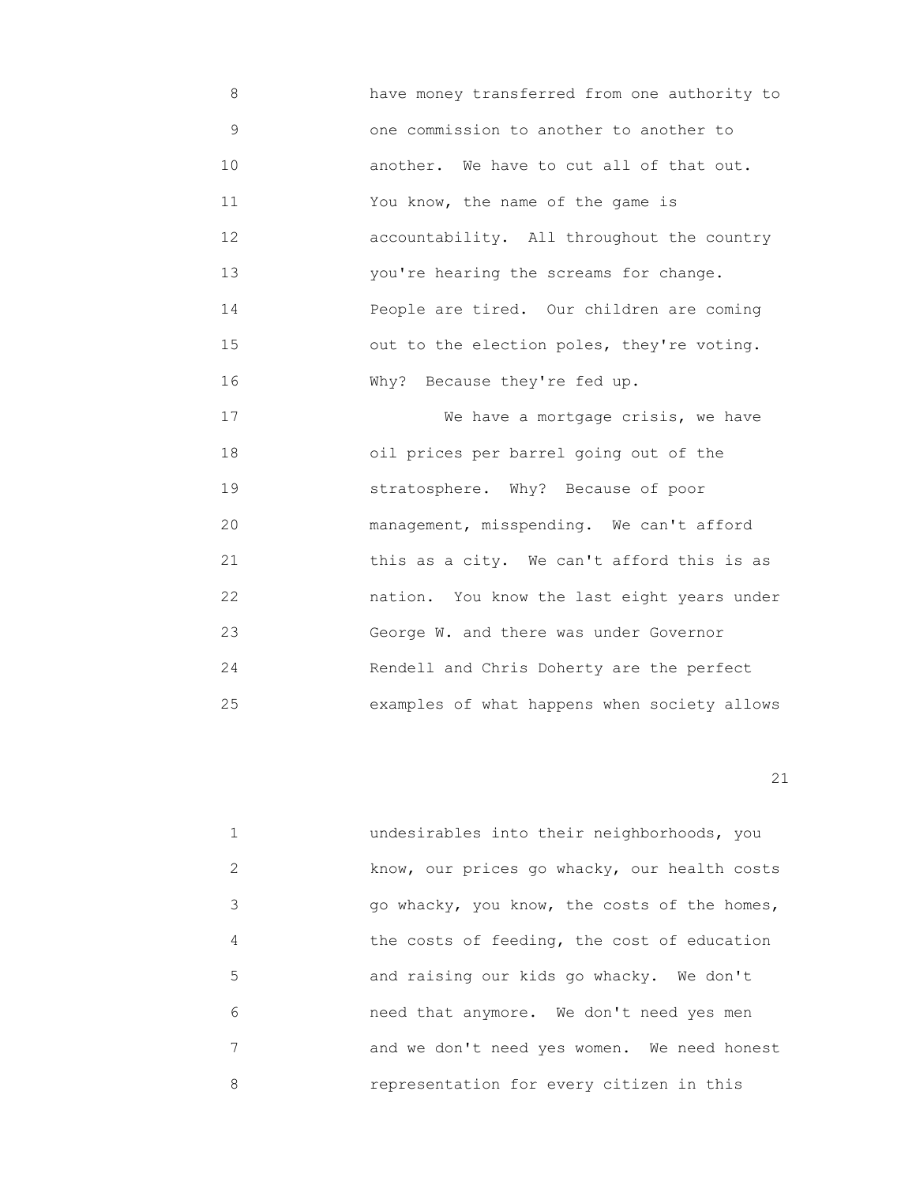have money transferred from one authority to one commission to another to another to another. We have to cut all of that out. You know, the name of the game is accountability. All throughout the country you're hearing the screams for change. People are tired. Our children are coming out to the election poles, they're voting. Why? Because they're fed up.

We have a mortgage crisis, we have oil prices per barrel going out of the stratosphere. Why? Because of poor management, misspending. We can't afford this as a city. We can't afford this is as nation. You know the last eight years under George W. and there was under Governor Rendell and Chris Doherty are the perfect examples of what happens when society allows undesirables into their neighborhoods, you know, our prices go whacky, our health costs go whacky, you know, the costs of the homes, the costs of feeding, the cost of education and raising our kids go whacky. We don't need that anymore. We don't need yes men and we don't need yes women. We need honest representation for every citizen in this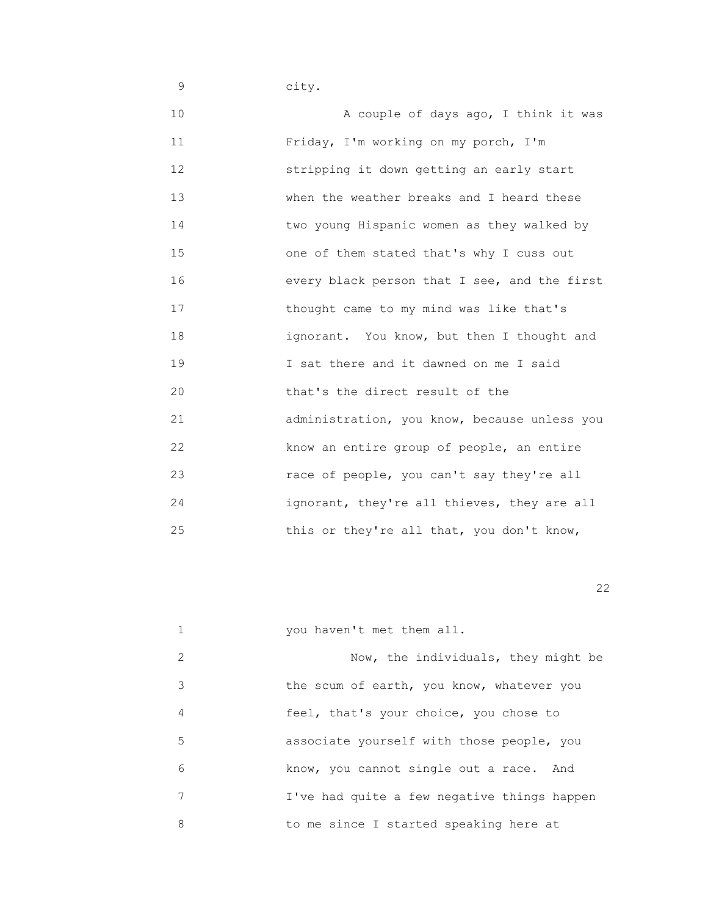city.

A couple of days ago, I think it was Friday, I'm working on my porch, I'm stripping it down getting an early start when the weather breaks and I heard these two young Hispanic women as they walked by one of them stated that's why I cuss out every black person that I see, and the first thought came to my mind was like that's ignorant. You know, but then I thought and I sat there and it dawned on me I said that's the direct result of the administration, you know, because unless you know an entire group of people, an entire race of people, you can't say they're all ignorant, they're all thieves, they are all this or they're all that, you don't know, you haven't met them all.

Now, the individuals, they might be the scum of earth, you know, whatever you feel, that's your choice, you chose to associate yourself with those people, you know, you cannot single out a race. And I've had quite a few negative things happen to me since I started speaking here at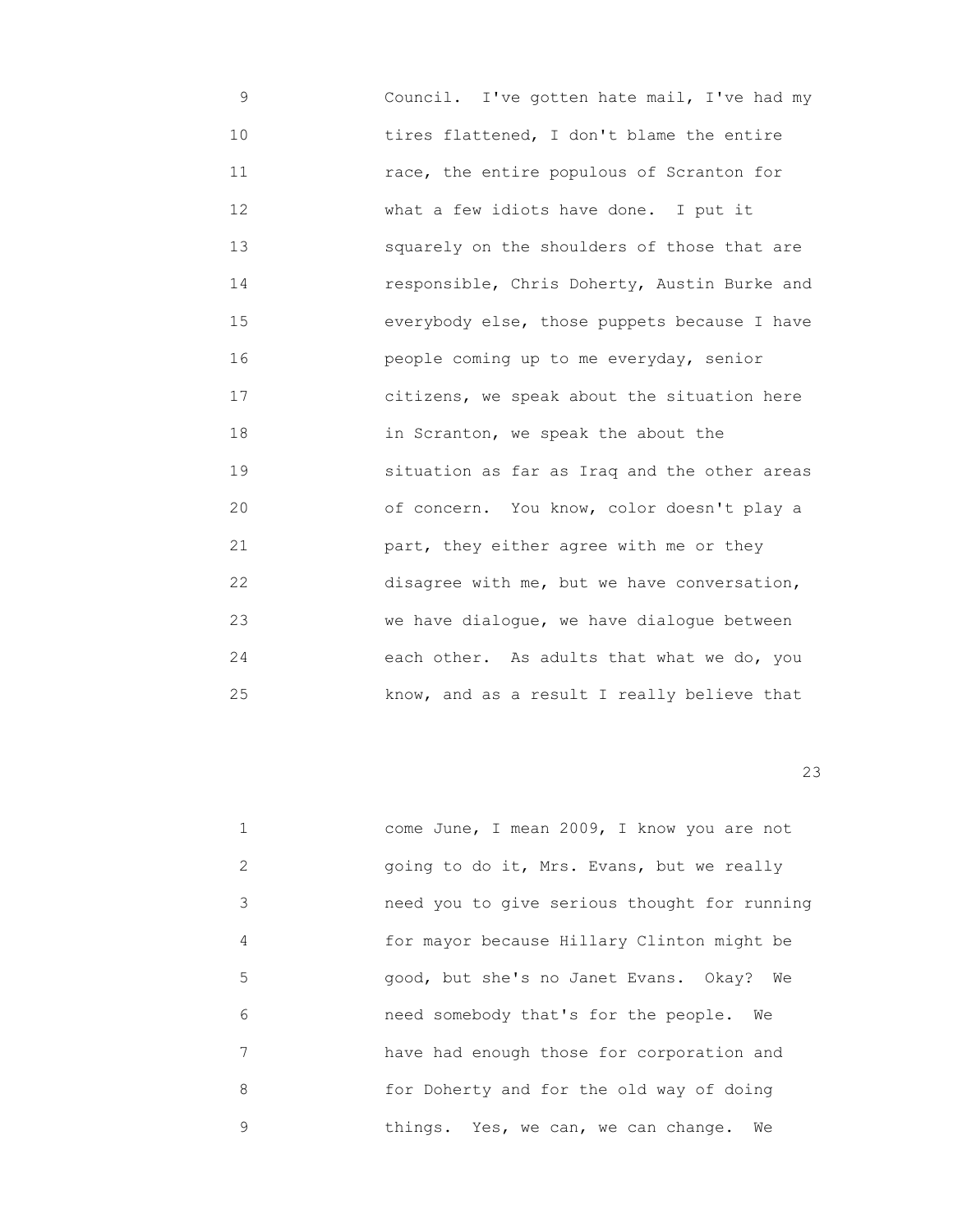9 Council. I've gotten hate mail, I've had my
10 tires flattened, I don't blame the entire
11 race, the entire populous of Scranton for
12 what a few idiots have done. I put it
13 squarely on the shoulders of those that are
14 responsible, Chris Doherty, Austin Burke and
15 everybody else, those puppets because I have
16 people coming up to me everyday, senior
17 citizens, we speak about the situation here
18 in Scranton, we speak the about the
19 situation as far as Iraq and the other areas
20 of concern. You know, color doesn't play a
21 part, they either agree with me or they
22 disagree with me, but we have conversation,
23 we have dialogue, we have dialogue between
24 each other. As adults that what we do, you
25 know, and as a result I really believe that

23

1 come June, I mean 2009, I know you are not
2 going to do it, Mrs. Evans, but we really
3 need you to give serious thought for running
4 for mayor because Hillary Clinton might be
5 good, but she's no Janet Evans. Okay? We
6 need somebody that's for the people. We
7 have had enough those for corporation and
8 for Doherty and for the old way of doing
9 things. Yes, we can, we can change. We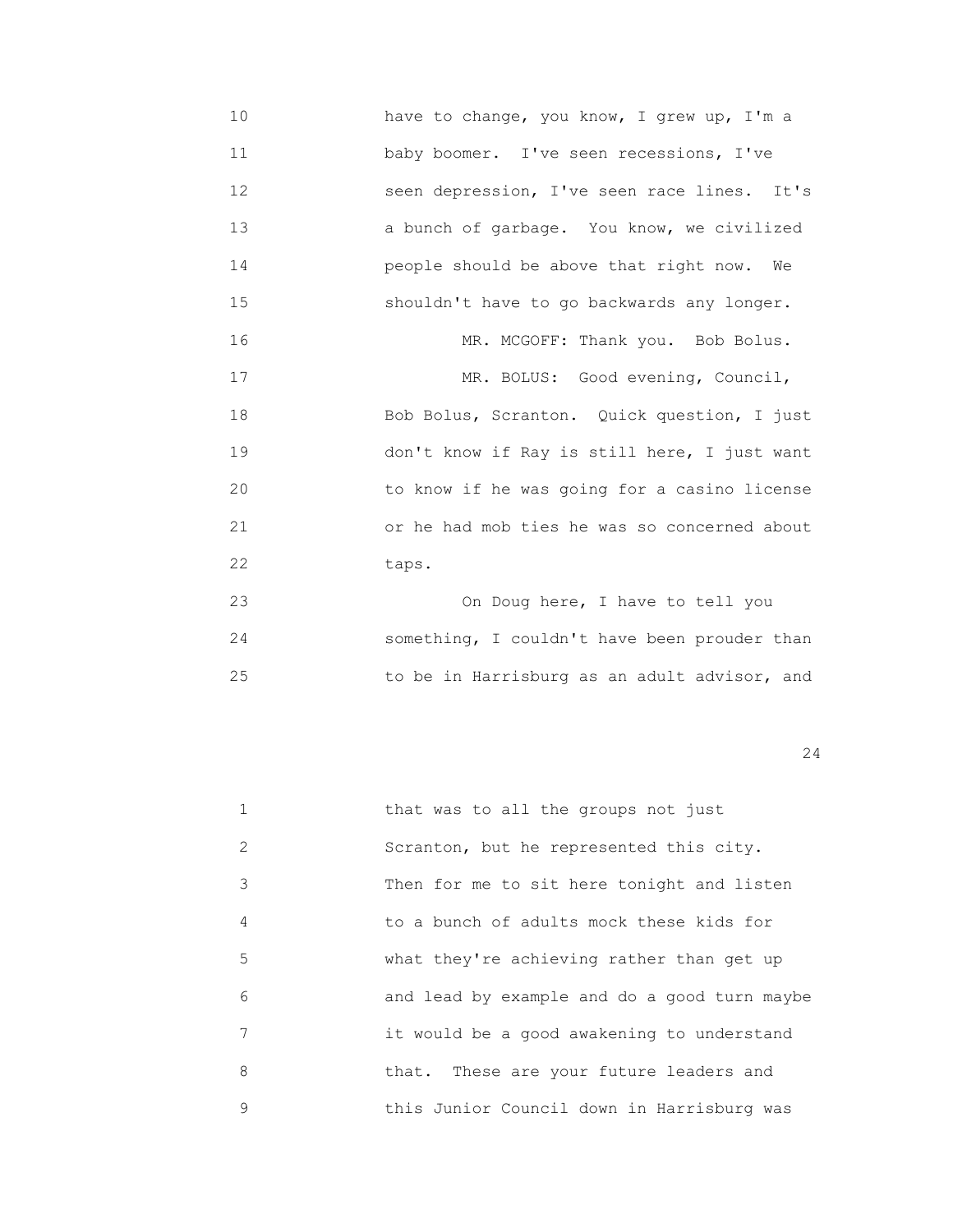10 have to change, you know, I grew up, I'm a
11 baby boomer. I've seen recessions, I've
12 seen depression, I've seen race lines. It's
13 a bunch of garbage. You know, we civilized
14 people should be above that right now. We
15 shouldn't have to go backwards any longer.
16 MR. MCGOFF: Thank you. Bob Bolus.
17 MR. BOLUS: Good evening, Council,
18 Bob Bolus, Scranton. Quick question, I just
19 don't know if Ray is still here, I just want
20 to know if he was going for a casino license
21 or he had mob ties he was so concerned about
22 taps.
23 On Doug here, I have to tell you
24 something, I couldn't have been prouder than
25 to be in Harrisburg as an adult advisor, and

1 that was to all the groups not just
2 Scranton, but he represented this city.
3 Then for me to sit here tonight and listen
4 to a bunch of adults mock these kids for
5 what they're achieving rather than get up
6 and lead by example and do a good turn maybe
7 it would be a good awakening to understand
8 that. These are your future leaders and
9 this Junior Council down in Harrisburg was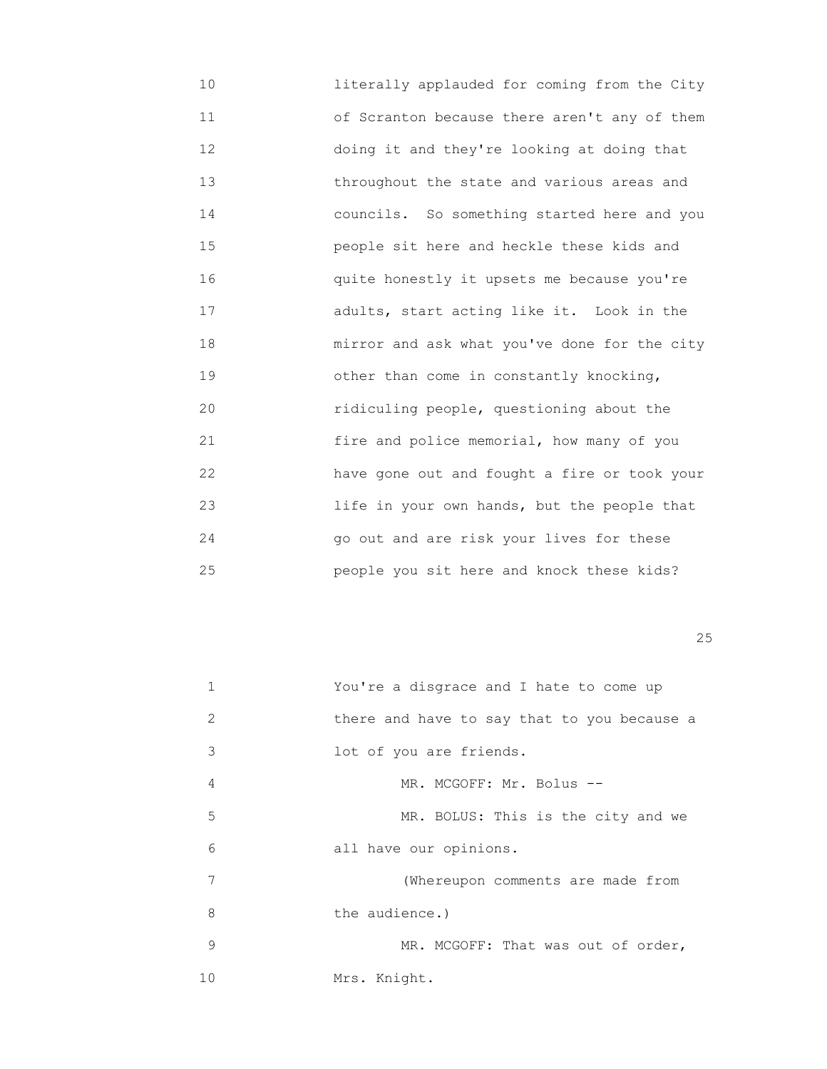10 literally applauded for coming from the City
11 of Scranton because there aren't any of them
12 doing it and they're looking at doing that
13 throughout the state and various areas and
14 councils. So something started here and you
15 people sit here and heckle these kids and
16 quite honestly it upsets me because you're
17 adults, start acting like it. Look in the
18 mirror and ask what you've done for the city
19 other than come in constantly knocking,
20 ridiculing people, questioning about the
21 fire and police memorial, how many of you
22 have gone out and fought a fire or took your
23 life in your own hands, but the people that
24 go out and are risk your lives for these
25 people you sit here and knock these kids?

1 You're a disgrace and I hate to come up
2 there and have to say that to you because a
3 lot of you are friends.
4 MR. MCGOFF: Mr. Bolus --
5 MR. BOLUS: This is the city and we
6 all have our opinions.
7 (Whereupon comments are made from
8 the audience.)
9 MR. MCGOFF: That was out of order,
10 Mrs. Knight.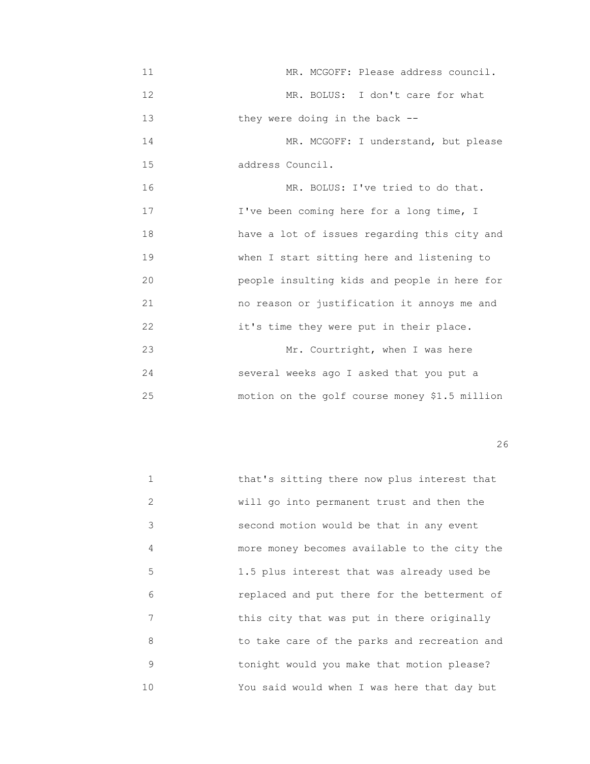11 MR. MCGOFF: Please address council.

12 MR. BOLUS: I don't care for what

13 they were doing in the back --

14 MR. MCGOFF: I understand, but please

15 address Council.

16 MR. BOLUS: I've tried to do that.

17 I've been coming here for a long time, I

18 have a lot of issues regarding this city and

19 when I start sitting here and listening to

20 people insulting kids and people in here for

21 no reason or justification it annoys me and

22 it's time they were put in their place.

23 Mr. Courtright, when I was here

24 several weeks ago I asked that you put a

25 motion on the golf course money $1.5 million

26

1 that's sitting there now plus interest that

2 will go into permanent trust and then the

3 second motion would be that in any event

4 more money becomes available to the city the

5 1.5 plus interest that was already used be

6 replaced and put there for the betterment of

7 this city that was put in there originally

8 to take care of the parks and recreation and

9 tonight would you make that motion please?

10 You said would when I was here that day but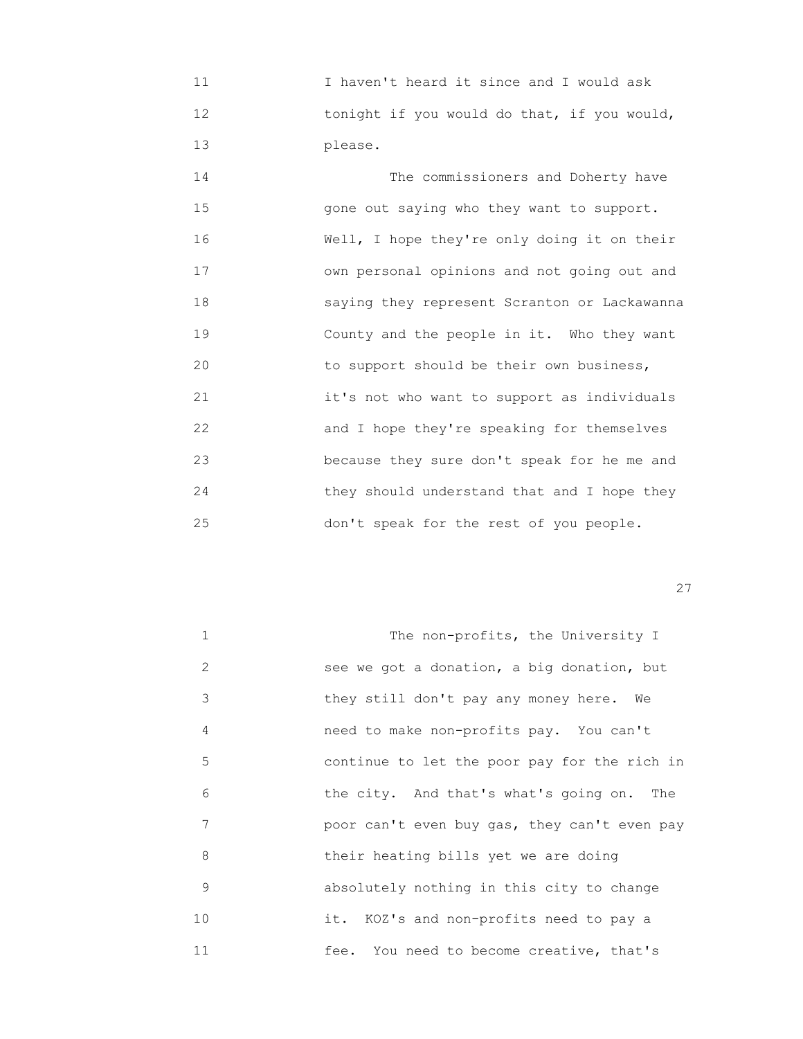I haven't heard it since and I would ask tonight if you would do that, if you would, please.

The commissioners and Doherty have gone out saying who they want to support. Well, I hope they're only doing it on their own personal opinions and not going out and saying they represent Scranton or Lackawanna County and the people in it. Who they want to support should be their own business, it's not who want to support as individuals and I hope they're speaking for themselves because they sure don't speak for he me and they should understand that and I hope they don't speak for the rest of you people.

The non-profits, the University I see we got a donation, a big donation, but they still don't pay any money here. We need to make non-profits pay. You can't continue to let the poor pay for the rich in the city. And that's what's going on. The poor can't even buy gas, they can't even pay their heating bills yet we are doing absolutely nothing in this city to change it. KOZ's and non-profits need to pay a fee. You need to become creative, that's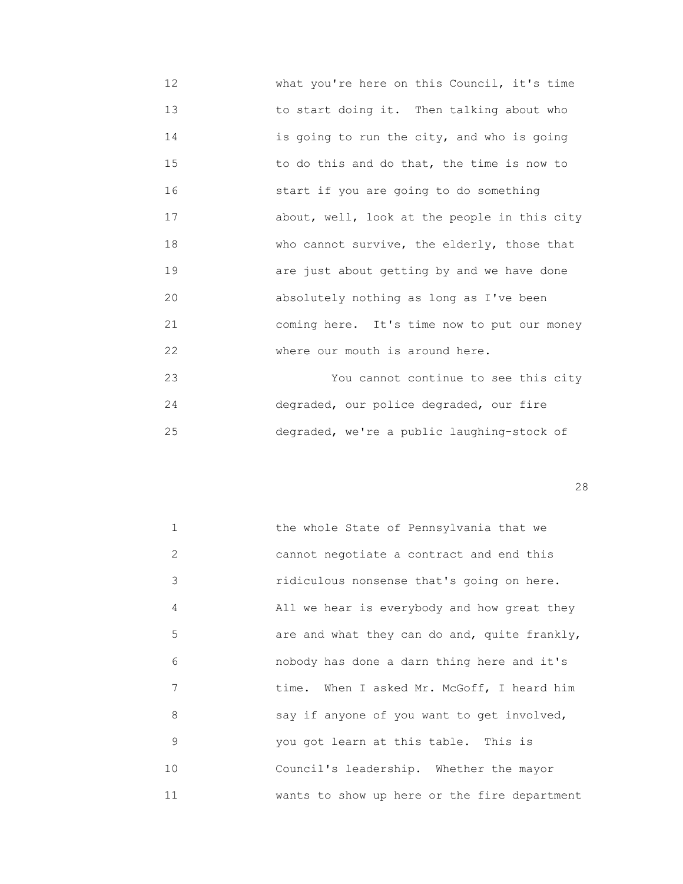12 what you're here on this Council, it's time
13 to start doing it. Then talking about who
14 is going to run the city, and who is going
15 to do this and do that, the time is now to
16 start if you are going to do something
17 about, well, look at the people in this city
18 who cannot survive, the elderly, those that
19 are just about getting by and we have done
20 absolutely nothing as long as I've been
21 coming here. It's time now to put our money
22 where our mouth is around here.
23 You cannot continue to see this city
24 degraded, our police degraded, our fire
25 degraded, we're a public laughing-stock of

1 the whole State of Pennsylvania that we
2 cannot negotiate a contract and end this
3 ridiculous nonsense that's going on here.
4 All we hear is everybody and how great they
5 are and what they can do and, quite frankly,
6 nobody has done a darn thing here and it's
7 time. When I asked Mr. McGoff, I heard him
8 say if anyone of you want to get involved,
9 you got learn at this table. This is
10 Council's leadership. Whether the mayor
11 wants to show up here or the fire department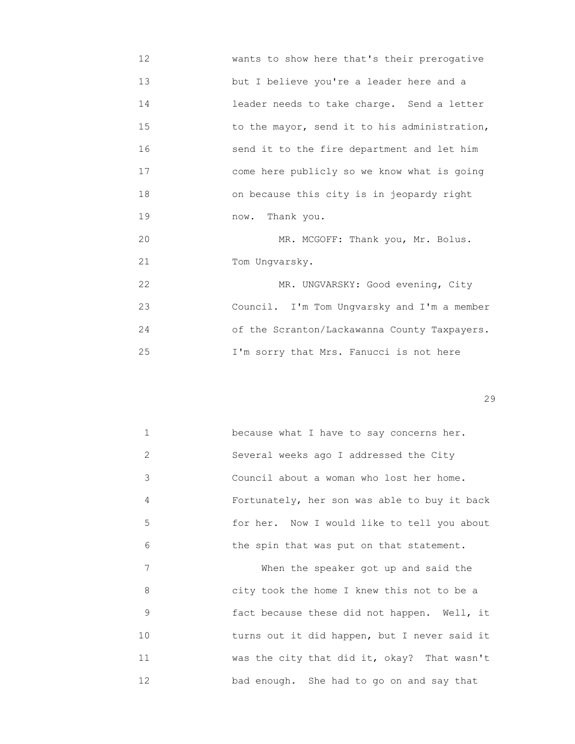12 wants to show here that's their prerogative
13 but I believe you're a leader here and a
14 leader needs to take charge. Send a letter
15 to the mayor, send it to his administration,
16 send it to the fire department and let him
17 come here publicly so we know what is going
18 on because this city is in jeopardy right
19 now. Thank you.
20 MR. MCGOFF: Thank you, Mr. Bolus.
21 Tom Ungvarsky.
22 MR. UNGVARSKY: Good evening, City
23 Council. I'm Tom Ungvarsky and I'm a member
24 of the Scranton/Lackawanna County Taxpayers.
25 I'm sorry that Mrs. Fanucci is not here

1 because what I have to say concerns her.
2 Several weeks ago I addressed the City
3 Council about a woman who lost her home.
4 Fortunately, her son was able to buy it back
5 for her. Now I would like to tell you about
6 the spin that was put on that statement.
7 When the speaker got up and said the
8 city took the home I knew this not to be a
9 fact because these did not happen. Well, it
10 turns out it did happen, but I never said it
11 was the city that did it, okay? That wasn't
12 bad enough. She had to go on and say that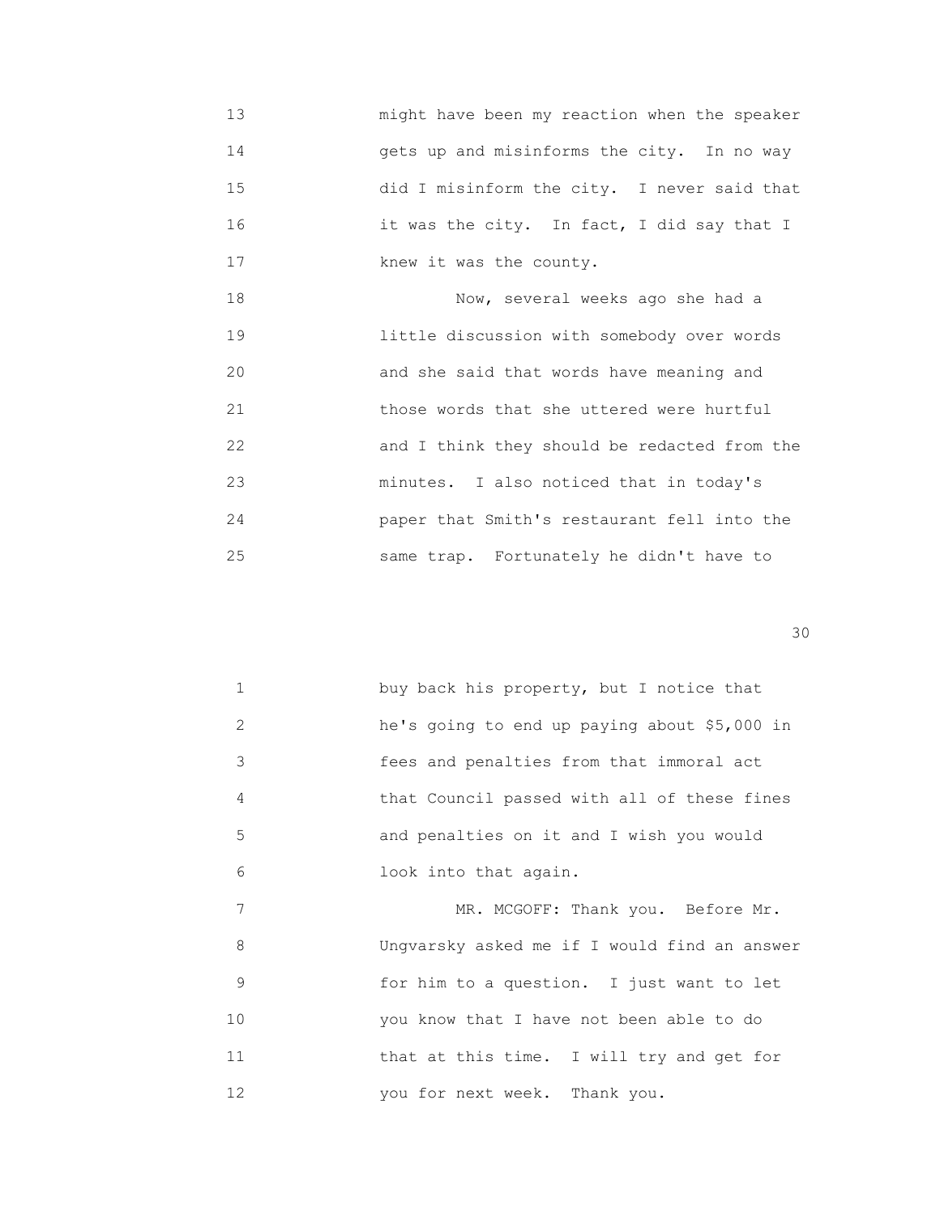13 might have been my reaction when the speaker
14 gets up and misinforms the city. In no way
15 did I misinform the city. I never said that
16 it was the city. In fact, I did say that I
17 knew it was the county.

18 Now, several weeks ago she had a
19 little discussion with somebody over words
20 and she said that words have meaning and
21 those words that she uttered were hurtful
22 and I think they should be redacted from the
23 minutes. I also noticed that in today's
24 paper that Smith's restaurant fell into the
25 same trap. Fortunately he didn't have to

1 buy back his property, but I notice that
2 he's going to end up paying about $5,000 in
3 fees and penalties from that immoral act
4 that Council passed with all of these fines
5 and penalties on it and I wish you would
6 look into that again.

7 MR. MCGOFF: Thank you. Before Mr.
8 Ungvarsky asked me if I would find an answer
9 for him to a question. I just want to let
10 you know that I have not been able to do
11 that at this time. I will try and get for
12 you for next week. Thank you.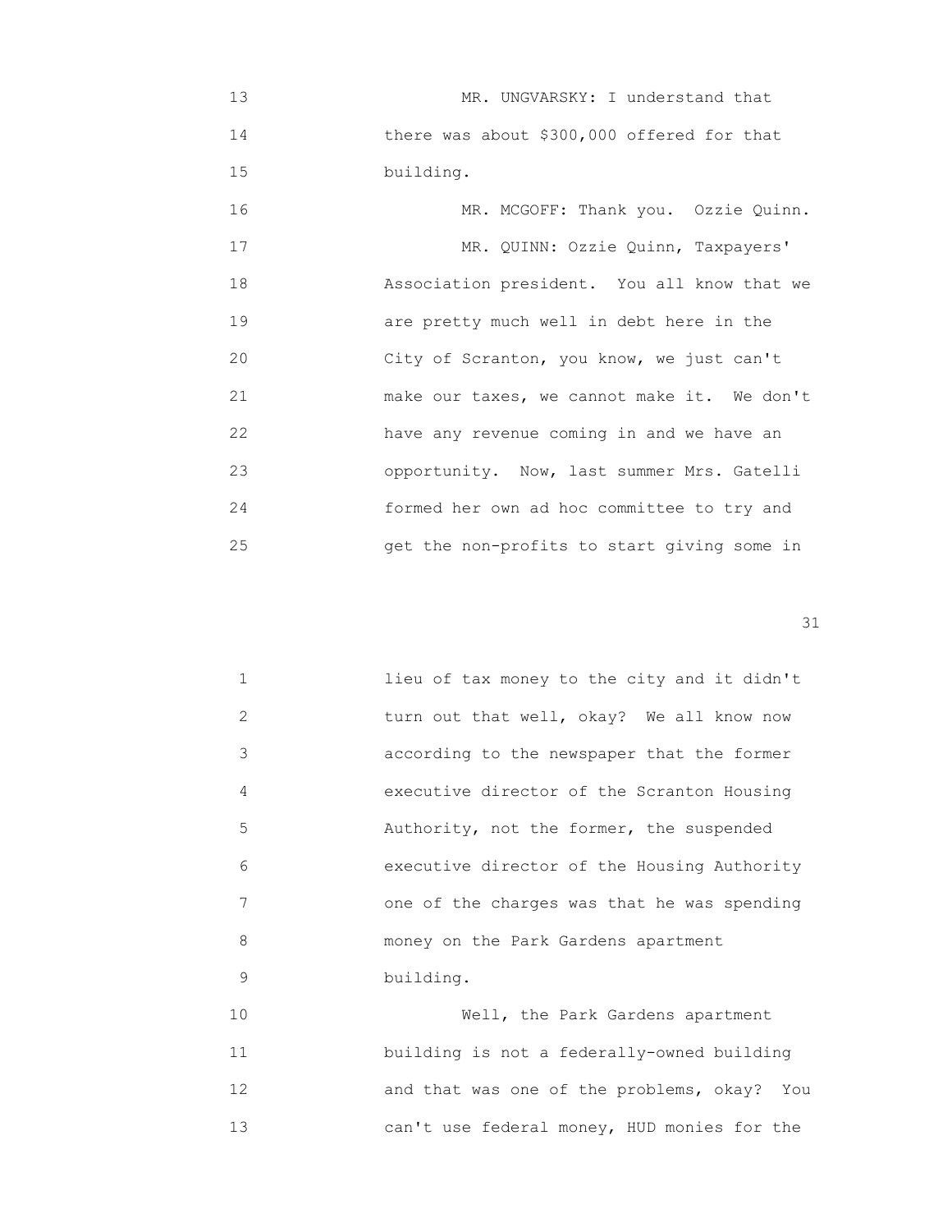13 MR. UNGVARSKY: I understand that
14 there was about $300,000 offered for that
15 building.
16 MR. MCGOFF: Thank you. Ozzie Quinn.
17 MR. QUINN: Ozzie Quinn, Taxpayers'
18 Association president. You all know that we
19 are pretty much well in debt here in the
20 City of Scranton, you know, we just can't
21 make our taxes, we cannot make it. We don't
22 have any revenue coming in and we have an
23 opportunity. Now, last summer Mrs. Gatelli
24 formed her own ad hoc committee to try and
25 get the non-profits to start giving some in

1 lieu of tax money to the city and it didn't
2 turn out that well, okay? We all know now
3 according to the newspaper that the former
4 executive director of the Scranton Housing
5 Authority, not the former, the suspended
6 executive director of the Housing Authority
7 one of the charges was that he was spending
8 money on the Park Gardens apartment
9 building.
10 Well, the Park Gardens apartment
11 building is not a federally-owned building
12 and that was one of the problems, okay? You
13 can't use federal money, HUD monies for the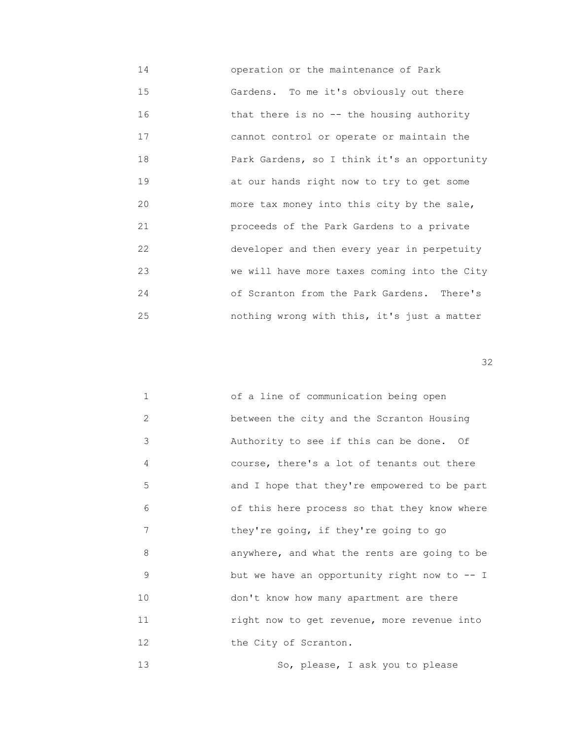14 operation or the maintenance of Park
15 Gardens. To me it's obviously out there
16 that there is no -- the housing authority
17 cannot control or operate or maintain the
18 Park Gardens, so I think it's an opportunity
19 at our hands right now to try to get some
20 more tax money into this city by the sale,
21 proceeds of the Park Gardens to a private
22 developer and then every year in perpetuity
23 we will have more taxes coming into the City
24 of Scranton from the Park Gardens. There's
25 nothing wrong with this, it's just a matter

1 of a line of communication being open
2 between the city and the Scranton Housing
3 Authority to see if this can be done. Of
4 course, there's a lot of tenants out there
5 and I hope that they're empowered to be part
6 of this here process so that they know where
7 they're going, if they're going to go
8 anywhere, and what the rents are going to be
9 but we have an opportunity right now to -- I
10 don't know how many apartment are there
11 right now to get revenue, more revenue into
12 the City of Scranton.
13 So, please, I ask you to please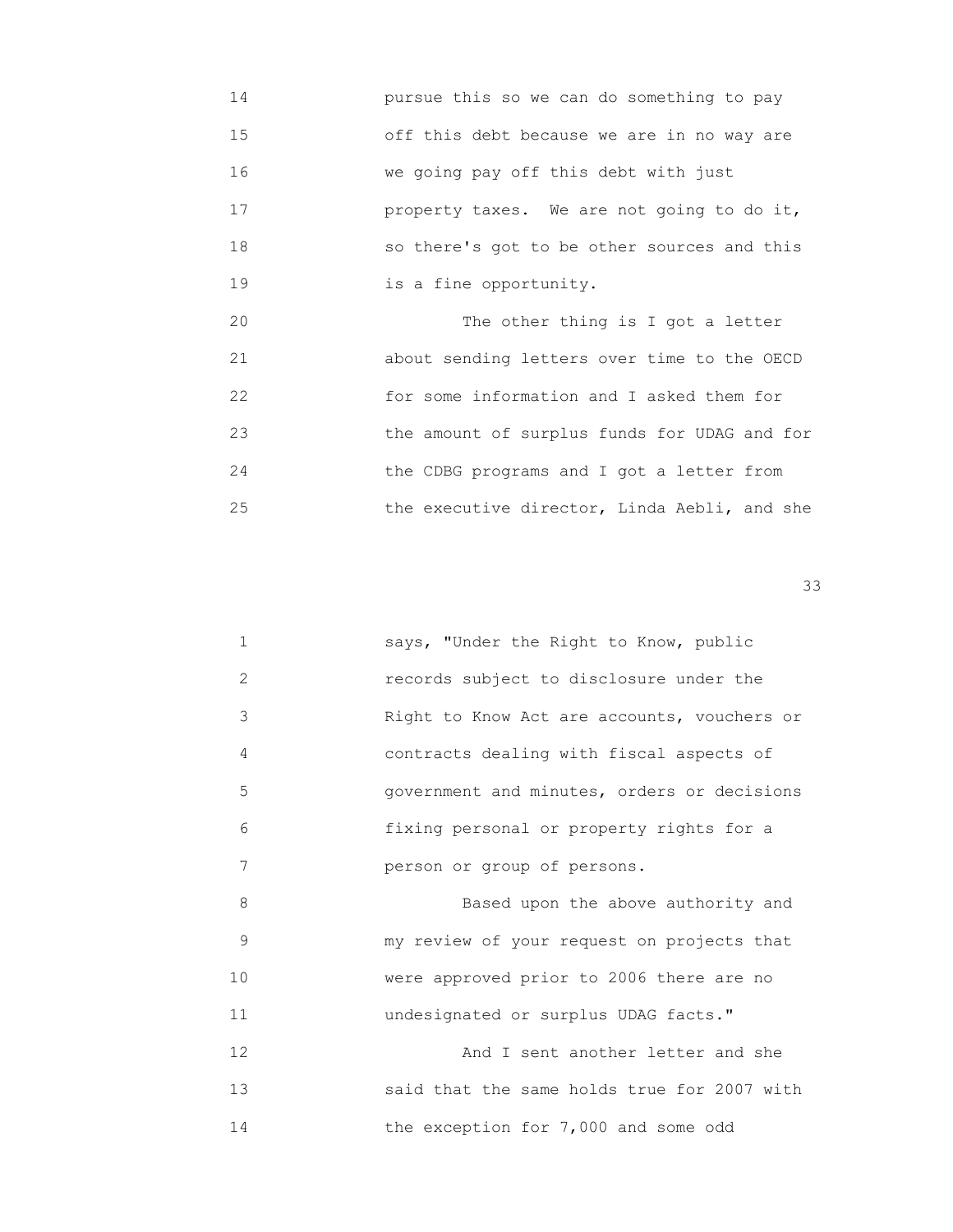14 pursue this so we can do something to pay
15 off this debt because we are in no way are
16 we going pay off this debt with just
17 property taxes. We are not going to do it,
18 so there's got to be other sources and this
19 is a fine opportunity.
20 The other thing is I got a letter
21 about sending letters over time to the OECD
22 for some information and I asked them for
23 the amount of surplus funds for UDAG and for
24 the CDBG programs and I got a letter from
25 the executive director, Linda Aebli, and she

1 says, "Under the Right to Know, public
2 records subject to disclosure under the
3 Right to Know Act are accounts, vouchers or
4 contracts dealing with fiscal aspects of
5 government and minutes, orders or decisions
6 fixing personal or property rights for a
7 person or group of persons.
8 Based upon the above authority and
9 my review of your request on projects that
10 were approved prior to 2006 there are no
11 undesignated or surplus UDAG facts."
12 And I sent another letter and she
13 said that the same holds true for 2007 with
14 the exception for 7,000 and some odd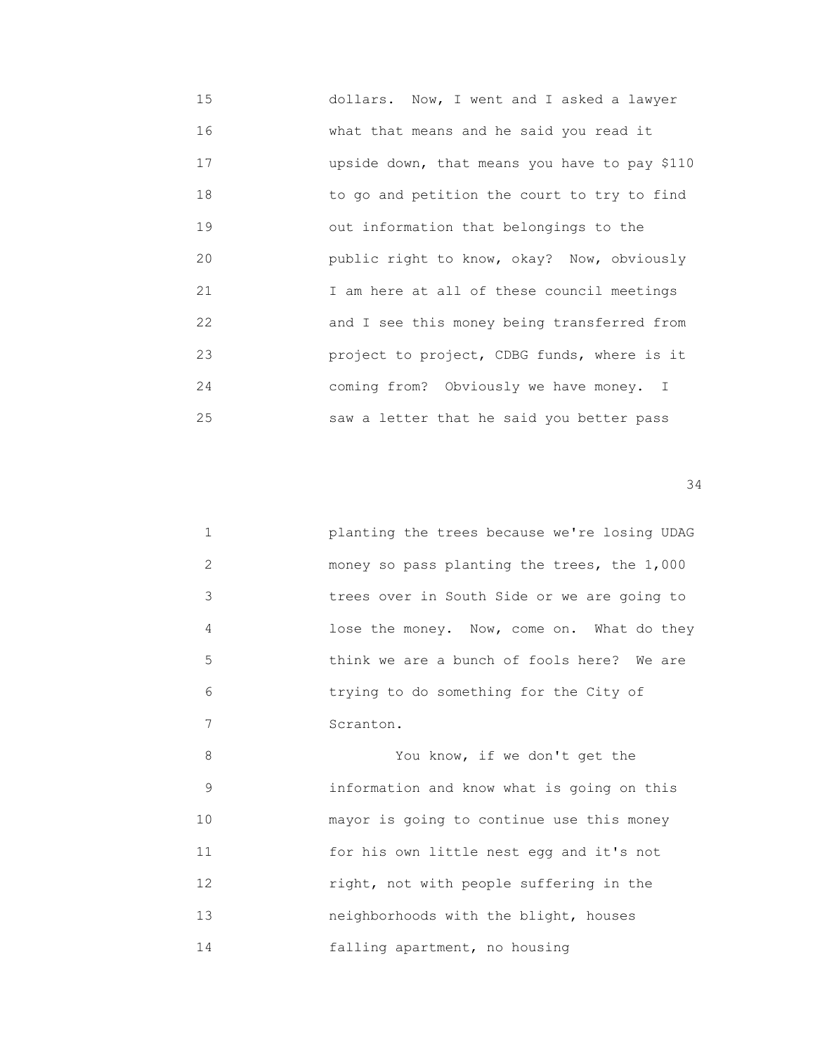15 dollars. Now, I went and I asked a lawyer
16 what that means and he said you read it
17 upside down, that means you have to pay $110
18 to go and petition the court to try to find
19 out information that belongings to the
20 public right to know, okay? Now, obviously
21 I am here at all of these council meetings
22 and I see this money being transferred from
23 project to project, CDBG funds, where is it
24 coming from? Obviously we have money. I
25 saw a letter that he said you better pass

1 planting the trees because we're losing UDAG
2 money so pass planting the trees, the 1,000
3 trees over in South Side or we are going to
4 lose the money. Now, come on. What do they
5 think we are a bunch of fools here? We are
6 trying to do something for the City of
7 Scranton.

8 You know, if we don't get the
9 information and know what is going on this
10 mayor is going to continue use this money
11 for his own little nest egg and it's not
12 right, not with people suffering in the
13 neighborhoods with the blight, houses
14 falling apartment, no housing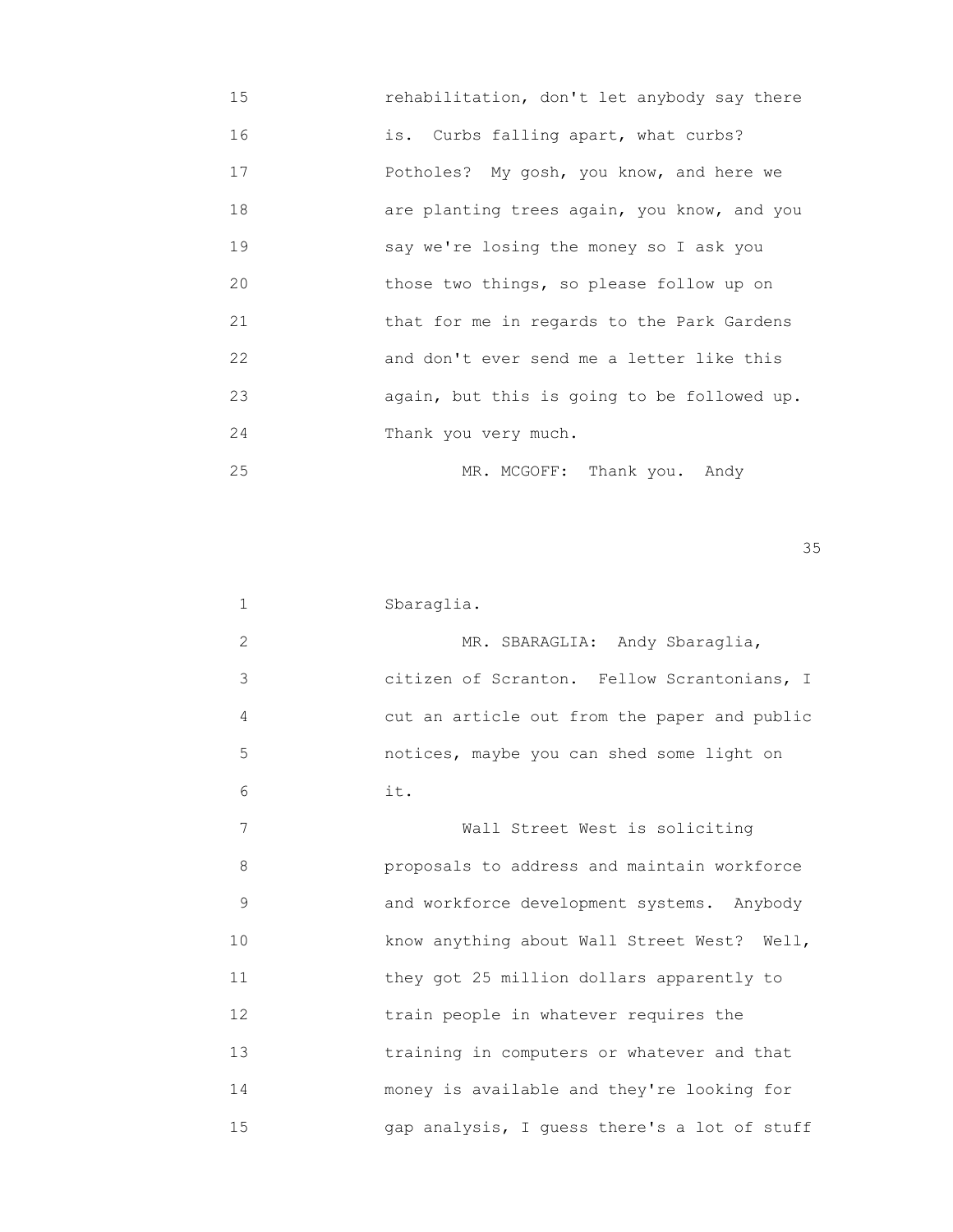15 rehabilitation, don't let anybody say there
16 is. Curbs falling apart, what curbs?
17 Potholes? My gosh, you know, and here we
18 are planting trees again, you know, and you
19 say we're losing the money so I ask you
20 those two things, so please follow up on
21 that for me in regards to the Park Gardens
22 and don't ever send me a letter like this
23 again, but this is going to be followed up.
24 Thank you very much.
25 MR. MCGOFF: Thank you. Andy

1 Sbaraglia.
2 MR. SBARAGLIA: Andy Sbaraglia,
3 citizen of Scranton. Fellow Scrantonians, I
4 cut an article out from the paper and public
5 notices, maybe you can shed some light on
6 it.
7 Wall Street West is soliciting
8 proposals to address and maintain workforce
9 and workforce development systems. Anybody
10 know anything about Wall Street West? Well,
11 they got 25 million dollars apparently to
12 train people in whatever requires the
13 training in computers or whatever and that
14 money is available and they're looking for
15 gap analysis, I guess there's a lot of stuff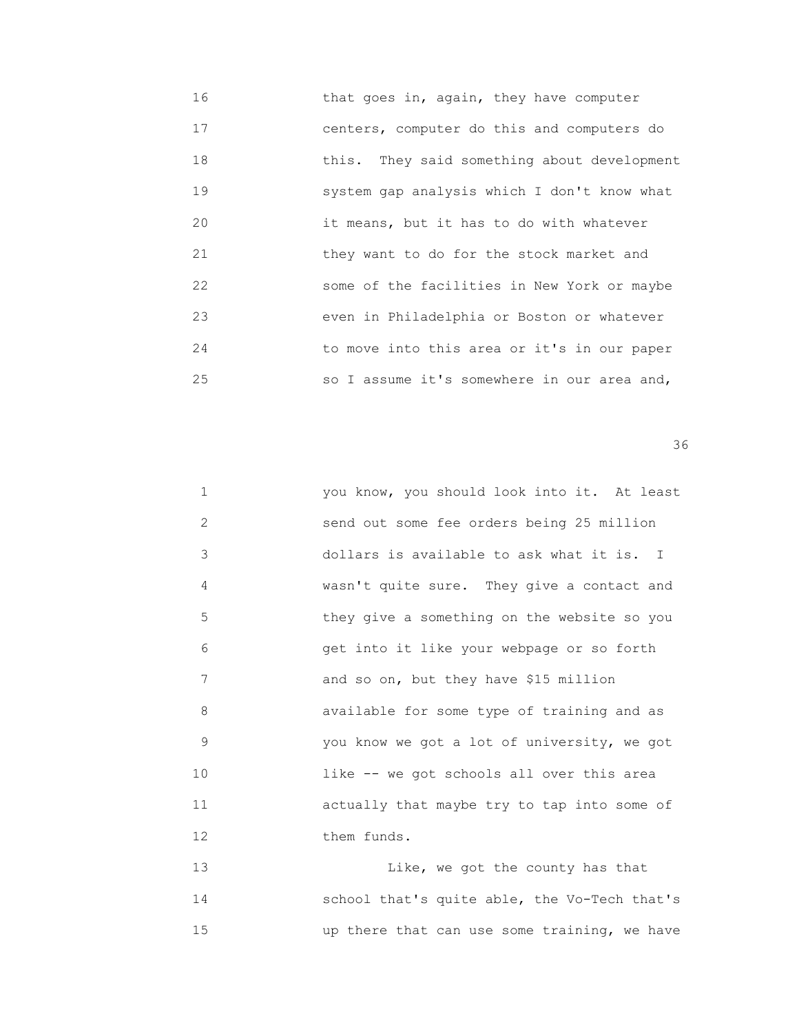16 that goes in, again, they have computer
17 centers, computer do this and computers do
18 this. They said something about development
19 system gap analysis which I don't know what
20 it means, but it has to do with whatever
21 they want to do for the stock market and
22 some of the facilities in New York or maybe
23 even in Philadelphia or Boston or whatever
24 to move into this area or it's in our paper
25 so I assume it's somewhere in our area and,

1 you know, you should look into it. At least
2 send out some fee orders being 25 million
3 dollars is available to ask what it is. I
4 wasn't quite sure. They give a contact and
5 they give a something on the website so you
6 get into it like your webpage or so forth
7 and so on, but they have $15 million
8 available for some type of training and as
9 you know we got a lot of university, we got
10 like -- we got schools all over this area
11 actually that maybe try to tap into some of
12 them funds.
13 Like, we got the county has that
14 school that's quite able, the Vo-Tech that's
15 up there that can use some training, we have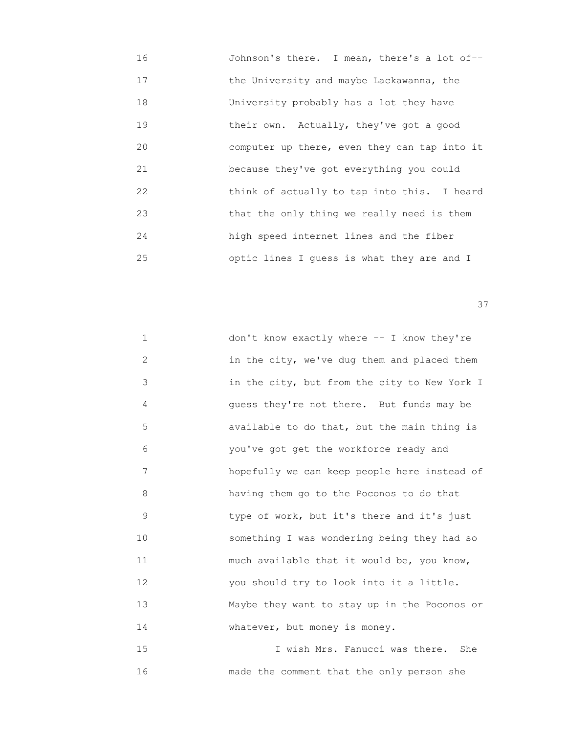16 Johnson's there. I mean, there's a lot of--
17 the University and maybe Lackawanna, the
18 University probably has a lot they have
19 their own. Actually, they've got a good
20 computer up there, even they can tap into it
21 because they've got everything you could
22 think of actually to tap into this. I heard
23 that the only thing we really need is them
24 high speed internet lines and the fiber
25 optic lines I guess is what they are and I

1 don't know exactly where -- I know they're
2 in the city, we've dug them and placed them
3 in the city, but from the city to New York I
4 guess they're not there. But funds may be
5 available to do that, but the main thing is
6 you've got get the workforce ready and
7 hopefully we can keep people here instead of
8 having them go to the Poconos to do that
9 type of work, but it's there and it's just
10 something I was wondering being they had so
11 much available that it would be, you know,
12 you should try to look into it a little.
13 Maybe they want to stay up in the Poconos or
14 whatever, but money is money.
15 I wish Mrs. Fanucci was there. She
16 made the comment that the only person she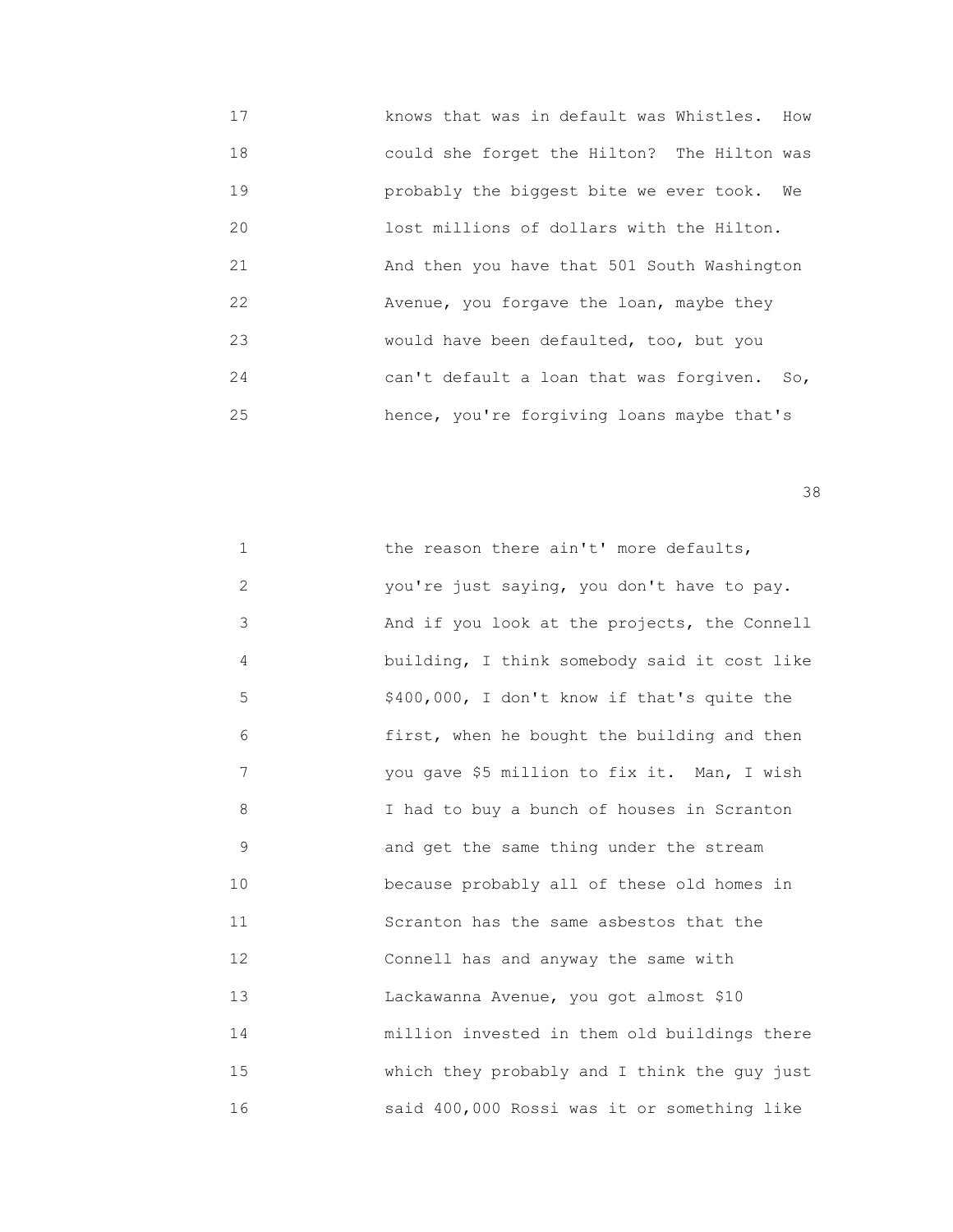17 knows that was in default was Whistles. How
18 could she forget the Hilton? The Hilton was
19 probably the biggest bite we ever took. We
20 lost millions of dollars with the Hilton.
21 And then you have that 501 South Washington
22 Avenue, you forgave the loan, maybe they
23 would have been defaulted, too, but you
24 can't default a loan that was forgiven. So,
25 hence, you're forgiving loans maybe that's

1 the reason there ain't' more defaults,
2 you're just saying, you don't have to pay.
3 And if you look at the projects, the Connell
4 building, I think somebody said it cost like
5 $400,000, I don't know if that's quite the
6 first, when he bought the building and then
7 you gave $5 million to fix it. Man, I wish
8 I had to buy a bunch of houses in Scranton
9 and get the same thing under the stream
10 because probably all of these old homes in
11 Scranton has the same asbestos that the
12 Connell has and anyway the same with
13 Lackawanna Avenue, you got almost $10
14 million invested in them old buildings there
15 which they probably and I think the guy just
16 said 400,000 Rossi was it or something like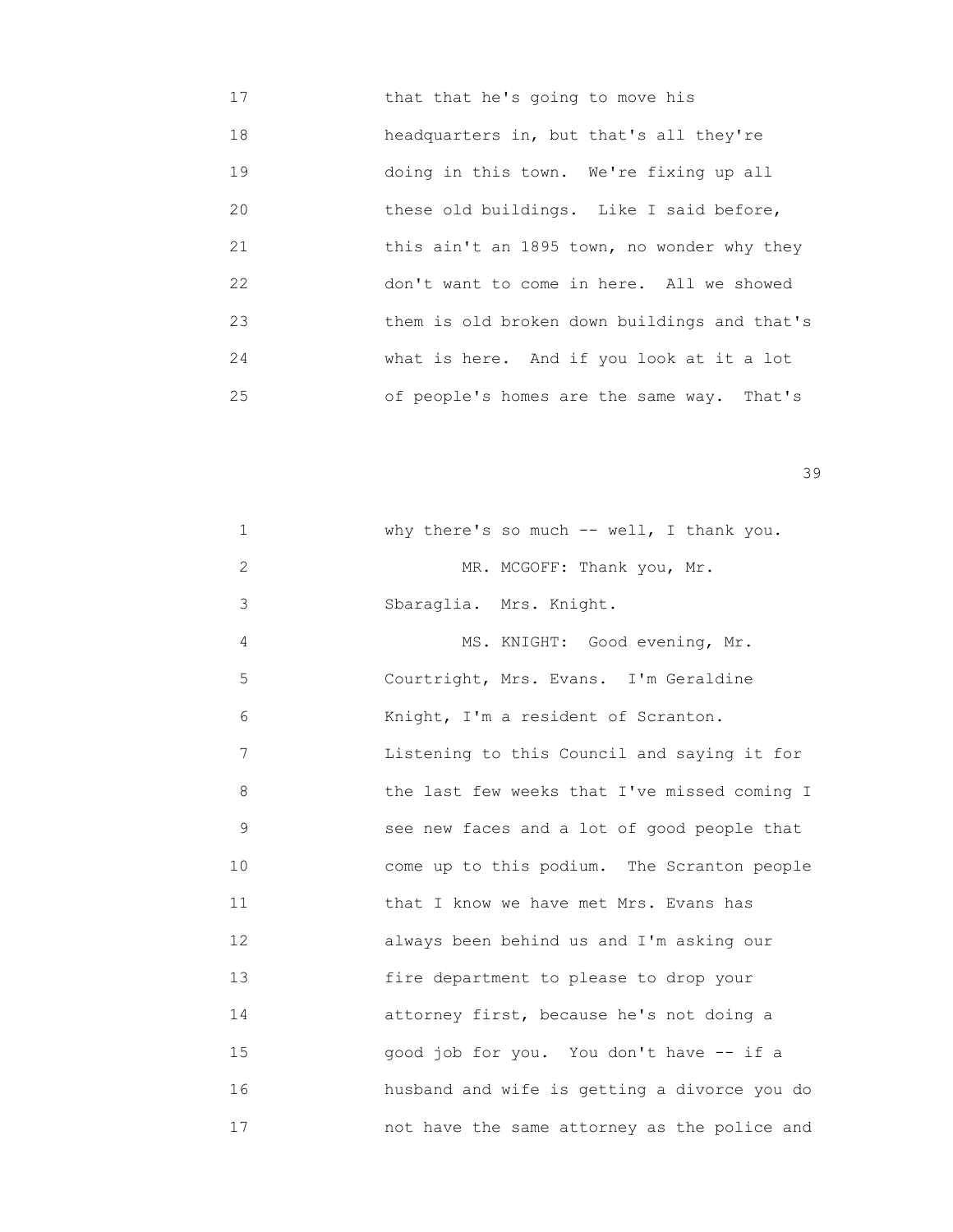17 that that he's going to move his
18 headquarters in, but that's all they're
19 doing in this town. We're fixing up all
20 these old buildings. Like I said before,
21 this ain't an 1895 town, no wonder why they
22 don't want to come in here. All we showed
23 them is old broken down buildings and that's
24 what is here. And if you look at it a lot
25 of people's homes are the same way. That's

1 why there's so much -- well, I thank you.
2 MR. MCGOFF: Thank you, Mr.
3 Sbaraglia. Mrs. Knight.
4 MS. KNIGHT: Good evening, Mr.
5 Courtright, Mrs. Evans. I'm Geraldine
6 Knight, I'm a resident of Scranton.
7 Listening to this Council and saying it for
8 the last few weeks that I've missed coming I
9 see new faces and a lot of good people that
10 come up to this podium. The Scranton people
11 that I know we have met Mrs. Evans has
12 always been behind us and I'm asking our
13 fire department to please to drop your
14 attorney first, because he's not doing a
15 good job for you. You don't have -- if a
16 husband and wife is getting a divorce you do
17 not have the same attorney as the police and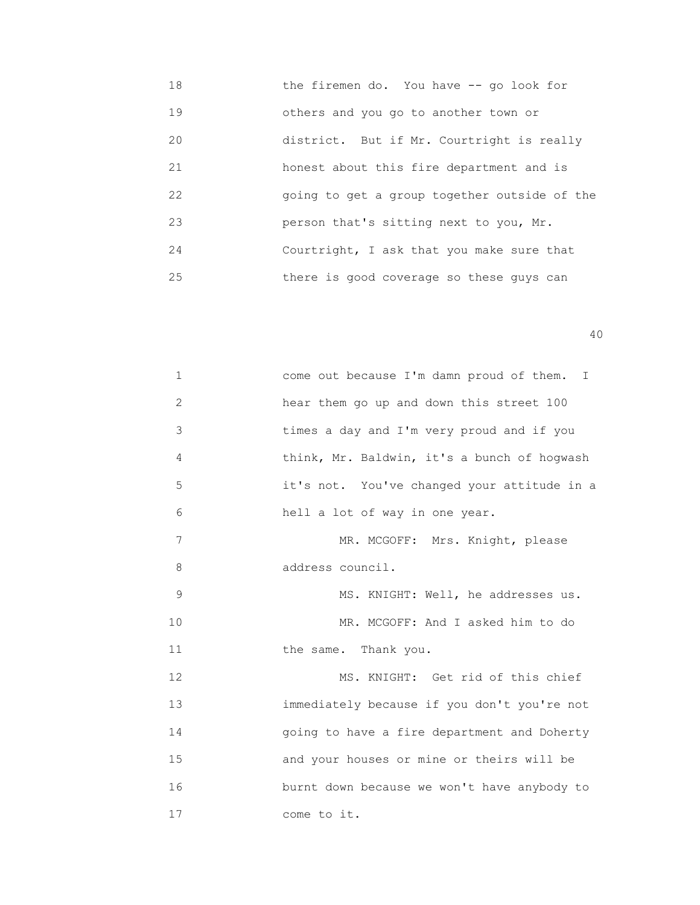18 the firemen do. You have -- go look for
19 others and you go to another town or
20 district. But if Mr. Courtright is really
21 honest about this fire department and is
22 going to get a group together outside of the
23 person that's sitting next to you, Mr.
24 Courtright, I ask that you make sure that
25 there is good coverage so these guys can

1 come out because I'm damn proud of them. I
2 hear them go up and down this street 100
3 times a day and I'm very proud and if you
4 think, Mr. Baldwin, it's a bunch of hogwash
5 it's not. You've changed your attitude in a
6 hell a lot of way in one year.
7 MR. MCGOFF: Mrs. Knight, please
8 address council.
9 MS. KNIGHT: Well, he addresses us.
10 MR. MCGOFF: And I asked him to do
11 the same. Thank you.
12 MS. KNIGHT: Get rid of this chief
13 immediately because if you don't you're not
14 going to have a fire department and Doherty
15 and your houses or mine or theirs will be
16 burnt down because we won't have anybody to
17 come to it.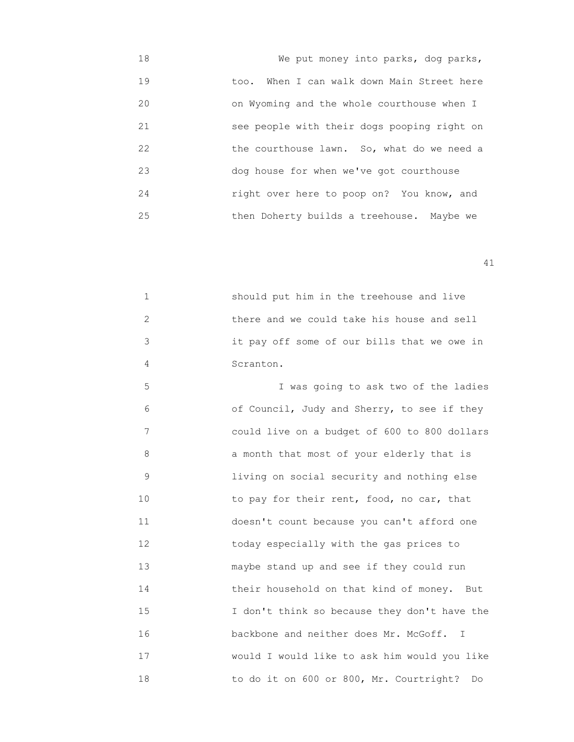18 We put money into parks, dog parks,
19 too. When I can walk down Main Street here
20 on Wyoming and the whole courthouse when I
21 see people with their dogs pooping right on
22 the courthouse lawn. So, what do we need a
23 dog house for when we've got courthouse
24 right over here to poop on? You know, and
25 then Doherty builds a treehouse. Maybe we

1 should put him in the treehouse and live
2 there and we could take his house and sell
3 it pay off some of our bills that we owe in
4 Scranton.
5 I was going to ask two of the ladies
6 of Council, Judy and Sherry, to see if they
7 could live on a budget of 600 to 800 dollars
8 a month that most of your elderly that is
9 living on social security and nothing else
10 to pay for their rent, food, no car, that
11 doesn't count because you can't afford one
12 today especially with the gas prices to
13 maybe stand up and see if they could run
14 their household on that kind of money. But
15 I don't think so because they don't have the
16 backbone and neither does Mr. McGoff. I
17 would I would like to ask him would you like
18 to do it on 600 or 800, Mr. Courtright? Do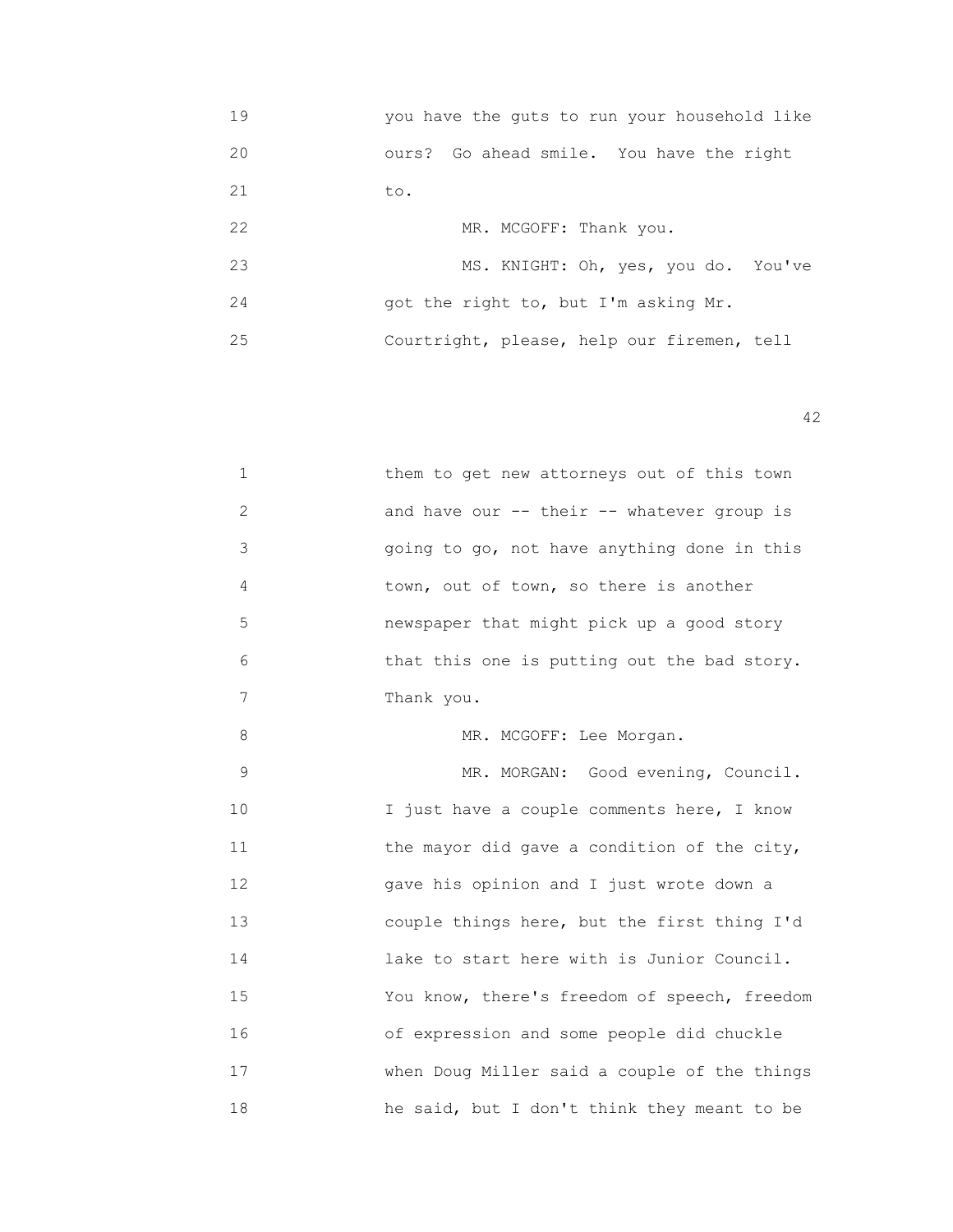19 you have the guts to run your household like
20 ours? Go ahead smile. You have the right
21 to.
22 MR. MCGOFF: Thank you.
23 MS. KNIGHT: Oh, yes, you do. You've
24 got the right to, but I'm asking Mr.
25 Courtright, please, help our firemen, tell

1 them to get new attorneys out of this town
2 and have our -- their -- whatever group is
3 going to go, not have anything done in this
4 town, out of town, so there is another
5 newspaper that might pick up a good story
6 that this one is putting out the bad story.
7 Thank you.
8 MR. MCGOFF: Lee Morgan.
9 MR. MORGAN: Good evening, Council.
10 I just have a couple comments here, I know
11 the mayor did gave a condition of the city,
12 gave his opinion and I just wrote down a
13 couple things here, but the first thing I'd
14 lake to start here with is Junior Council.
15 You know, there's freedom of speech, freedom
16 of expression and some people did chuckle
17 when Doug Miller said a couple of the things
18 he said, but I don't think they meant to be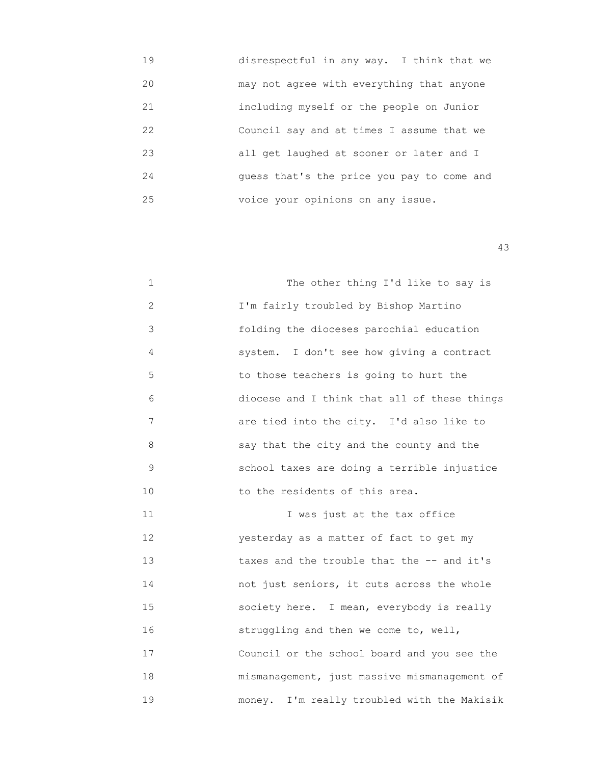19 disrespectful in any way. I think that we
20 may not agree with everything that anyone
21 including myself or the people on Junior
22 Council say and at times I assume that we
23 all get laughed at sooner or later and I
24 guess that's the price you pay to come and
25 voice your opinions on any issue.

1 The other thing I'd like to say is
2 I'm fairly troubled by Bishop Martino
3 folding the dioceses parochial education
4 system. I don't see how giving a contract
5 to those teachers is going to hurt the
6 diocese and I think that all of these things
7 are tied into the city. I'd also like to
8 say that the city and the county and the
9 school taxes are doing a terrible injustice
10 to the residents of this area.
11 I was just at the tax office
12 yesterday as a matter of fact to get my
13 taxes and the trouble that the -- and it's
14 not just seniors, it cuts across the whole
15 society here. I mean, everybody is really
16 struggling and then we come to, well,
17 Council or the school board and you see the
18 mismanagement, just massive mismanagement of
19 money. I'm really troubled with the Makisik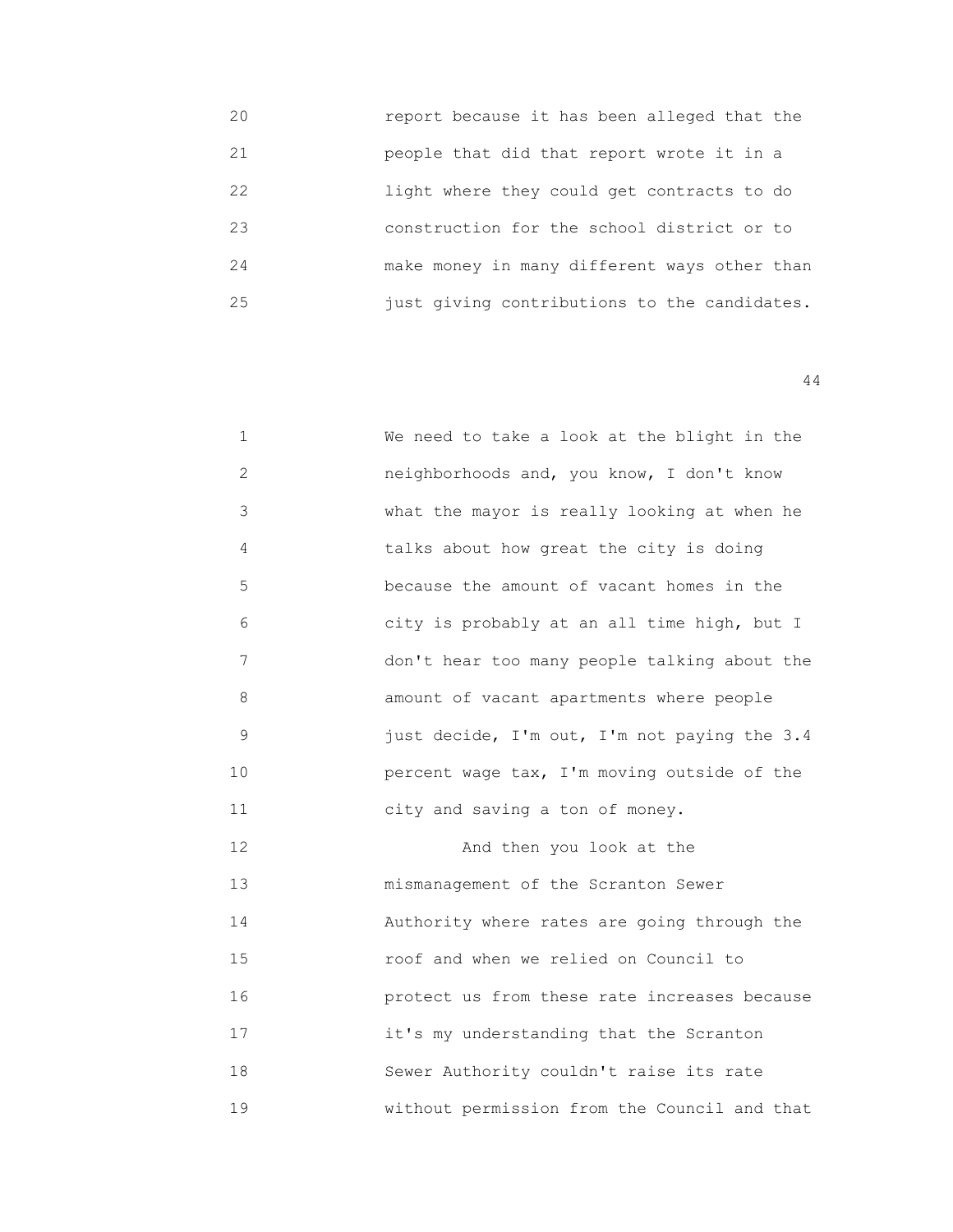report because it has been alleged that the people that did that report wrote it in a light where they could get contracts to do construction for the school district or to make money in many different ways other than just giving contributions to the candidates.

We need to take a look at the blight in the neighborhoods and, you know, I don't know what the mayor is really looking at when he talks about how great the city is doing because the amount of vacant homes in the city is probably at an all time high, but I don't hear too many people talking about the amount of vacant apartments where people just decide, I'm out, I'm not paying the 3.4 percent wage tax, I'm moving outside of the city and saving a ton of money.

And then you look at the mismanagement of the Scranton Sewer Authority where rates are going through the roof and when we relied on Council to protect us from these rate increases because it's my understanding that the Scranton Sewer Authority couldn't raise its rate without permission from the Council and that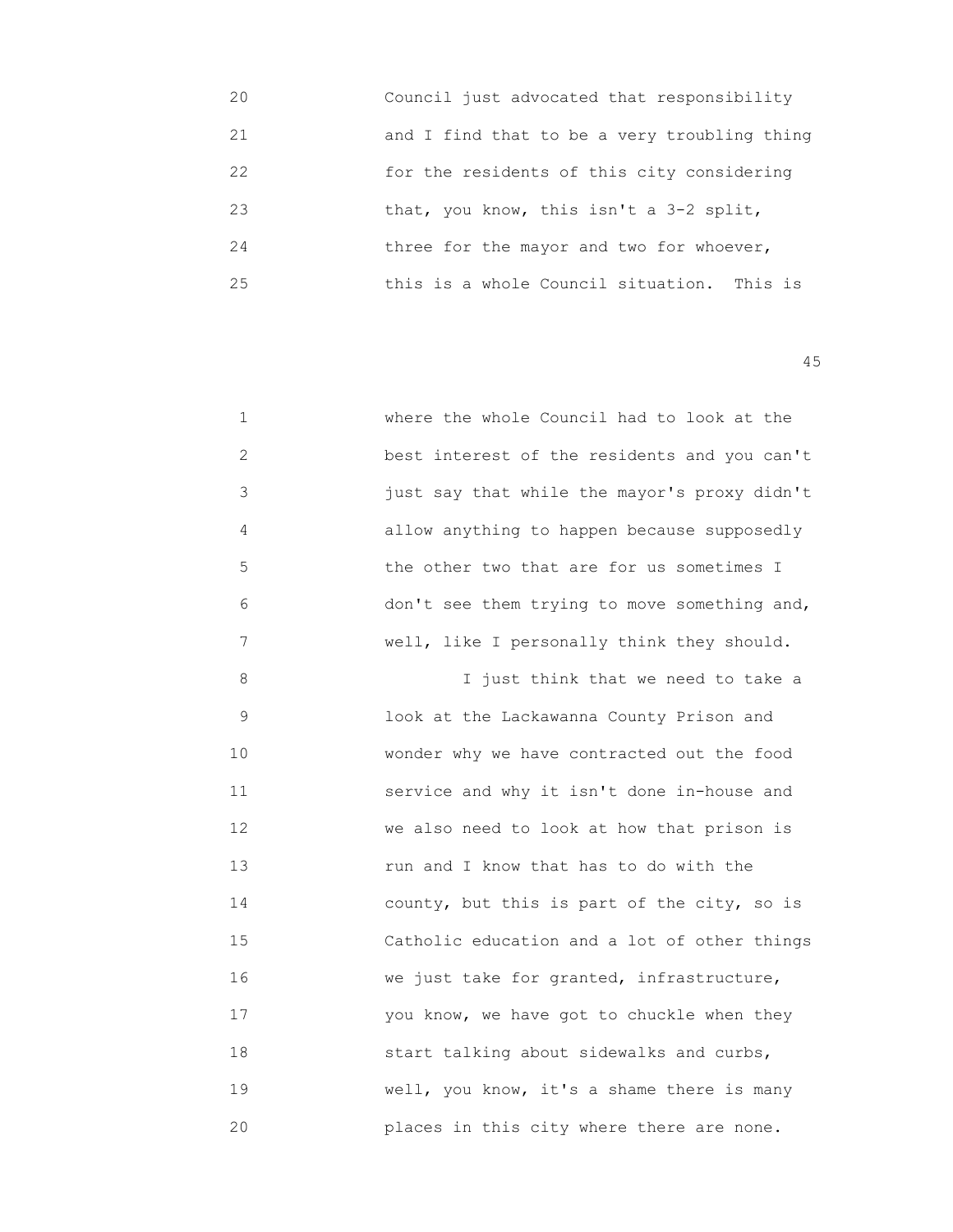Council just advocated that responsibility and I find that to be a very troubling thing for the residents of this city considering that, you know, this isn't a 3-2 split, three for the mayor and two for whoever, this is a whole Council situation. This is where the whole Council had to look at the best interest of the residents and you can't just say that while the mayor's proxy didn't allow anything to happen because supposedly the other two that are for us sometimes I don't see them trying to move something and, well, like I personally think they should.

I just think that we need to take a look at the Lackawanna County Prison and wonder why we have contracted out the food service and why it isn't done in-house and we also need to look at how that prison is run and I know that has to do with the county, but this is part of the city, so is Catholic education and a lot of other things we just take for granted, infrastructure, you know, we have got to chuckle when they start talking about sidewalks and curbs, well, you know, it's a shame there is many places in this city where there are none.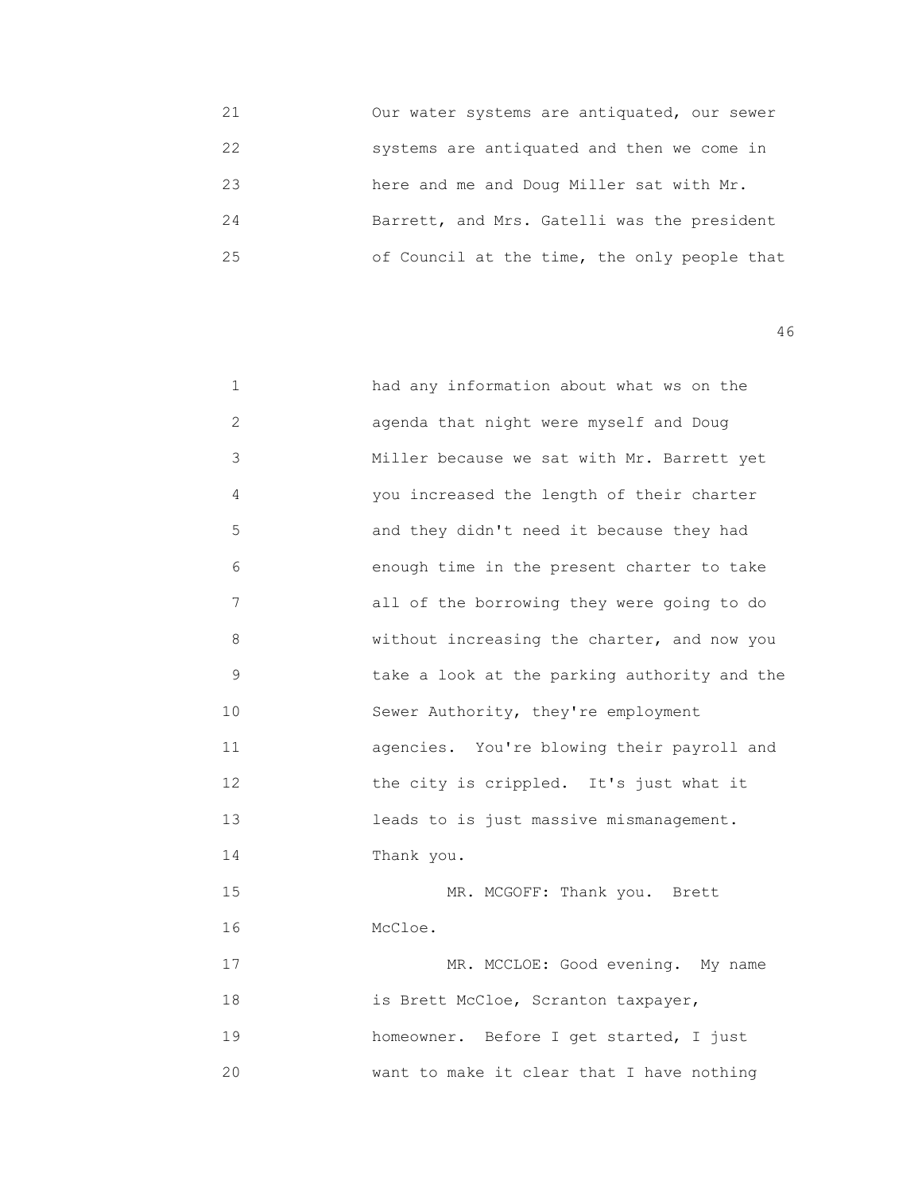21 Our water systems are antiquated, our sewer
22 systems are antiquated and then we come in
23 here and me and Doug Miller sat with Mr.
24 Barrett, and Mrs. Gatelli was the president
25 of Council at the time, the only people that

1 had any information about what ws on the
2 agenda that night were myself and Doug
3 Miller because we sat with Mr. Barrett yet
4 you increased the length of their charter
5 and they didn't need it because they had
6 enough time in the present charter to take
7 all of the borrowing they were going to do
8 without increasing the charter, and now you
9 take a look at the parking authority and the
10 Sewer Authority, they're employment
11 agencies. You're blowing their payroll and
12 the city is crippled. It's just what it
13 leads to is just massive mismanagement.
14 Thank you.
15 MR. MCGOFF: Thank you. Brett
16 McCloe.
17 MR. MCCLOE: Good evening. My name
18 is Brett McCloe, Scranton taxpayer,
19 homeowner. Before I get started, I just
20 want to make it clear that I have nothing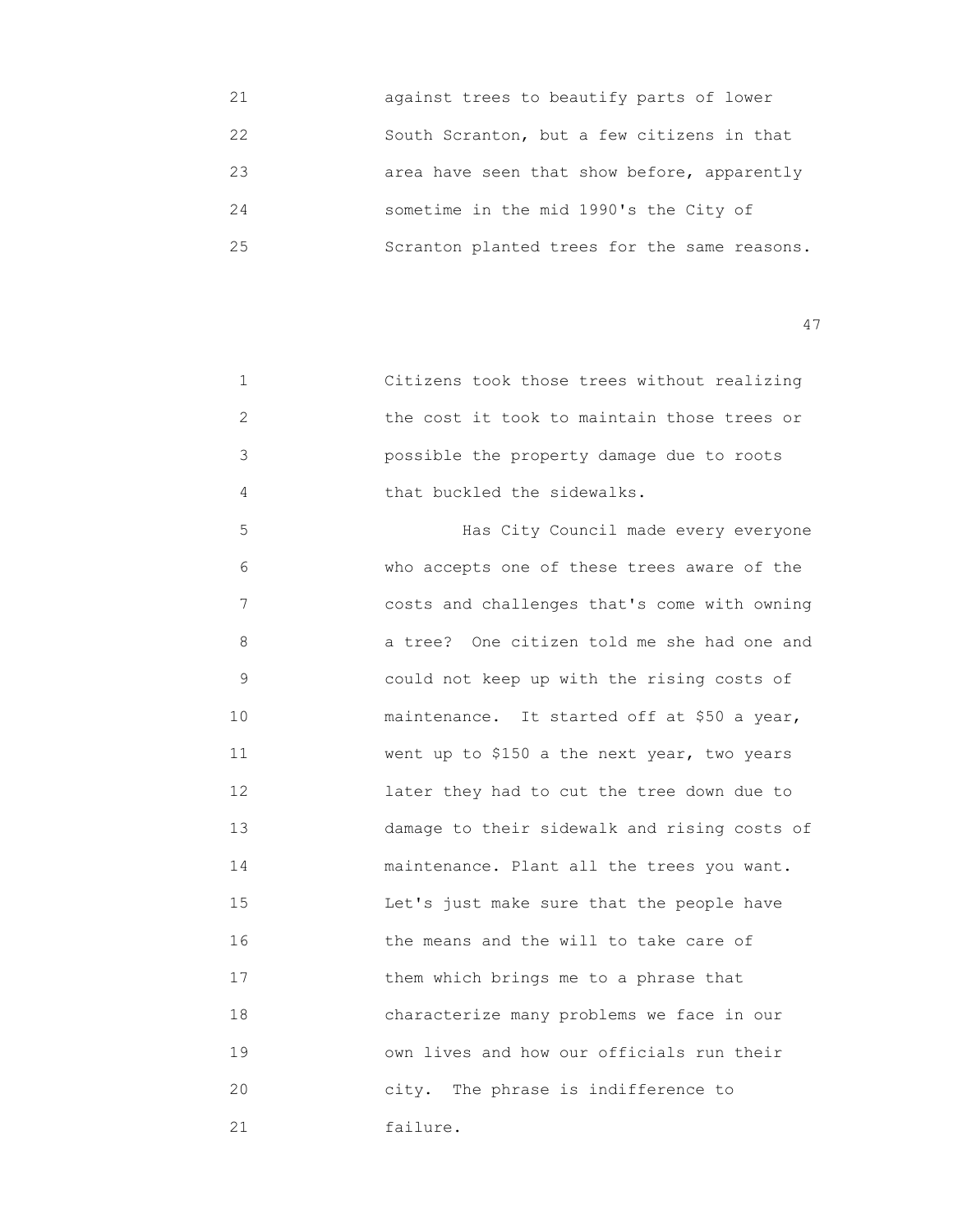against trees to beautify parts of lower South Scranton, but a few citizens in that area have seen that show before, apparently sometime in the mid 1990's the City of Scranton planted trees for the same reasons.

Citizens took those trees without realizing the cost it took to maintain those trees or possible the property damage due to roots that buckled the sidewalks.

Has City Council made every everyone who accepts one of these trees aware of the costs and challenges that's come with owning a tree? One citizen told me she had one and could not keep up with the rising costs of maintenance. It started off at $50 a year, went up to $150 a the next year, two years later they had to cut the tree down due to damage to their sidewalk and rising costs of maintenance. Plant all the trees you want. Let's just make sure that the people have the means and the will to take care of them which brings me to a phrase that characterize many problems we face in our own lives and how our officials run their city. The phrase is indifference to failure.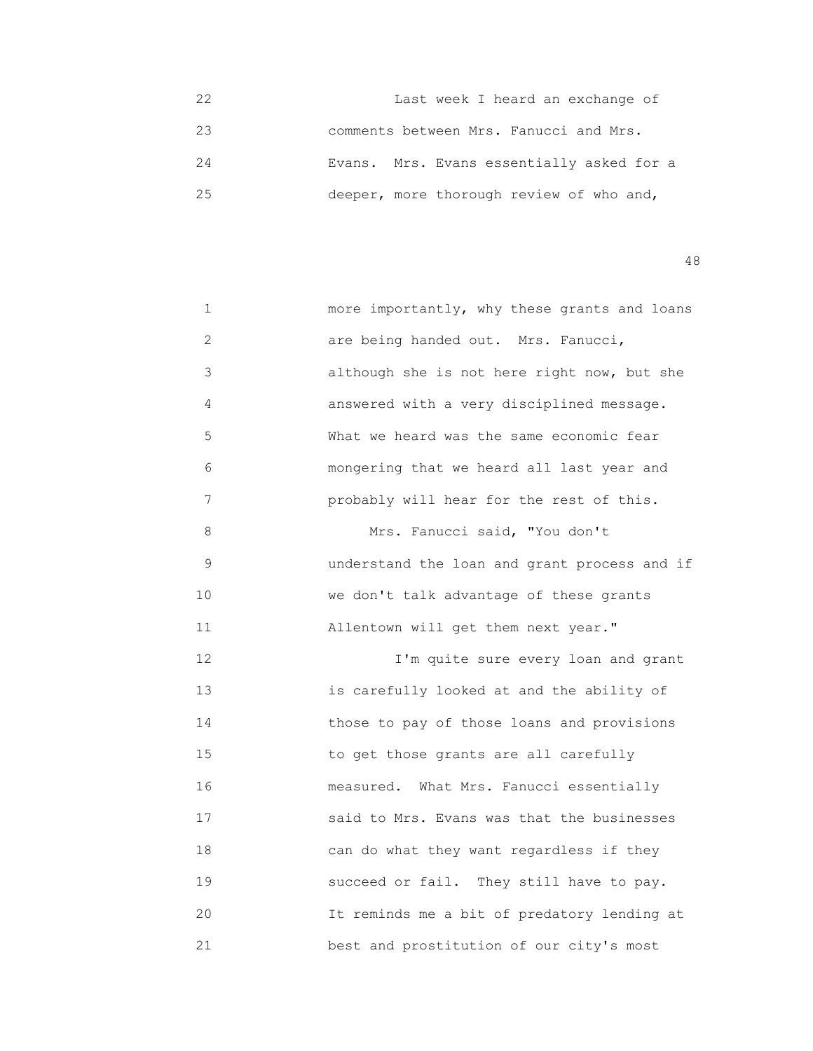22 Last week I heard an exchange of
23 comments between Mrs. Fanucci and Mrs.
24 Evans. Mrs. Evans essentially asked for a
25 deeper, more thorough review of who and,

1 more importantly, why these grants and loans
2 are being handed out. Mrs. Fanucci,
3 although she is not here right now, but she
4 answered with a very disciplined message.
5 What we heard was the same economic fear
6 mongering that we heard all last year and
7 probably will hear for the rest of this.
8 Mrs. Fanucci said, "You don't
9 understand the loan and grant process and if
10 we don't talk advantage of these grants
11 Allentown will get them next year."
12 I'm quite sure every loan and grant
13 is carefully looked at and the ability of
14 those to pay of those loans and provisions
15 to get those grants are all carefully
16 measured. What Mrs. Fanucci essentially
17 said to Mrs. Evans was that the businesses
18 can do what they want regardless if they
19 succeed or fail. They still have to pay.
20 It reminds me a bit of predatory lending at
21 best and prostitution of our city's most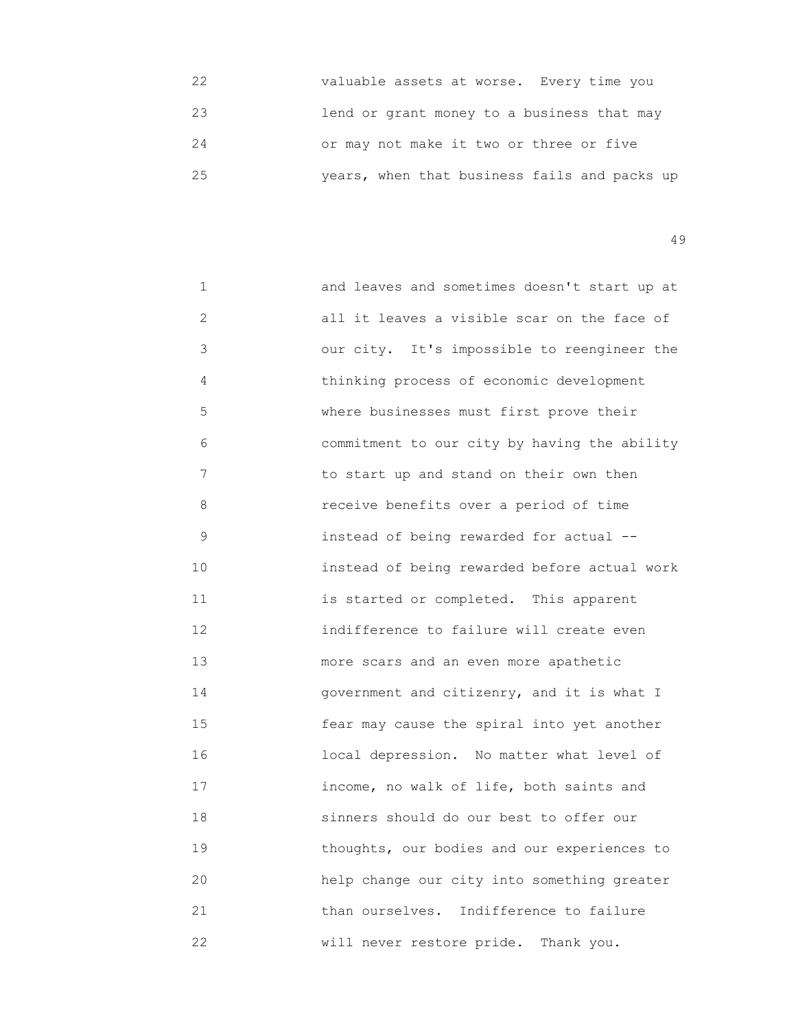valuable assets at worse. Every time you lend or grant money to a business that may or may not make it two or three or five years, when that business fails and packs up

and leaves and sometimes doesn't start up at all it leaves a visible scar on the face of our city. It's impossible to reengineer the thinking process of economic development where businesses must first prove their commitment to our city by having the ability to start up and stand on their own then receive benefits over a period of time instead of being rewarded for actual -- instead of being rewarded before actual work is started or completed. This apparent indifference to failure will create even more scars and an even more apathetic government and citizenry, and it is what I fear may cause the spiral into yet another local depression. No matter what level of income, no walk of life, both saints and sinners should do our best to offer our thoughts, our bodies and our experiences to help change our city into something greater than ourselves. Indifference to failure will never restore pride. Thank you.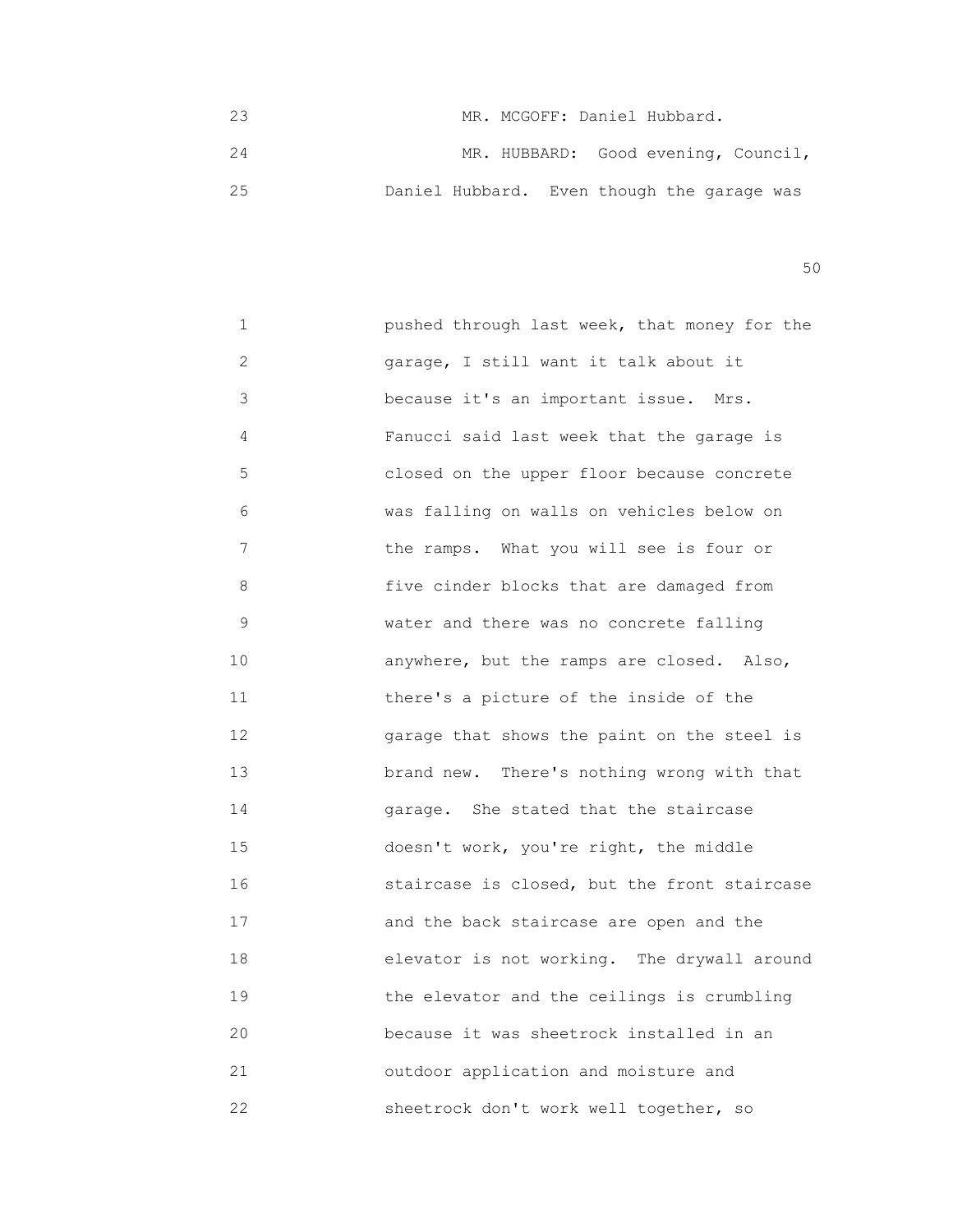23 MR. MCGOFF: Daniel Hubbard.

24 MR. HUBBARD: Good evening, Council,

25 Daniel Hubbard. Even though the garage was

1 pushed through last week, that money for the
2 garage, I still want it talk about it
3 because it's an important issue. Mrs.
4 Fanucci said last week that the garage is
5 closed on the upper floor because concrete
6 was falling on walls on vehicles below on
7 the ramps. What you will see is four or
8 five cinder blocks that are damaged from
9 water and there was no concrete falling
10 anywhere, but the ramps are closed. Also,
11 there's a picture of the inside of the
12 garage that shows the paint on the steel is
13 brand new. There's nothing wrong with that
14 garage. She stated that the staircase
15 doesn't work, you're right, the middle
16 staircase is closed, but the front staircase
17 and the back staircase are open and the
18 elevator is not working. The drywall around
19 the elevator and the ceilings is crumbling
20 because it was sheetrock installed in an
21 outdoor application and moisture and
22 sheetrock don't work well together, so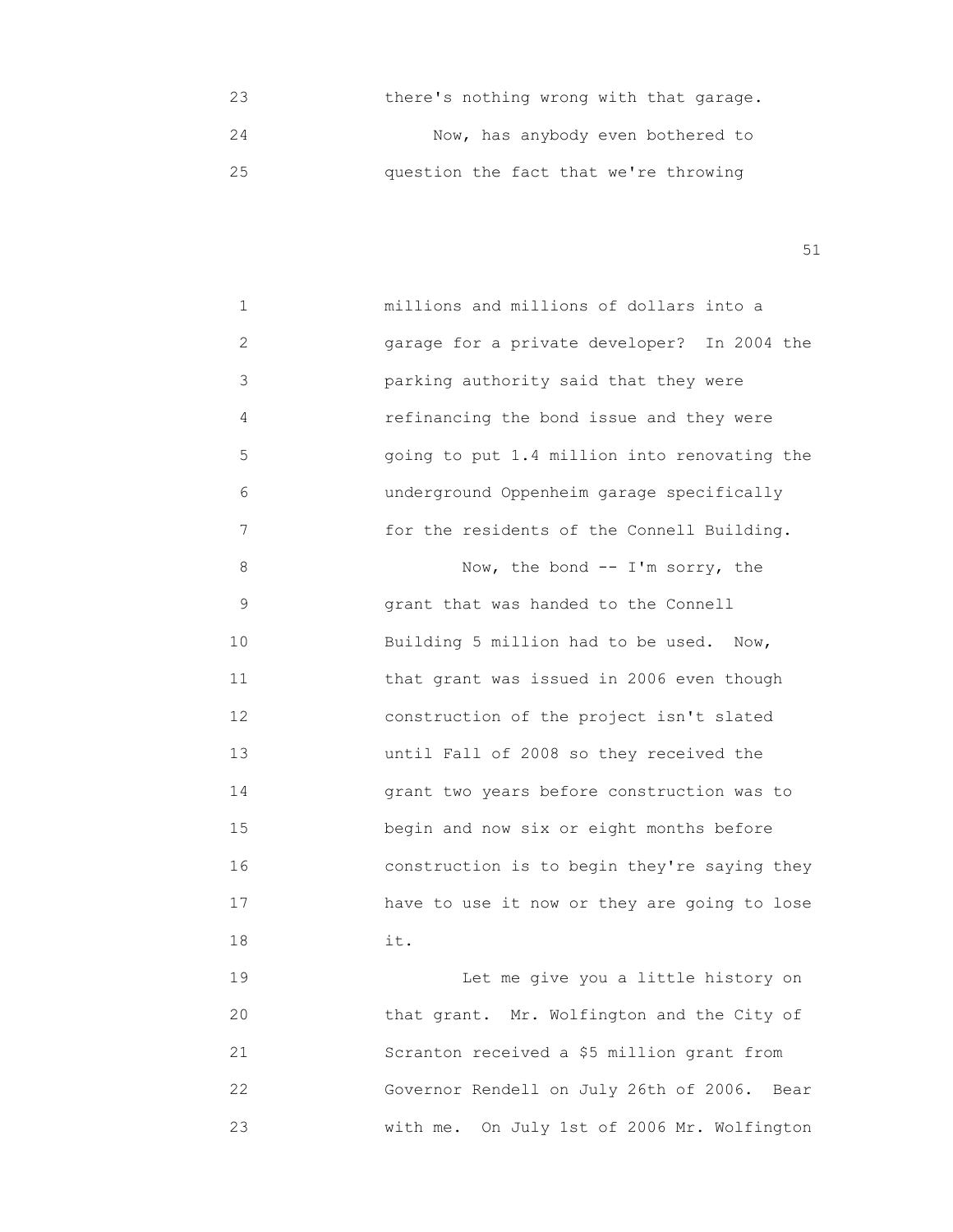23 there's nothing wrong with that garage.
24 Now, has anybody even bothered to
25 question the fact that we're throwing

1 millions and millions of dollars into a
2 garage for a private developer? In 2004 the
3 parking authority said that they were
4 refinancing the bond issue and they were
5 going to put 1.4 million into renovating the
6 underground Oppenheim garage specifically
7 for the residents of the Connell Building.
8 Now, the bond -- I'm sorry, the
9 grant that was handed to the Connell
10 Building 5 million had to be used. Now,
11 that grant was issued in 2006 even though
12 construction of the project isn't slated
13 until Fall of 2008 so they received the
14 grant two years before construction was to
15 begin and now six or eight months before
16 construction is to begin they're saying they
17 have to use it now or they are going to lose
18 it.
19 Let me give you a little history on
20 that grant. Mr. Wolfington and the City of
21 Scranton received a $5 million grant from
22 Governor Rendell on July 26th of 2006. Bear
23 with me. On July 1st of 2006 Mr. Wolfington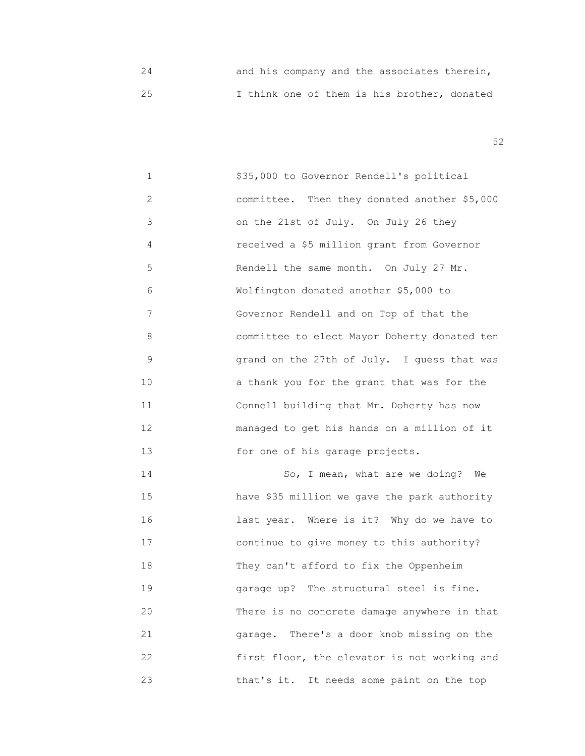24 and his company and the associates therein,
25 I think one of them is his brother, donated

1 $35,000 to Governor Rendell's political
2 committee. Then they donated another $5,000
3 on the 21st of July. On July 26 they
4 received a $5 million grant from Governor
5 Rendell the same month. On July 27 Mr.
6 Wolfington donated another $5,000 to
7 Governor Rendell and on Top of that the
8 committee to elect Mayor Doherty donated ten
9 grand on the 27th of July. I guess that was
10 a thank you for the grant that was for the
11 Connell building that Mr. Doherty has now
12 managed to get his hands on a million of it
13 for one of his garage projects.
14 So, I mean, what are we doing? We
15 have $35 million we gave the park authority
16 last year. Where is it? Why do we have to
17 continue to give money to this authority?
18 They can't afford to fix the Oppenheim
19 garage up? The structural steel is fine.
20 There is no concrete damage anywhere in that
21 garage. There's a door knob missing on the
22 first floor, the elevator is not working and
23 that's it. It needs some paint on the top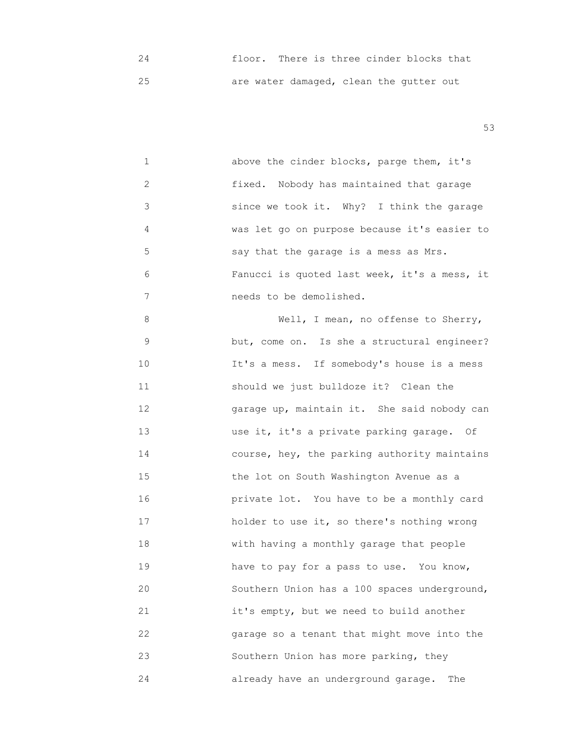24 floor. There is three cinder blocks that
25 are water damaged, clean the gutter out

1 above the cinder blocks, parge them, it's
2 fixed. Nobody has maintained that garage
3 since we took it. Why? I think the garage
4 was let go on purpose because it's easier to
5 say that the garage is a mess as Mrs.
6 Fanucci is quoted last week, it's a mess, it
7 needs to be demolished.
8 Well, I mean, no offense to Sherry,
9 but, come on. Is she a structural engineer?
10 It's a mess. If somebody's house is a mess
11 should we just bulldoze it? Clean the
12 garage up, maintain it. She said nobody can
13 use it, it's a private parking garage. Of
14 course, hey, the parking authority maintains
15 the lot on South Washington Avenue as a
16 private lot. You have to be a monthly card
17 holder to use it, so there's nothing wrong
18 with having a monthly garage that people
19 have to pay for a pass to use. You know,
20 Southern Union has a 100 spaces underground,
21 it's empty, but we need to build another
22 garage so a tenant that might move into the
23 Southern Union has more parking, they
24 already have an underground garage. The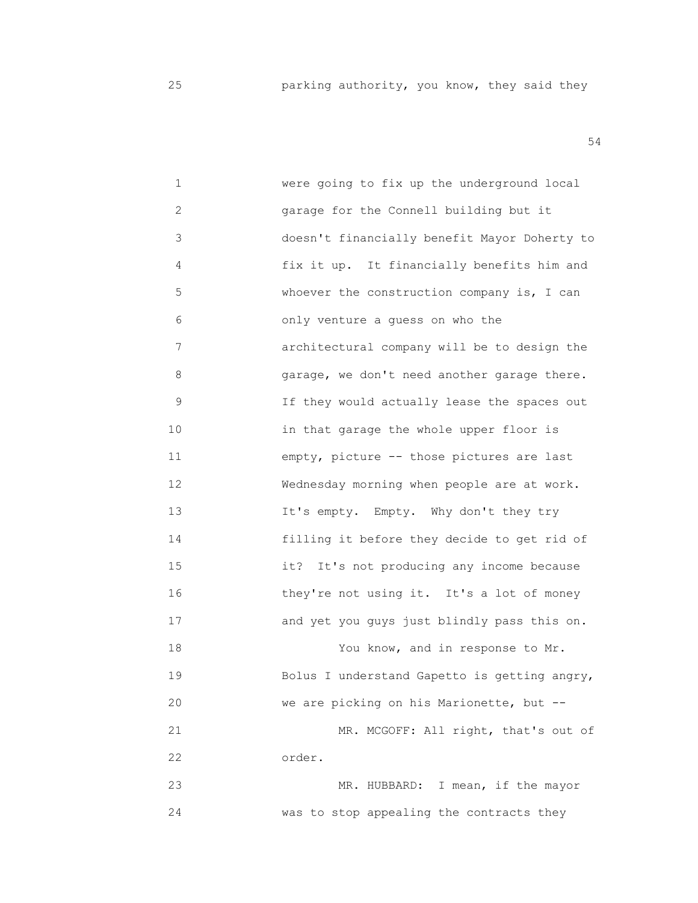25 parking authority, you know, they said they

1 were going to fix up the underground local
2 garage for the Connell building but it
3 doesn't financially benefit Mayor Doherty to
4 fix it up. It financially benefits him and
5 whoever the construction company is, I can
6 only venture a guess on who the
7 architectural company will be to design the
8 garage, we don't need another garage there.
9 If they would actually lease the spaces out
10 in that garage the whole upper floor is
11 empty, picture -- those pictures are last
12 Wednesday morning when people are at work.
13 It's empty. Empty. Why don't they try
14 filling it before they decide to get rid of
15 it? It's not producing any income because
16 they're not using it. It's a lot of money
17 and yet you guys just blindly pass this on.
18 You know, and in response to Mr.
19 Bolus I understand Gapetto is getting angry,
20 we are picking on his Marionette, but --
21 MR. MCGOFF: All right, that's out of
22 order.
23 MR. HUBBARD: I mean, if the mayor
24 was to stop appealing the contracts they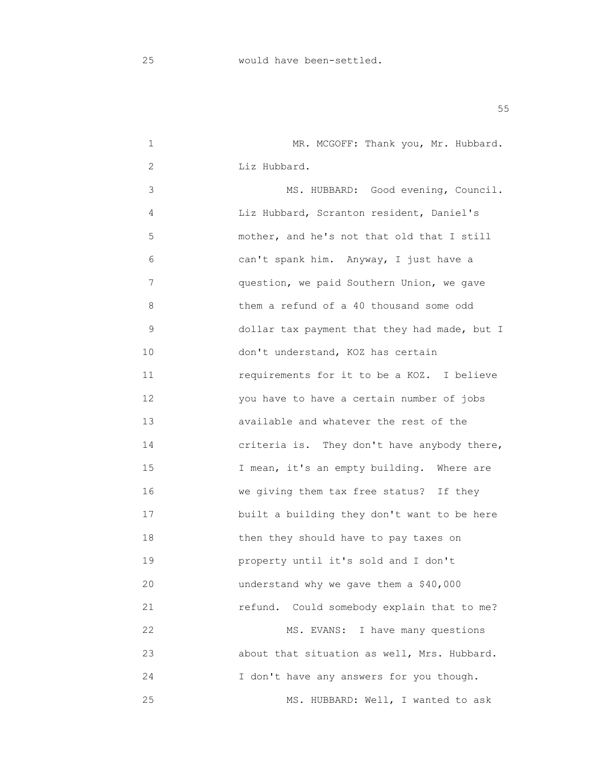25 would have been-settled.

1 MR. MCGOFF: Thank you, Mr. Hubbard.
2 Liz Hubbard.
3 MS. HUBBARD: Good evening, Council.
4 Liz Hubbard, Scranton resident, Daniel's
5 mother, and he's not that old that I still
6 can't spank him. Anyway, I just have a
7 question, we paid Southern Union, we gave
8 them a refund of a 40 thousand some odd
9 dollar tax payment that they had made, but I
10 don't understand, KOZ has certain
11 requirements for it to be a KOZ. I believe
12 you have to have a certain number of jobs
13 available and whatever the rest of the
14 criteria is. They don't have anybody there,
15 I mean, it's an empty building. Where are
16 we giving them tax free status? If they
17 built a building they don't want to be here
18 then they should have to pay taxes on
19 property until it's sold and I don't
20 understand why we gave them a $40,000
21 refund. Could somebody explain that to me?
22 MS. EVANS: I have many questions
23 about that situation as well, Mrs. Hubbard.
24 I don't have any answers for you though.
25 MS. HUBBARD: Well, I wanted to ask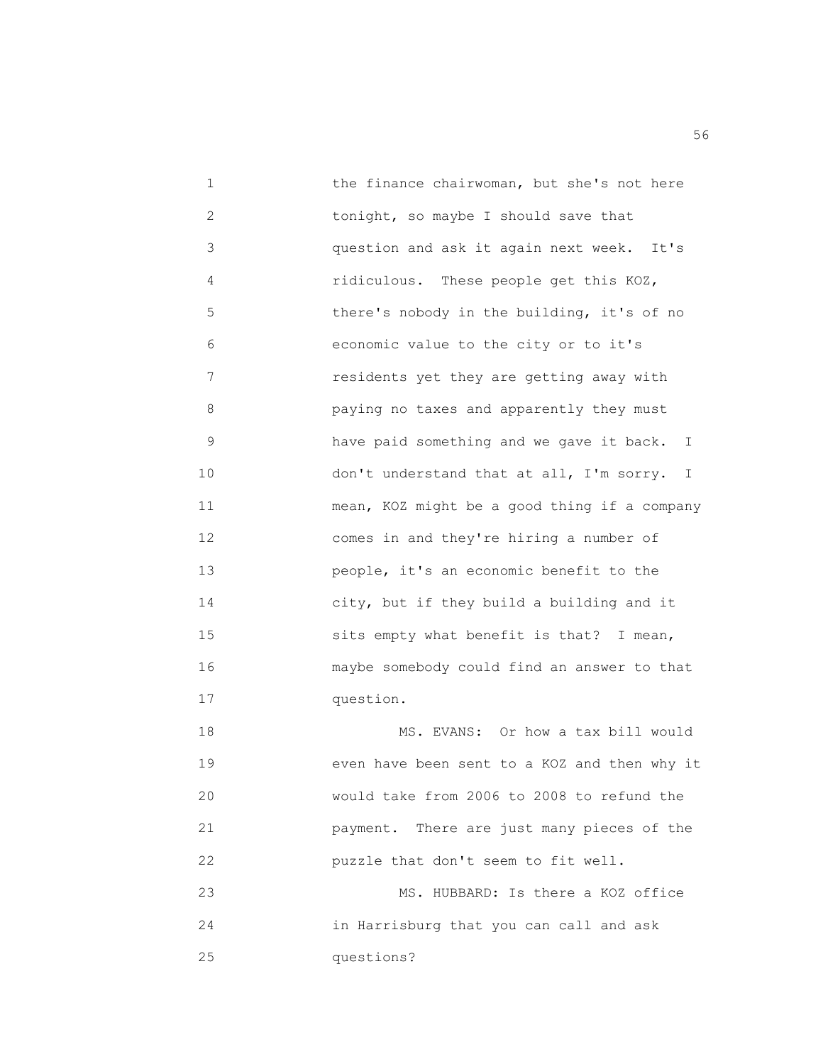the finance chairwoman, but she's not here tonight, so maybe I should save that question and ask it again next week. It's ridiculous. These people get this KOZ, there's nobody in the building, it's of no economic value to the city or to it's residents yet they are getting away with paying no taxes and apparently they must have paid something and we gave it back. I don't understand that at all, I'm sorry. I mean, KOZ might be a good thing if a company comes in and they're hiring a number of people, it's an economic benefit to the city, but if they build a building and it sits empty what benefit is that? I mean, maybe somebody could find an answer to that question.

MS. EVANS: Or how a tax bill would even have been sent to a KOZ and then why it would take from 2006 to 2008 to refund the payment. There are just many pieces of the puzzle that don't seem to fit well.

MS. HUBBARD: Is there a KOZ office in Harrisburg that you can call and ask questions?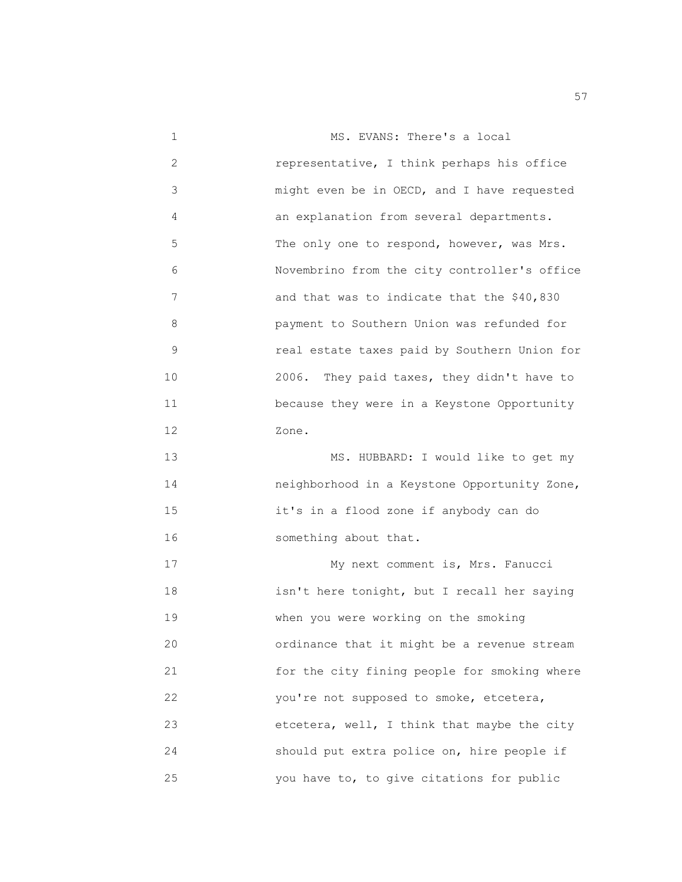MS. EVANS: There's a local representative, I think perhaps his office might even be in OECD, and I have requested an explanation from several departments. The only one to respond, however, was Mrs. Novembrino from the city controller's office and that was to indicate that the $40,830 payment to Southern Union was refunded for real estate taxes paid by Southern Union for 2006. They paid taxes, they didn't have to because they were in a Keystone Opportunity Zone.

MS. HUBBARD: I would like to get my neighborhood in a Keystone Opportunity Zone, it's in a flood zone if anybody can do something about that.

My next comment is, Mrs. Fanucci isn't here tonight, but I recall her saying when you were working on the smoking ordinance that it might be a revenue stream for the city fining people for smoking where you're not supposed to smoke, etcetera, etcetera, well, I think that maybe the city should put extra police on, hire people if you have to, to give citations for public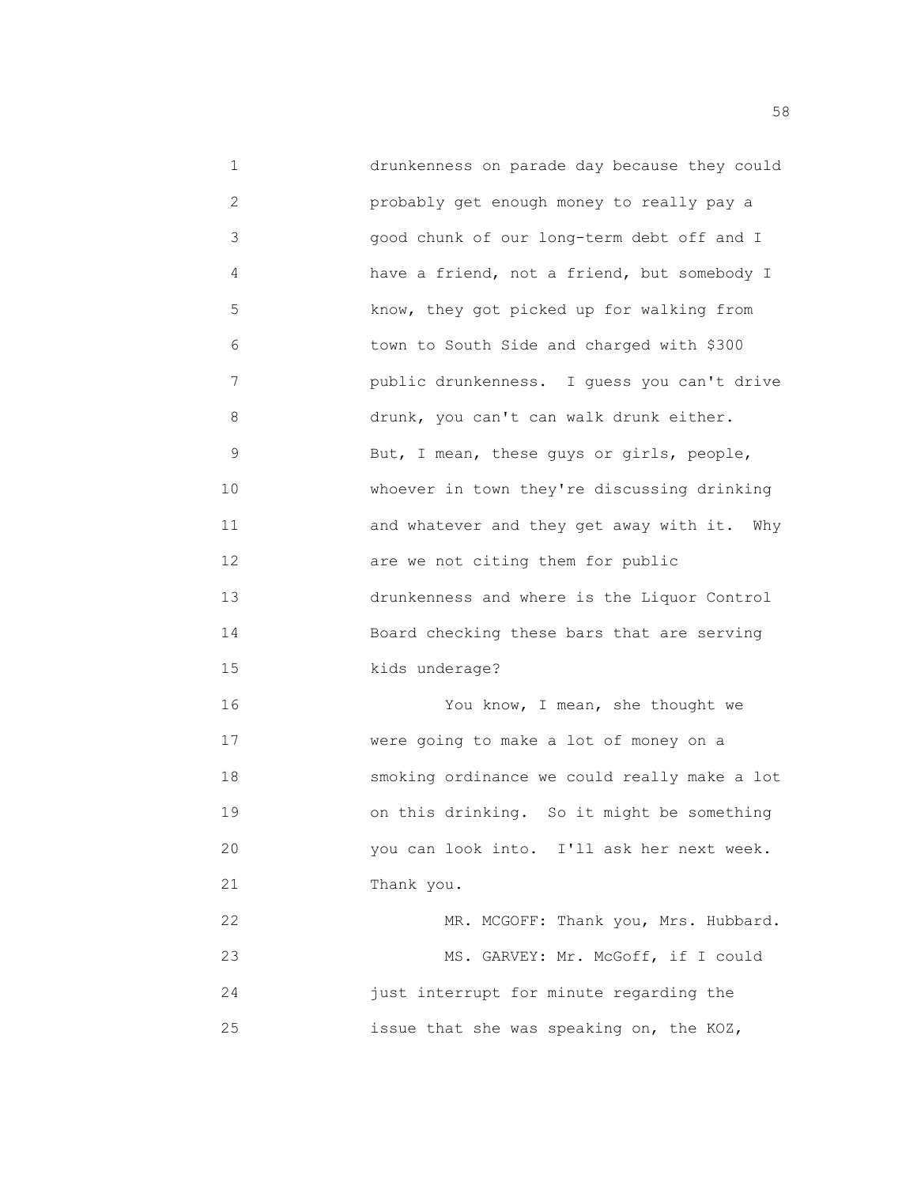drunkenness on parade day because they could probably get enough money to really pay a good chunk of our long-term debt off and I have a friend, not a friend, but somebody I know, they got picked up for walking from town to South Side and charged with $300 public drunkenness. I guess you can't drive drunk, you can't can walk drunk either. But, I mean, these guys or girls, people, whoever in town they're discussing drinking and whatever and they get away with it. Why are we not citing them for public drunkenness and where is the Liquor Control Board checking these bars that are serving kids underage?

You know, I mean, she thought we were going to make a lot of money on a smoking ordinance we could really make a lot on this drinking. So it might be something you can look into. I'll ask her next week. Thank you.

MR. MCGOFF: Thank you, Mrs. Hubbard.

MS. GARVEY: Mr. McGoff, if I could just interrupt for minute regarding the issue that she was speaking on, the KOZ,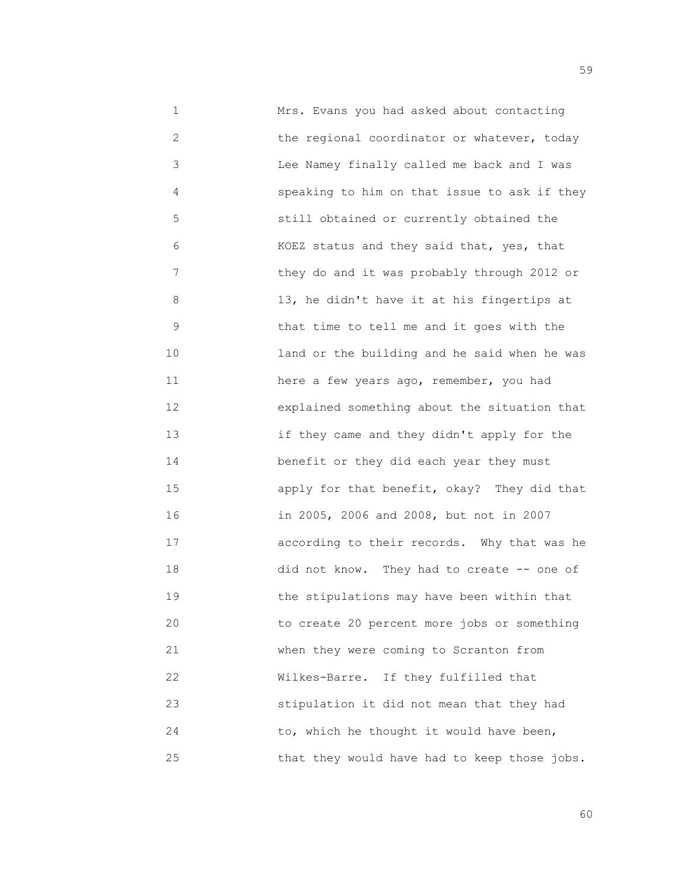1 Mrs. Evans you had asked about contacting
2 the regional coordinator or whatever, today
3 Lee Namey finally called me back and I was
4 speaking to him on that issue to ask if they
5 still obtained or currently obtained the
6 KOEZ status and they said that, yes, that
7 they do and it was probably through 2012 or
8 13, he didn't have it at his fingertips at
9 that time to tell me and it goes with the
10 land or the building and he said when he was
11 here a few years ago, remember, you had
12 explained something about the situation that
13 if they came and they didn't apply for the
14 benefit or they did each year they must
15 apply for that benefit, okay? They did that
16 in 2005, 2006 and 2008, but not in 2007
17 according to their records. Why that was he
18 did not know. They had to create -- one of
19 the stipulations may have been within that
20 to create 20 percent more jobs or something
21 when they were coming to Scranton from
22 Wilkes-Barre. If they fulfilled that
23 stipulation it did not mean that they had
24 to, which he thought it would have been,
25 that they would have had to keep those jobs.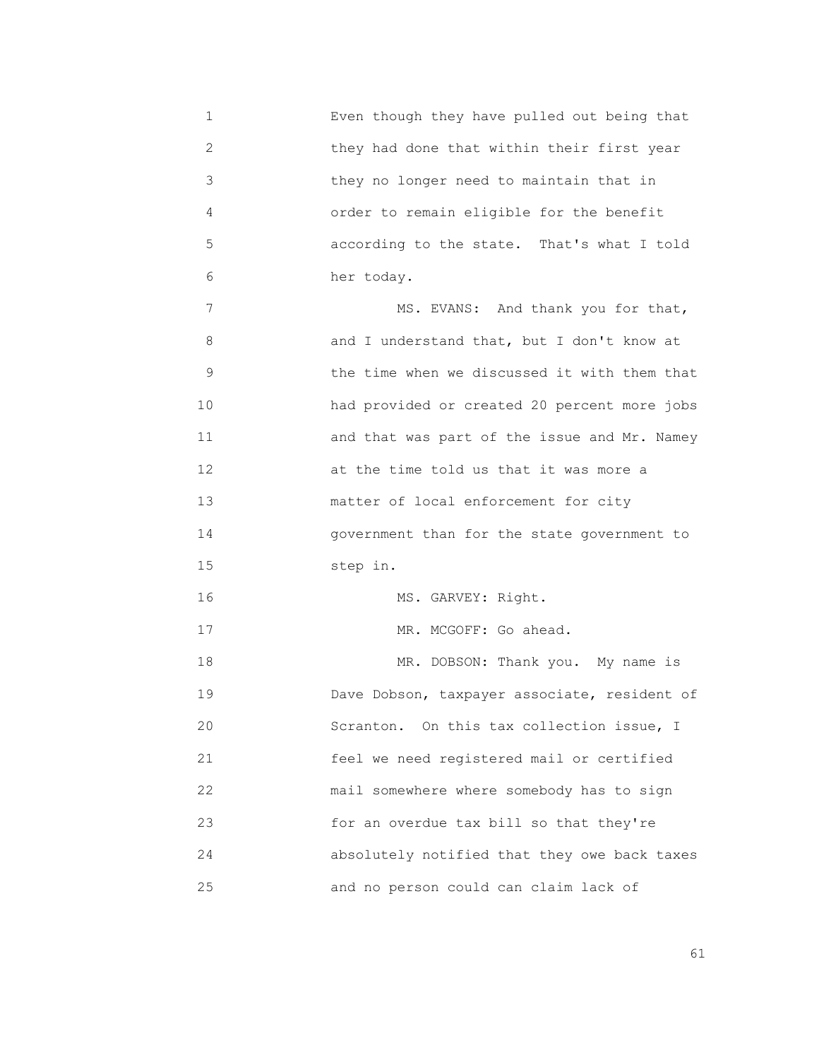Even though they have pulled out being that they had done that within their first year they no longer need to maintain that in order to remain eligible for the benefit according to the state. That's what I told her today.

MS. EVANS: And thank you for that, and I understand that, but I don't know at the time when we discussed it with them that had provided or created 20 percent more jobs and that was part of the issue and Mr. Namey at the time told us that it was more a matter of local enforcement for city government than for the state government to step in.

MS. GARVEY: Right.

MR. MCGOFF: Go ahead.

MR. DOBSON: Thank you. My name is Dave Dobson, taxpayer associate, resident of Scranton. On this tax collection issue, I feel we need registered mail or certified mail somewhere where somebody has to sign for an overdue tax bill so that they're absolutely notified that they owe back taxes and no person could can claim lack of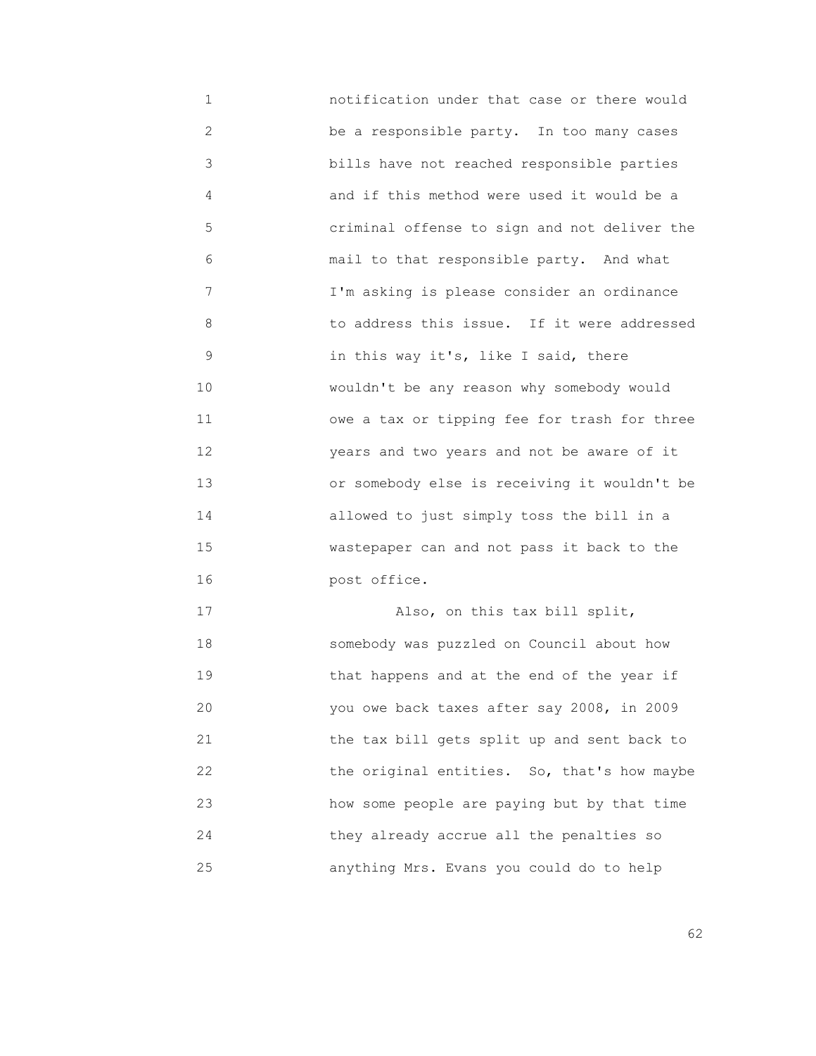notification under that case or there would be a responsible party. In too many cases bills have not reached responsible parties and if this method were used it would be a criminal offense to sign and not deliver the mail to that responsible party. And what I'm asking is please consider an ordinance to address this issue. If it were addressed in this way it's, like I said, there wouldn't be any reason why somebody would owe a tax or tipping fee for trash for three years and two years and not be aware of it or somebody else is receiving it wouldn't be allowed to just simply toss the bill in a wastepaper can and not pass it back to the post office.

Also, on this tax bill split, somebody was puzzled on Council about how that happens and at the end of the year if you owe back taxes after say 2008, in 2009 the tax bill gets split up and sent back to the original entities. So, that's how maybe how some people are paying but by that time they already accrue all the penalties so anything Mrs. Evans you could do to help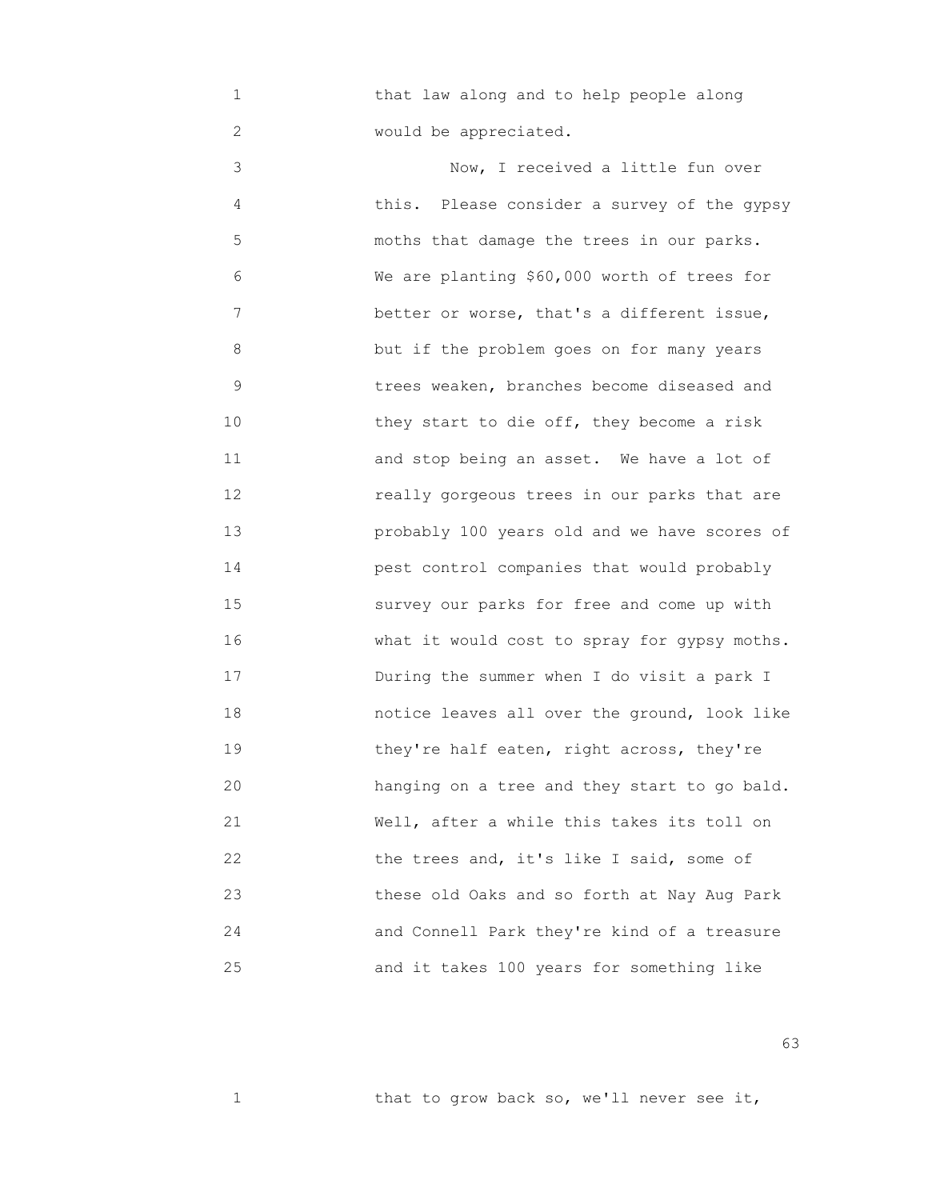that law along and to help people along would be appreciated.

Now, I received a little fun over this. Please consider a survey of the gypsy moths that damage the trees in our parks. We are planting $60,000 worth of trees for better or worse, that's a different issue, but if the problem goes on for many years trees weaken, branches become diseased and they start to die off, they become a risk and stop being an asset. We have a lot of really gorgeous trees in our parks that are probably 100 years old and we have scores of pest control companies that would probably survey our parks for free and come up with what it would cost to spray for gypsy moths. During the summer when I do visit a park I notice leaves all over the ground, look like they're half eaten, right across, they're hanging on a tree and they start to go bald. Well, after a while this takes its toll on the trees and, it's like I said, some of these old Oaks and so forth at Nay Aug Park and Connell Park they're kind of a treasure and it takes 100 years for something like

that to grow back so, we'll never see it,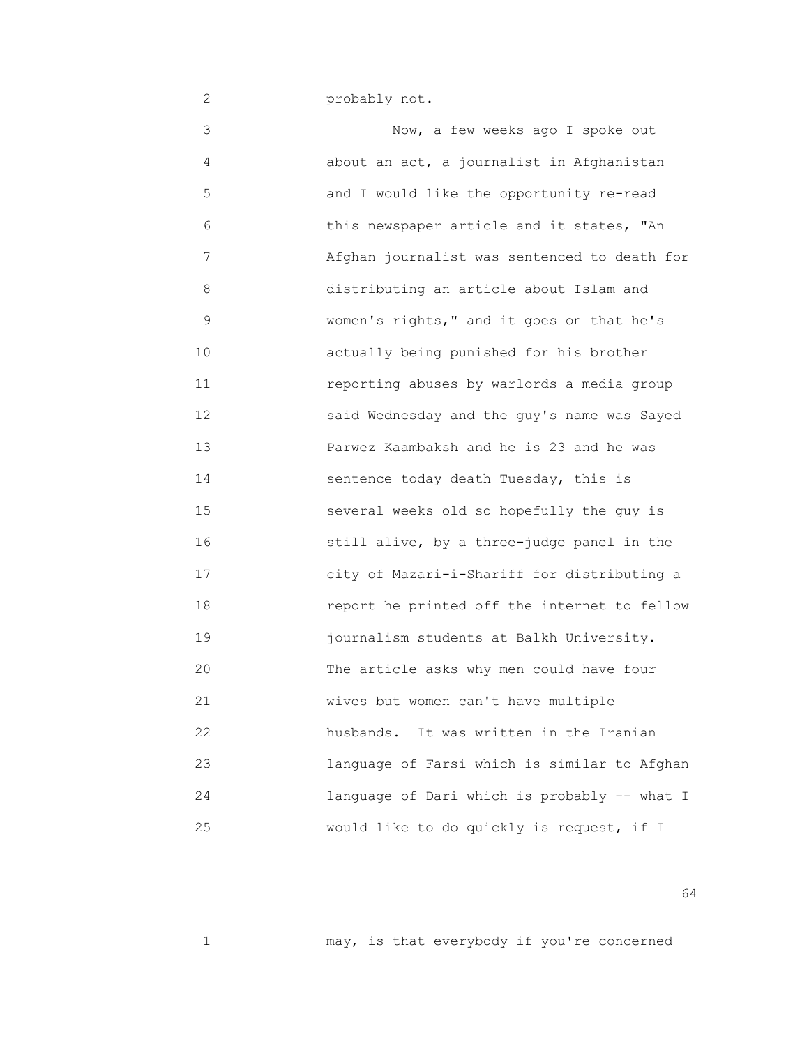probably not.

Now, a few weeks ago I spoke out about an act, a journalist in Afghanistan and I would like the opportunity re-read this newspaper article and it states, "An Afghan journalist was sentenced to death for distributing an article about Islam and women's rights," and it goes on that he's actually being punished for his brother reporting abuses by warlords a media group said Wednesday and the guy's name was Sayed Parwez Kaambaksh and he is 23 and he was sentence today death Tuesday, this is several weeks old so hopefully the guy is still alive, by a three-judge panel in the city of Mazari-i-Shariff for distributing a report he printed off the internet to fellow journalism students at Balkh University. The article asks why men could have four wives but women can't have multiple husbands. It was written in the Iranian language of Farsi which is similar to Afghan language of Dari which is probably -- what I would like to do quickly is request, if I

may, is that everybody if you're concerned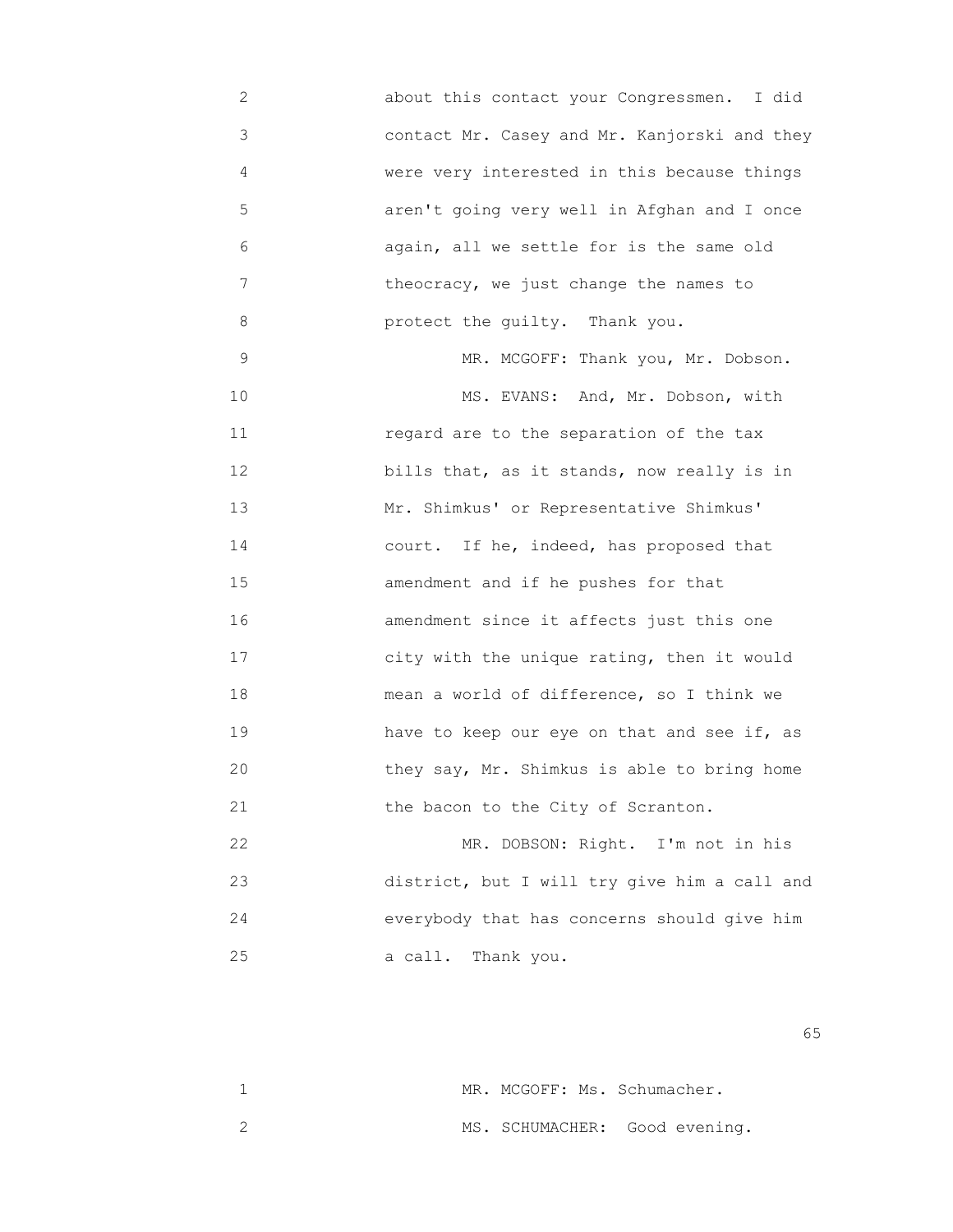about this contact your Congressmen. I did contact Mr. Casey and Mr. Kanjorski and they were very interested in this because things aren't going very well in Afghan and I once again, all we settle for is the same old theocracy, we just change the names to protect the guilty. Thank you.

MR. MCGOFF: Thank you, Mr. Dobson.

MS. EVANS: And, Mr. Dobson, with regard are to the separation of the tax bills that, as it stands, now really is in Mr. Shimkus' or Representative Shimkus' court. If he, indeed, has proposed that amendment and if he pushes for that amendment since it affects just this one city with the unique rating, then it would mean a world of difference, so I think we have to keep our eye on that and see if, as they say, Mr. Shimkus is able to bring home the bacon to the City of Scranton.

MR. DOBSON: Right. I'm not in his district, but I will try give him a call and everybody that has concerns should give him a call. Thank you.

MR. MCGOFF: Ms. Schumacher.

MS. SCHUMACHER: Good evening.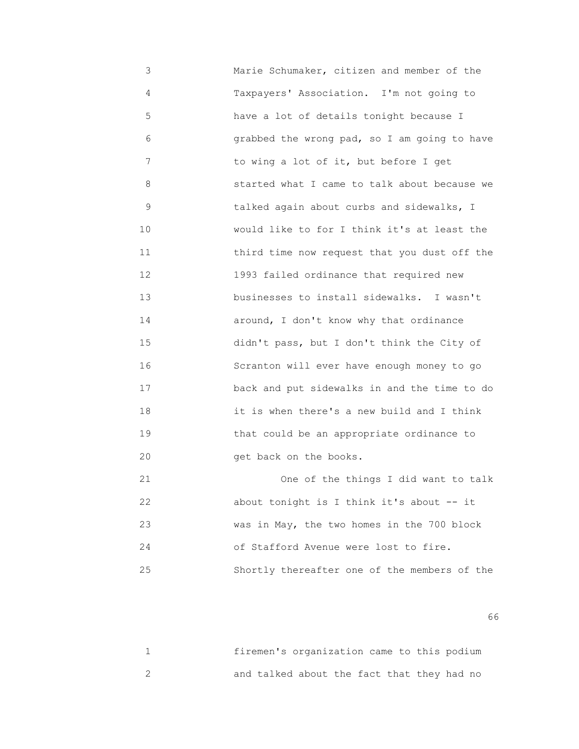Marie Schumaker, citizen and member of the Taxpayers' Association. I'm not going to have a lot of details tonight because I grabbed the wrong pad, so I am going to have to wing a lot of it, but before I get started what I came to talk about because we talked again about curbs and sidewalks, I would like to for I think it's at least the third time now request that you dust off the 1993 failed ordinance that required new businesses to install sidewalks. I wasn't around, I don't know why that ordinance didn't pass, but I don't think the City of Scranton will ever have enough money to go back and put sidewalks in and the time to do it is when there's a new build and I think that could be an appropriate ordinance to get back on the books.

One of the things I did want to talk about tonight is I think it's about -- it was in May, the two homes in the 700 block of Stafford Avenue were lost to fire. Shortly thereafter one of the members of the firemen's organization came to this podium and talked about the fact that they had no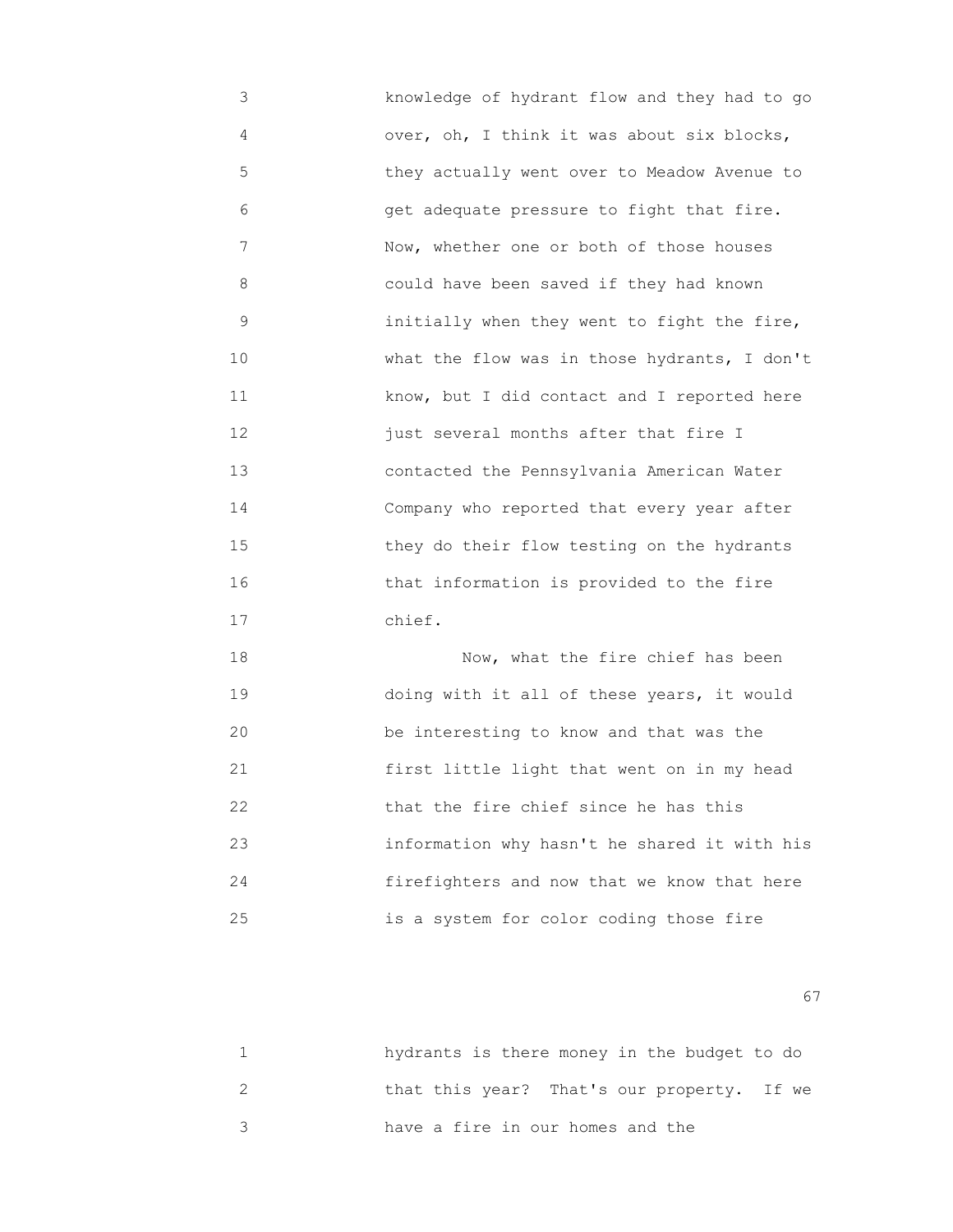knowledge of hydrant flow and they had to go over, oh, I think it was about six blocks, they actually went over to Meadow Avenue to get adequate pressure to fight that fire. Now, whether one or both of those houses could have been saved if they had known initially when they went to fight the fire, what the flow was in those hydrants, I don't know, but I did contact and I reported here just several months after that fire I contacted the Pennsylvania American Water Company who reported that every year after they do their flow testing on the hydrants that information is provided to the fire chief.

Now, what the fire chief has been doing with it all of these years, it would be interesting to know and that was the first little light that went on in my head that the fire chief since he has this information why hasn't he shared it with his firefighters and now that we know that here is a system for color coding those fire hydrants is there money in the budget to do that this year? That's our property. If we have a fire in our homes and the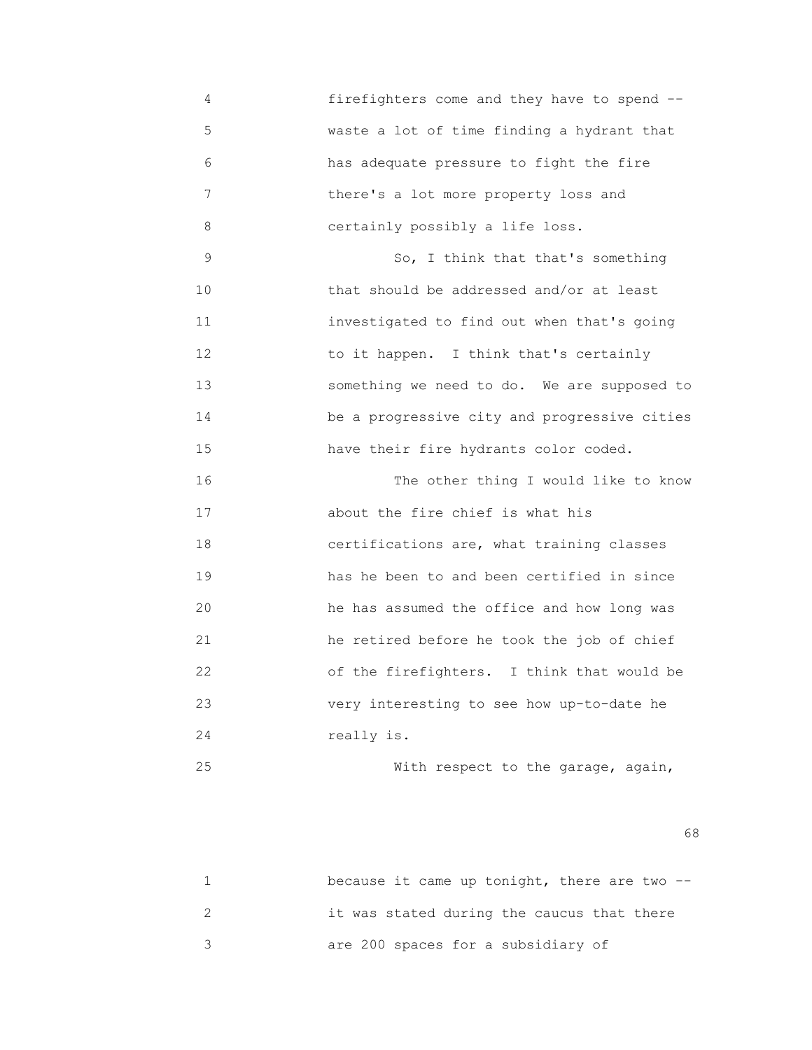firefighters come and they have to spend -- waste a lot of time finding a hydrant that has adequate pressure to fight the fire there's a lot more property loss and certainly possibly a life loss.

So, I think that that's something that should be addressed and/or at least investigated to find out when that's going to it happen. I think that's certainly something we need to do. We are supposed to be a progressive city and progressive cities have their fire hydrants color coded.

The other thing I would like to know about the fire chief is what his certifications are, what training classes has he been to and been certified in since he has assumed the office and how long was he retired before he took the job of chief of the firefighters. I think that would be very interesting to see how up-to-date he really is.

With respect to the garage, again, because it came up tonight, there are two -- it was stated during the caucus that there are 200 spaces for a subsidiary of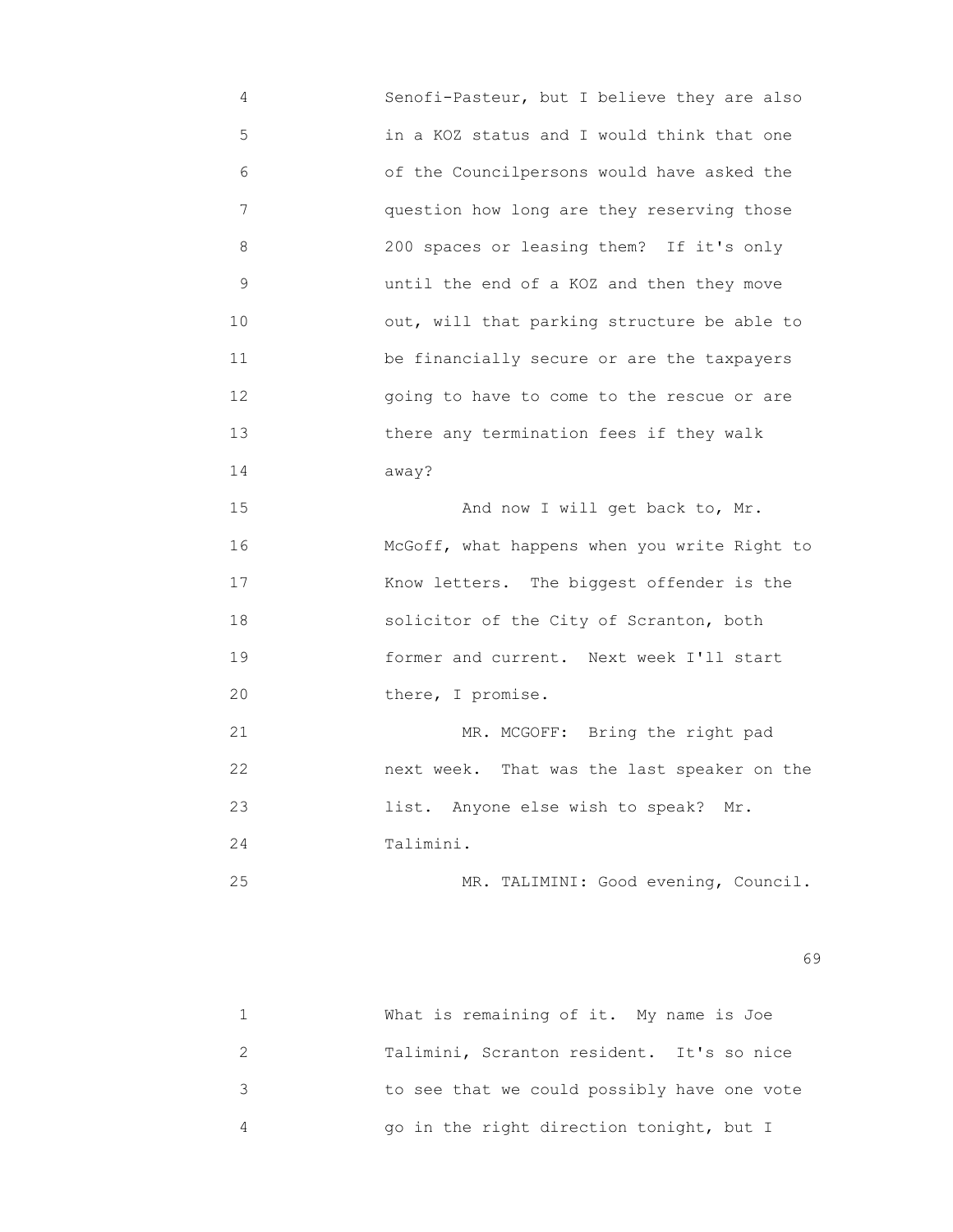4 Senofi-Pasteur, but I believe they are also
5 in a KOZ status and I would think that one
6 of the Councilpersons would have asked the
7 question how long are they reserving those
8 200 spaces or leasing them? If it's only
9 until the end of a KOZ and then they move
10 out, will that parking structure be able to
11 be financially secure or are the taxpayers
12 going to have to come to the rescue or are
13 there any termination fees if they walk
14 away?
15 And now I will get back to, Mr.
16 McGoff, what happens when you write Right to
17 Know letters. The biggest offender is the
18 solicitor of the City of Scranton, both
19 former and current. Next week I'll start
20 there, I promise.
21 MR. MCGOFF: Bring the right pad
22 next week. That was the last speaker on the
23 list. Anyone else wish to speak? Mr.
24 Talimini.
25 MR. TALIMINI: Good evening, Council.

69

1 What is remaining of it. My name is Joe
2 Talimini, Scranton resident. It's so nice
3 to see that we could possibly have one vote
4 go in the right direction tonight, but I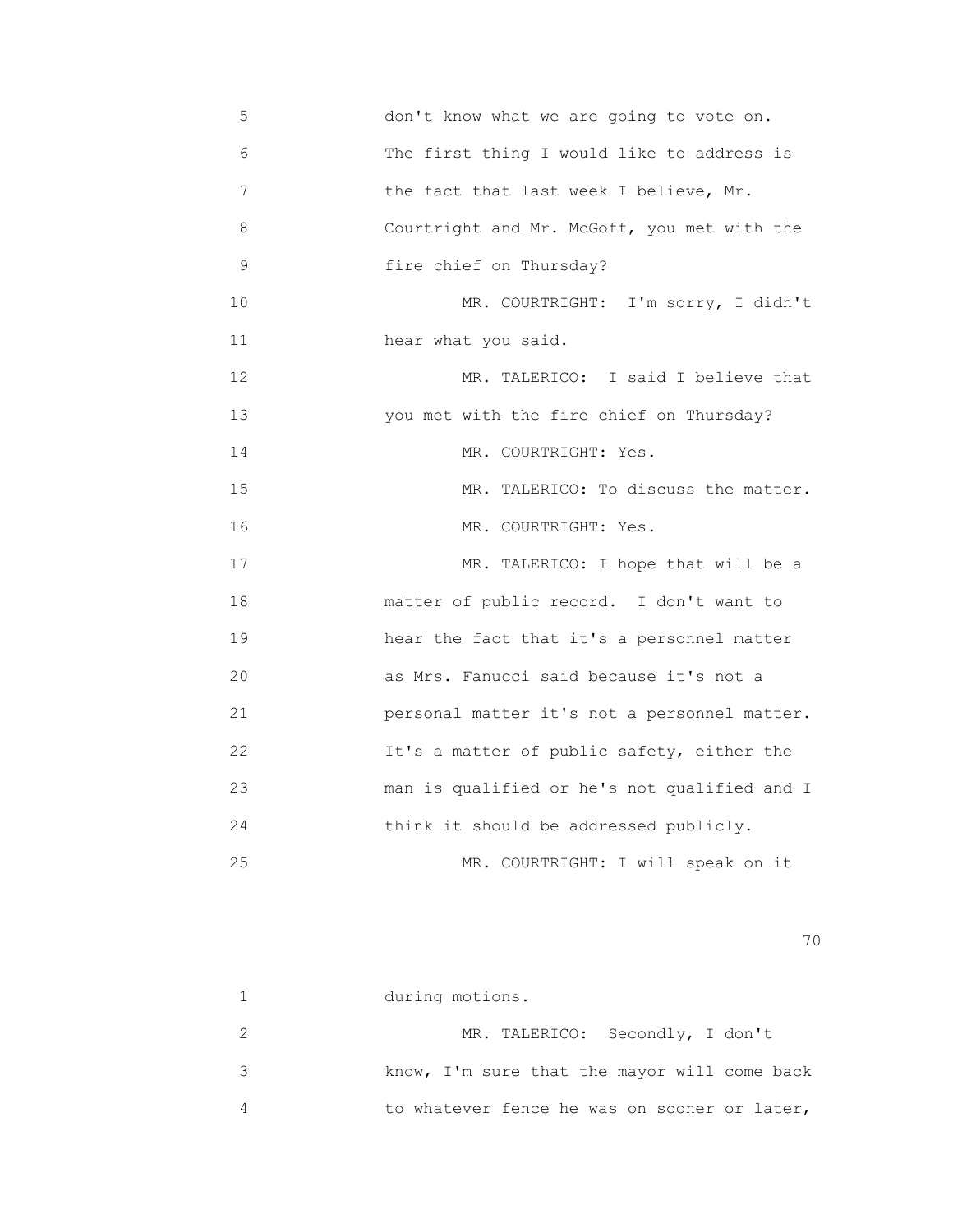don't know what we are going to vote on. The first thing I would like to address is the fact that last week I believe, Mr. Courtright and Mr. McGoff, you met with the fire chief on Thursday?

MR. COURTRIGHT: I'm sorry, I didn't hear what you said.

MR. TALERICO: I said I believe that you met with the fire chief on Thursday?

MR. COURTRIGHT: Yes.

MR. TALERICO: To discuss the matter.

MR. COURTRIGHT: Yes.

MR. TALERICO: I hope that will be a matter of public record. I don't want to hear the fact that it's a personnel matter as Mrs. Fanucci said because it's not a personal matter it's not a personnel matter. It's a matter of public safety, either the man is qualified or he's not qualified and I think it should be addressed publicly.

MR. COURTRIGHT: I will speak on it during motions.

MR. TALERICO: Secondly, I don't know, I'm sure that the mayor will come back to whatever fence he was on sooner or later,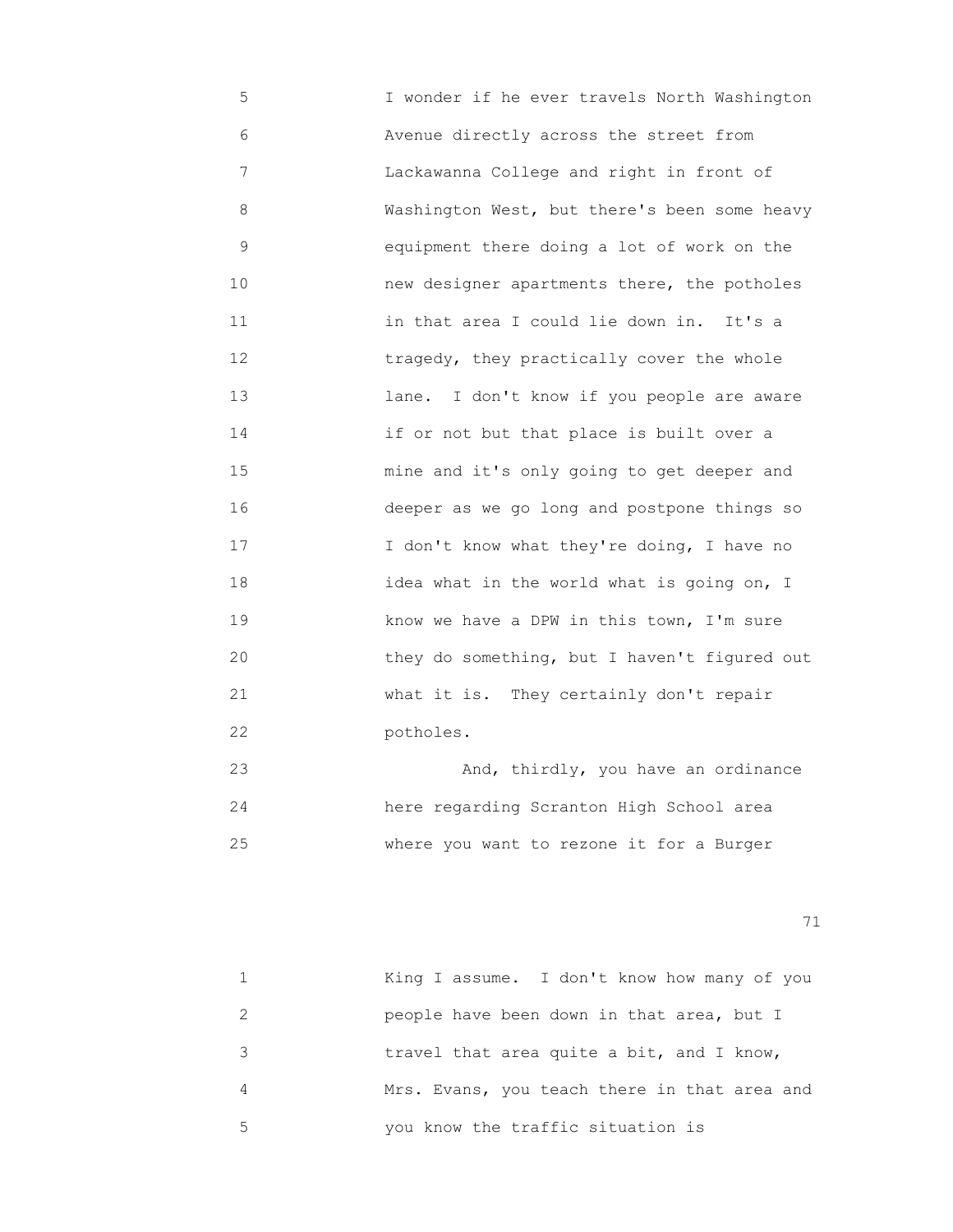5 I wonder if he ever travels North Washington
6 Avenue directly across the street from
7 Lackawanna College and right in front of
8 Washington West, but there's been some heavy
9 equipment there doing a lot of work on the
10 new designer apartments there, the potholes
11 in that area I could lie down in. It's a
12 tragedy, they practically cover the whole
13 lane. I don't know if you people are aware
14 if or not but that place is built over a
15 mine and it's only going to get deeper and
16 deeper as we go long and postpone things so
17 I don't know what they're doing, I have no
18 idea what in the world what is going on, I
19 know we have a DPW in this town, I'm sure
20 they do something, but I haven't figured out
21 what it is. They certainly don't repair
22 potholes.
23 And, thirdly, you have an ordinance
24 here regarding Scranton High School area
25 where you want to rezone it for a Burger

1 King I assume. I don't know how many of you
2 people have been down in that area, but I
3 travel that area quite a bit, and I know,
4 Mrs. Evans, you teach there in that area and
5 you know the traffic situation is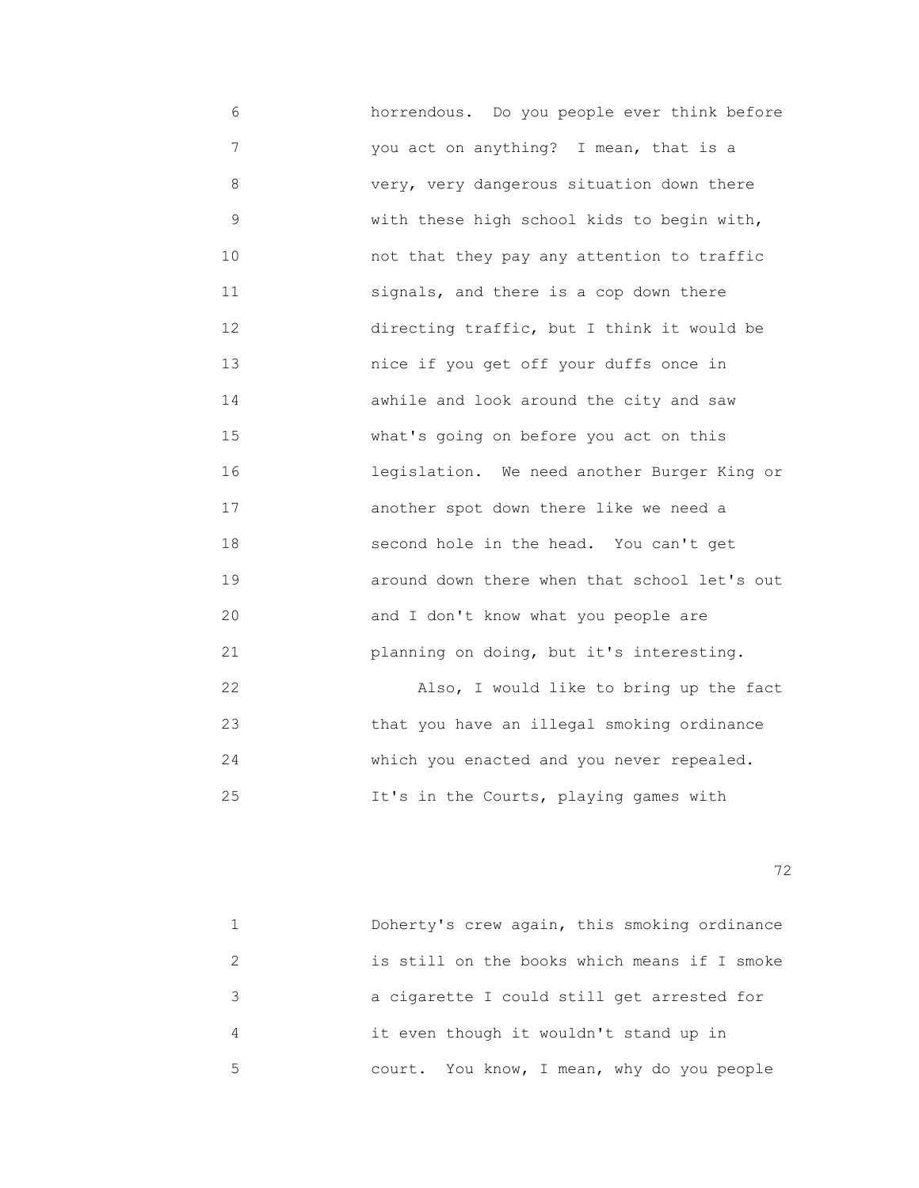horrendous. Do you people ever think before you act on anything? I mean, that is a very, very dangerous situation down there with these high school kids to begin with, not that they pay any attention to traffic signals, and there is a cop down there directing traffic, but I think it would be nice if you get off your duffs once in awhile and look around the city and saw what's going on before you act on this legislation. We need another Burger King or another spot down there like we need a second hole in the head. You can't get around down there when that school let's out and I don't know what you people are planning on doing, but it's interesting.

Also, I would like to bring up the fact that you have an illegal smoking ordinance which you enacted and you never repealed. It's in the Courts, playing games with Doherty's crew again, this smoking ordinance is still on the books which means if I smoke a cigarette I could still get arrested for it even though it wouldn't stand up in court. You know, I mean, why do you people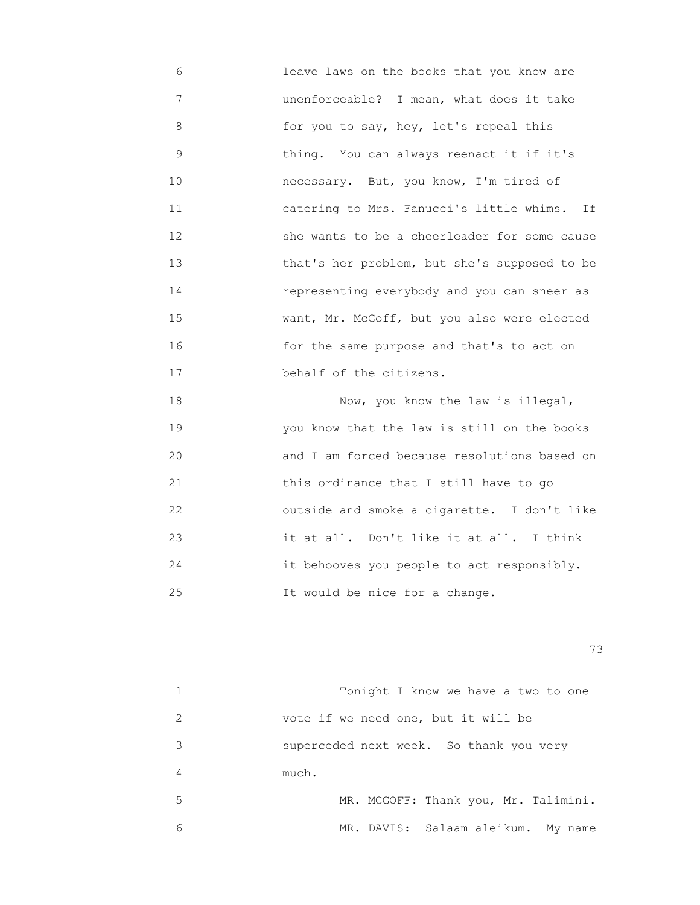6 leave laws on the books that you know are
7 unenforceable? I mean, what does it take
8 for you to say, hey, let's repeal this
9 thing. You can always reenact it if it's
10 necessary. But, you know, I'm tired of
11 catering to Mrs. Fanucci's little whims. If
12 she wants to be a cheerleader for some cause
13 that's her problem, but she's supposed to be
14 representing everybody and you can sneer as
15 want, Mr. McGoff, but you also were elected
16 for the same purpose and that's to act on
17 behalf of the citizens.

18 Now, you know the law is illegal,
19 you know that the law is still on the books
20 and I am forced because resolutions based on
21 this ordinance that I still have to go
22 outside and smoke a cigarette. I don't like
23 it at all. Don't like it at all. I think
24 it behooves you people to act responsibly.
25 It would be nice for a change.

1 Tonight I know we have a two to one
2 vote if we need one, but it will be
3 superceded next week. So thank you very
4 much.
5 MR. MCGOFF: Thank you, Mr. Talimini.
6 MR. DAVIS: Salaam aleikum. My name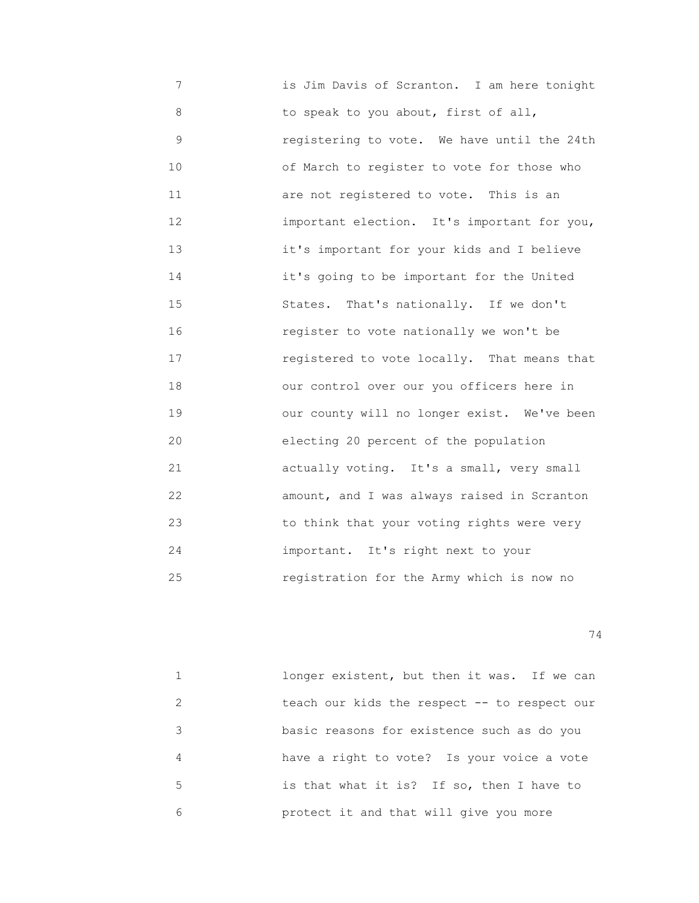7 is Jim Davis of Scranton. I am here tonight
8 to speak to you about, first of all,
9 registering to vote. We have until the 24th
10 of March to register to vote for those who
11 are not registered to vote. This is an
12 important election. It's important for you,
13 it's important for your kids and I believe
14 it's going to be important for the United
15 States. That's nationally. If we don't
16 register to vote nationally we won't be
17 registered to vote locally. That means that
18 our control over our you officers here in
19 our county will no longer exist. We've been
20 electing 20 percent of the population
21 actually voting. It's a small, very small
22 amount, and I was always raised in Scranton
23 to think that your voting rights were very
24 important. It's right next to your
25 registration for the Army which is now no

1 longer existent, but then it was. If we can
2 teach our kids the respect -- to respect our
3 basic reasons for existence such as do you
4 have a right to vote? Is your voice a vote
5 is that what it is? If so, then I have to
6 protect it and that will give you more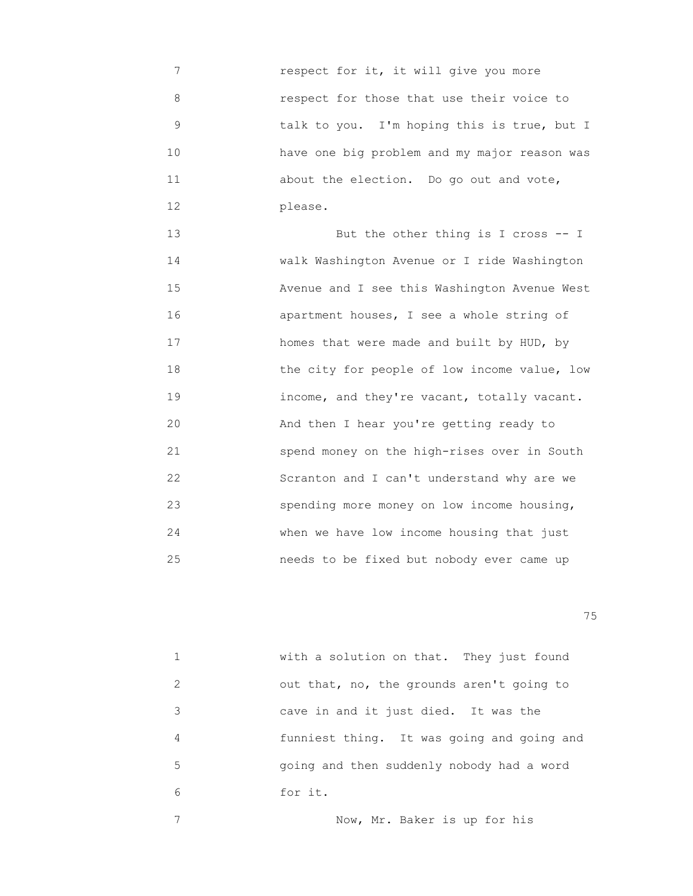7 respect for it, it will give you more
8 respect for those that use their voice to
9 talk to you. I'm hoping this is true, but I
10 have one big problem and my major reason was
11 about the election. Do go out and vote,
12 please.

13 But the other thing is I cross -- I
14 walk Washington Avenue or I ride Washington
15 Avenue and I see this Washington Avenue West
16 apartment houses, I see a whole string of
17 homes that were made and built by HUD, by
18 the city for people of low income value, low
19 income, and they're vacant, totally vacant.
20 And then I hear you're getting ready to
21 spend money on the high-rises over in South
22 Scranton and I can't understand why are we
23 spending more money on low income housing,
24 when we have low income housing that just
25 needs to be fixed but nobody ever came up

1 with a solution on that. They just found
2 out that, no, the grounds aren't going to
3 cave in and it just died. It was the
4 funniest thing. It was going and going and
5 going and then suddenly nobody had a word
6 for it.

7 Now, Mr. Baker is up for his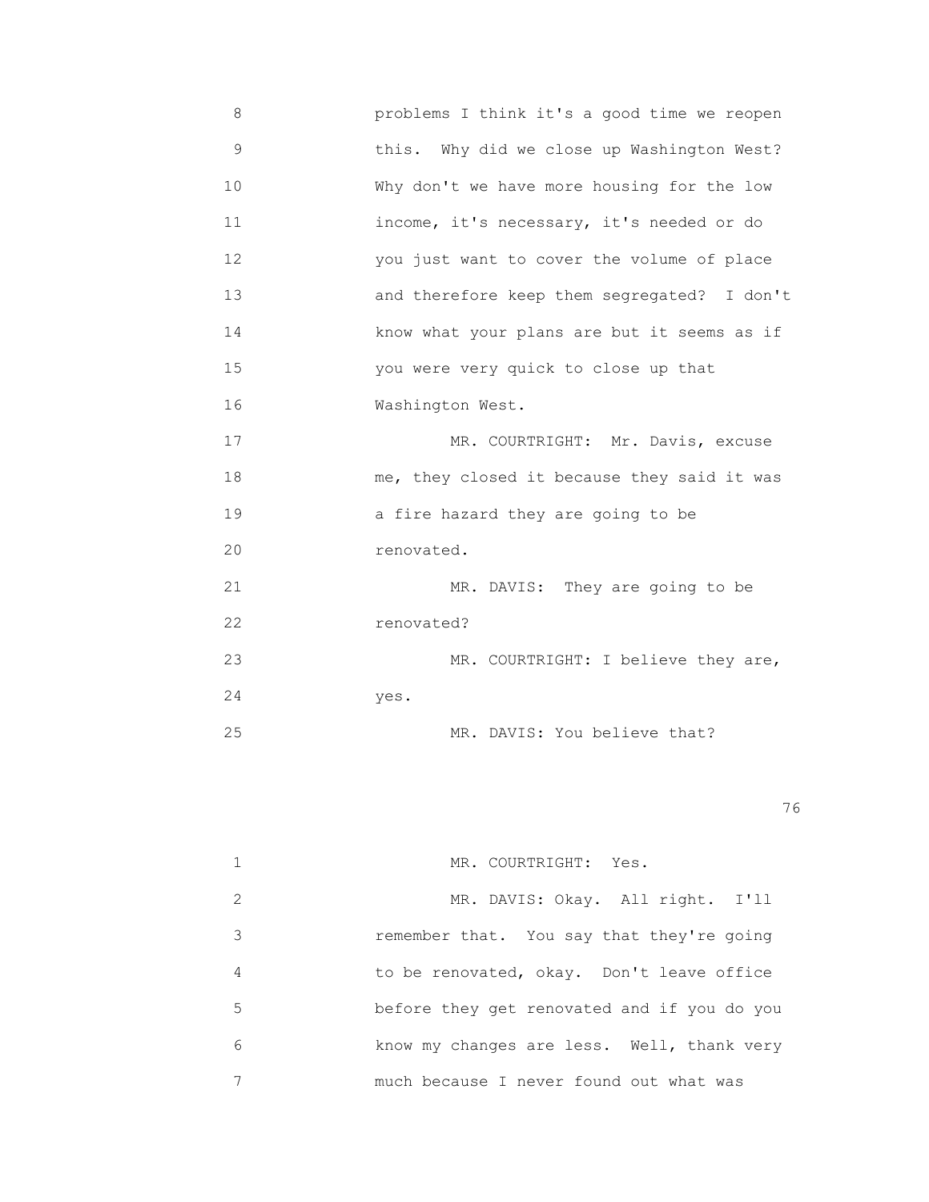8 problems I think it's a good time we reopen
9 this. Why did we close up Washington West?
10 Why don't we have more housing for the low
11 income, it's necessary, it's needed or do
12 you just want to cover the volume of place
13 and therefore keep them segregated? I don't
14 know what your plans are but it seems as if
15 you were very quick to close up that
16 Washington West.

17 MR. COURTRIGHT: Mr. Davis, excuse
18 me, they closed it because they said it was
19 a fire hazard they are going to be
20 renovated.

21 MR. DAVIS: They are going to be
22 renovated?

23 MR. COURTRIGHT: I believe they are,
24 yes.

25 MR. DAVIS: You believe that?

1 MR. COURTRIGHT: Yes.

2 MR. DAVIS: Okay. All right. I'll
3 remember that. You say that they're going
4 to be renovated, okay. Don't leave office
5 before they get renovated and if you do you
6 know my changes are less. Well, thank very
7 much because I never found out what was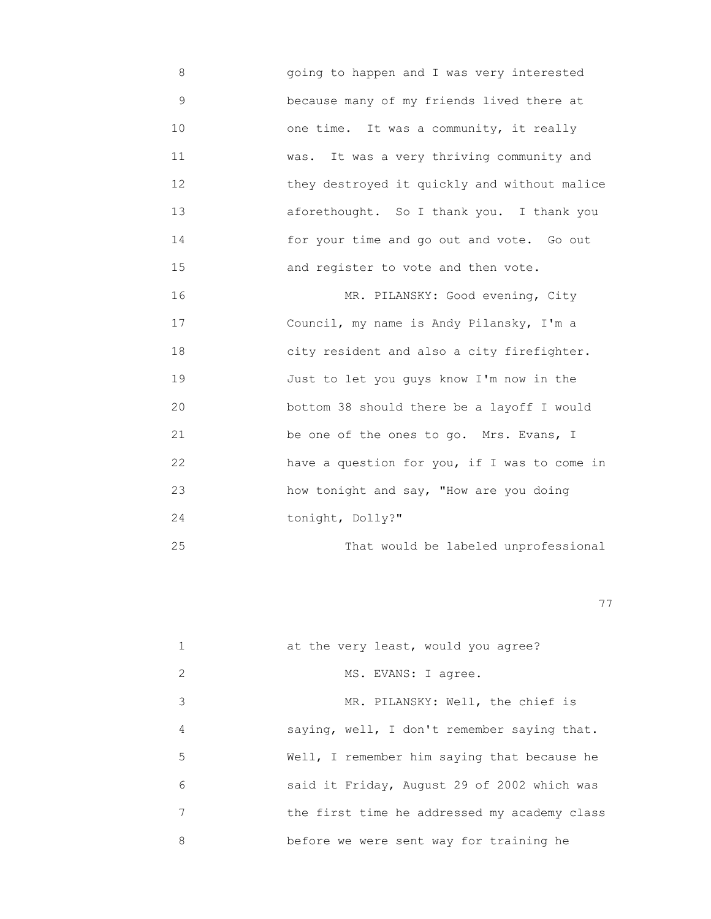8 going to happen and I was very interested
9 because many of my friends lived there at
10 one time. It was a community, it really
11 was. It was a very thriving community and
12 they destroyed it quickly and without malice
13 aforethought. So I thank you. I thank you
14 for your time and go out and vote. Go out
15 and register to vote and then vote.
16 MR. PILANSKY: Good evening, City
17 Council, my name is Andy Pilansky, I'm a
18 city resident and also a city firefighter.
19 Just to let you guys know I'm now in the
20 bottom 38 should there be a layoff I would
21 be one of the ones to go. Mrs. Evans, I
22 have a question for you, if I was to come in
23 how tonight and say, "How are you doing
24 tonight, Dolly?"
25 That would be labeled unprofessional

1 at the very least, would you agree?
2 MS. EVANS: I agree.
3 MR. PILANSKY: Well, the chief is
4 saying, well, I don't remember saying that.
5 Well, I remember him saying that because he
6 said it Friday, August 29 of 2002 which was
7 the first time he addressed my academy class
8 before we were sent way for training he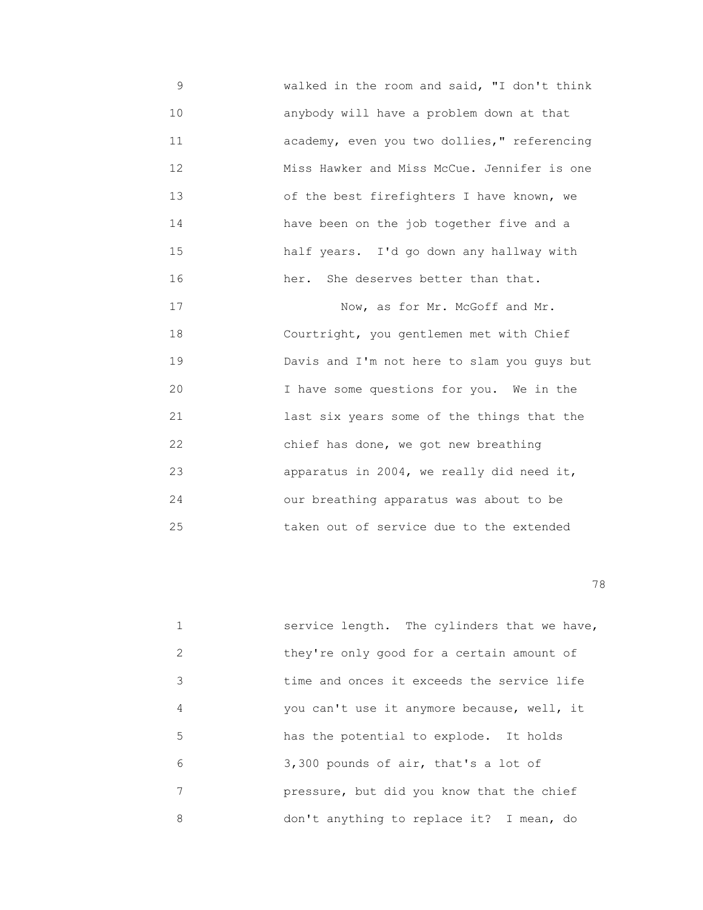9 walked in the room and said, "I don't think
10 anybody will have a problem down at that
11 academy, even you two dollies," referencing
12 Miss Hawker and Miss McCue. Jennifer is one
13 of the best firefighters I have known, we
14 have been on the job together five and a
15 half years. I'd go down any hallway with
16 her. She deserves better than that.
17 Now, as for Mr. McGoff and Mr.
18 Courtright, you gentlemen met with Chief
19 Davis and I'm not here to slam you guys but
20 I have some questions for you. We in the
21 last six years some of the things that the
22 chief has done, we got new breathing
23 apparatus in 2004, we really did need it,
24 our breathing apparatus was about to be
25 taken out of service due to the extended

1 service length. The cylinders that we have,
2 they're only good for a certain amount of
3 time and onces it exceeds the service life
4 you can't use it anymore because, well, it
5 has the potential to explode. It holds
6 3,300 pounds of air, that's a lot of
7 pressure, but did you know that the chief
8 don't anything to replace it? I mean, do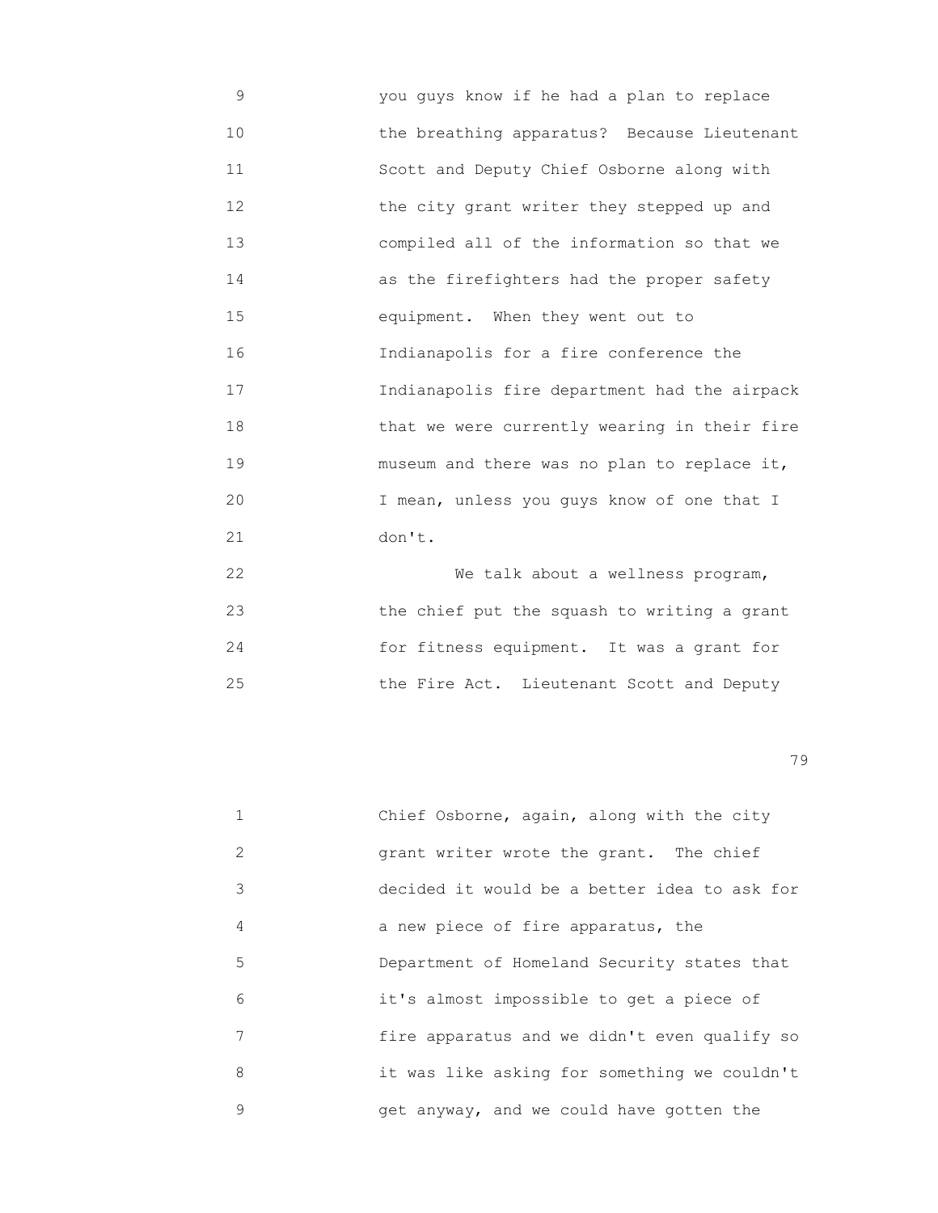9 you guys know if he had a plan to replace
10 the breathing apparatus? Because Lieutenant
11 Scott and Deputy Chief Osborne along with
12 the city grant writer they stepped up and
13 compiled all of the information so that we
14 as the firefighters had the proper safety
15 equipment. When they went out to
16 Indianapolis for a fire conference the
17 Indianapolis fire department had the airpack
18 that we were currently wearing in their fire
19 museum and there was no plan to replace it,
20 I mean, unless you guys know of one that I
21 don't.
22 We talk about a wellness program,
23 the chief put the squash to writing a grant
24 for fitness equipment. It was a grant for
25 the Fire Act. Lieutenant Scott and Deputy

1 Chief Osborne, again, along with the city
2 grant writer wrote the grant. The chief
3 decided it would be a better idea to ask for
4 a new piece of fire apparatus, the
5 Department of Homeland Security states that
6 it's almost impossible to get a piece of
7 fire apparatus and we didn't even qualify so
8 it was like asking for something we couldn't
9 get anyway, and we could have gotten the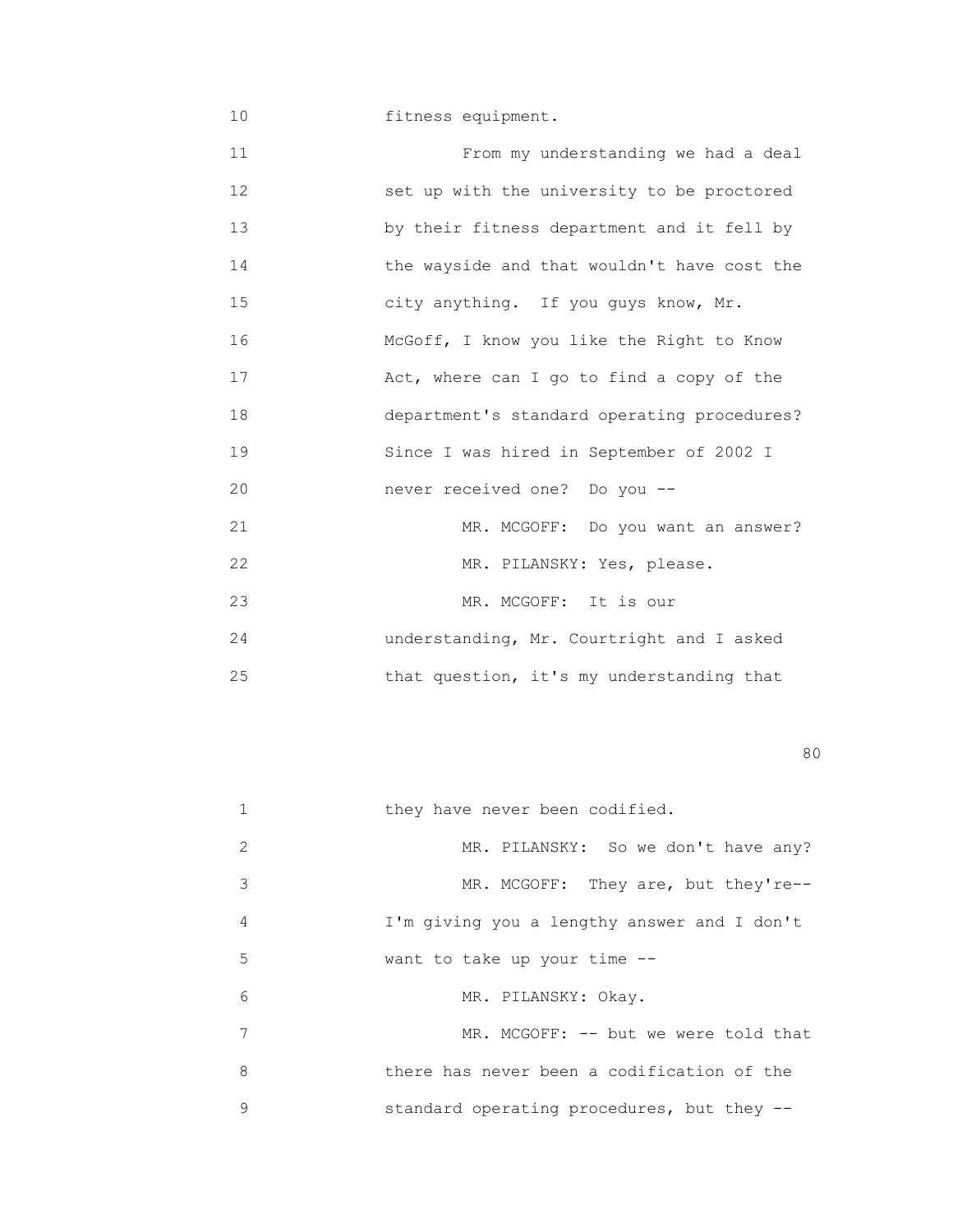fitness equipment.

From my understanding we had a deal set up with the university to be proctored by their fitness department and it fell by the wayside and that wouldn't have cost the city anything. If you guys know, Mr. McGoff, I know you like the Right to Know Act, where can I go to find a copy of the department's standard operating procedures? Since I was hired in September of 2002 I never received one? Do you --

MR. MCGOFF: Do you want an answer?

MR. PILANSKY: Yes, please.

MR. MCGOFF: It is our understanding, Mr. Courtright and I asked that question, it's my understanding that they have never been codified.

MR. PILANSKY: So we don't have any?

MR. MCGOFF: They are, but they're-- I'm giving you a lengthy answer and I don't want to take up your time --

MR. PILANSKY: Okay.

MR. MCGOFF: -- but we were told that there has never been a codification of the standard operating procedures, but they --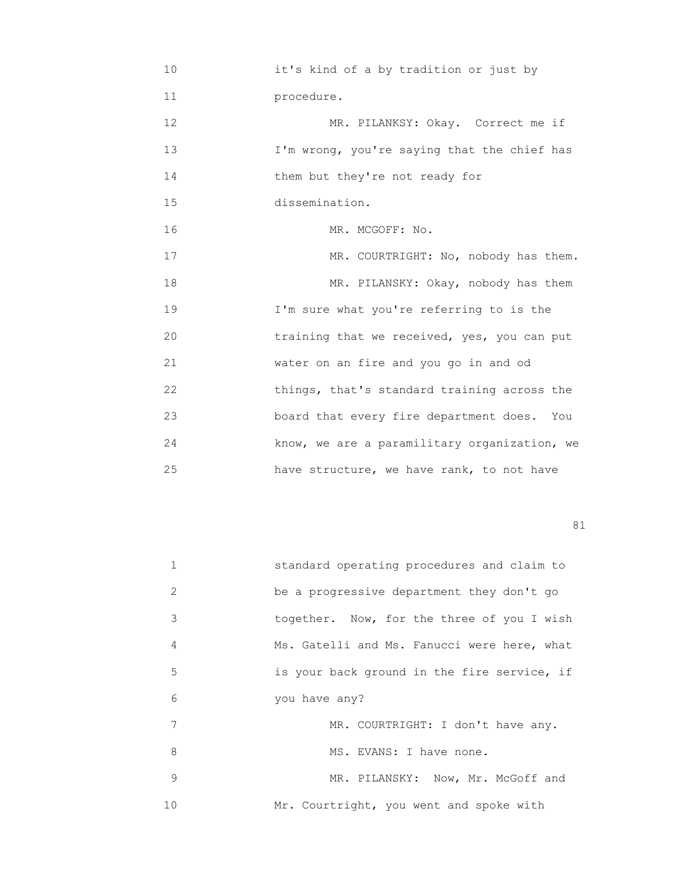10 it's kind of a by tradition or just by
11 procedure.
12 MR. PILANKSY: Okay. Correct me if
13 I'm wrong, you're saying that the chief has
14 them but they're not ready for
15 dissemination.
16 MR. MCGOFF: No.
17 MR. COURTRIGHT: No, nobody has them.
18 MR. PILANSKY: Okay, nobody has them
19 I'm sure what you're referring to is the
20 training that we received, yes, you can put
21 water on an fire and you go in and od
22 things, that's standard training across the
23 board that every fire department does. You
24 know, we are a paramilitary organization, we
25 have structure, we have rank, to not have

1 standard operating procedures and claim to
2 be a progressive department they don't go
3 together. Now, for the three of you I wish
4 Ms. Gatelli and Ms. Fanucci were here, what
5 is your back ground in the fire service, if
6 you have any?
7 MR. COURTRIGHT: I don't have any.
8 MS. EVANS: I have none.
9 MR. PILANSKY: Now, Mr. McGoff and
10 Mr. Courtright, you went and spoke with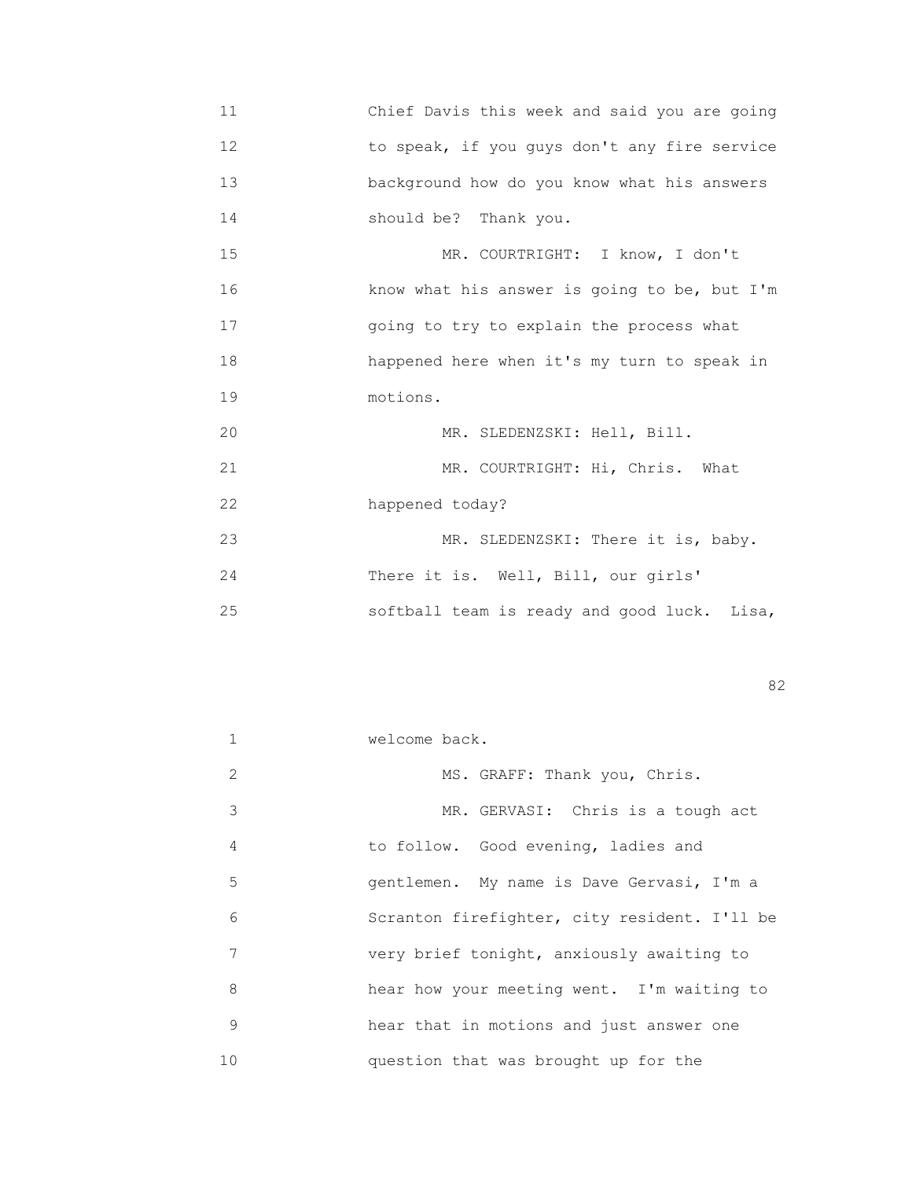Chief Davis this week and said you are going to speak, if you guys don't any fire service background how do you know what his answers should be? Thank you.

MR. COURTRIGHT: I know, I don't know what his answer is going to be, but I'm going to try to explain the process what happened here when it's my turn to speak in motions.

MR. SLEDENZSKI: Hell, Bill.

MR. COURTRIGHT: Hi, Chris. What happened today?

MR. SLEDENZSKI: There it is, baby. There it is. Well, Bill, our girls' softball team is ready and good luck. Lisa, welcome back.

MS. GRAFF: Thank you, Chris.

MR. GERVASI: Chris is a tough act to follow. Good evening, ladies and gentlemen. My name is Dave Gervasi, I'm a Scranton firefighter, city resident. I'll be very brief tonight, anxiously awaiting to hear how your meeting went. I'm waiting to hear that in motions and just answer one question that was brought up for the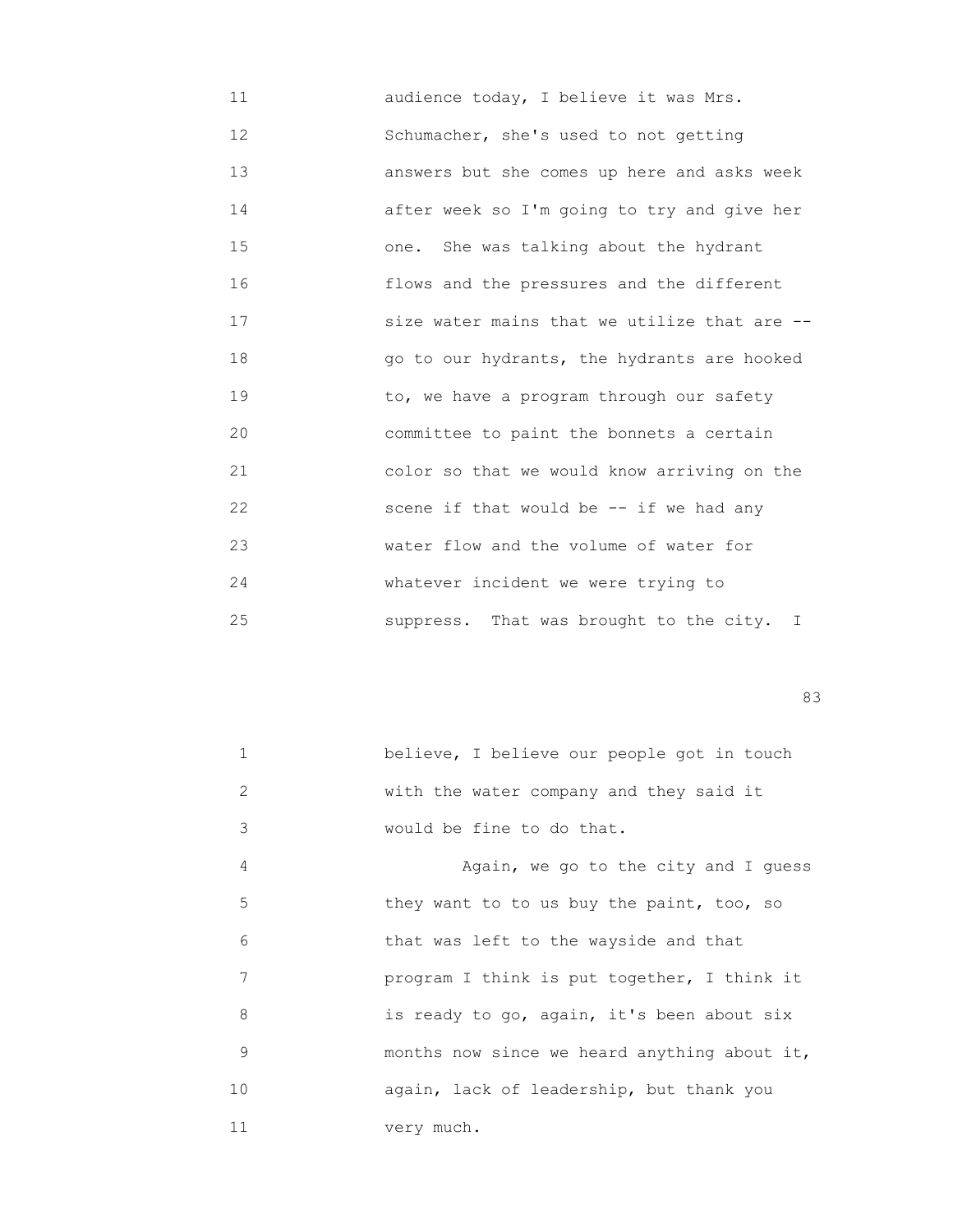11 audience today, I believe it was Mrs.
12 Schumacher, she's used to not getting
13 answers but she comes up here and asks week
14 after week so I'm going to try and give her
15 one. She was talking about the hydrant
16 flows and the pressures and the different
17 size water mains that we utilize that are --
18 go to our hydrants, the hydrants are hooked
19 to, we have a program through our safety
20 committee to paint the bonnets a certain
21 color so that we would know arriving on the
22 scene if that would be -- if we had any
23 water flow and the volume of water for
24 whatever incident we were trying to
25 suppress. That was brought to the city. I

1 believe, I believe our people got in touch
2 with the water company and they said it
3 would be fine to do that.
4 Again, we go to the city and I guess
5 they want to to us buy the paint, too, so
6 that was left to the wayside and that
7 program I think is put together, I think it
8 is ready to go, again, it's been about six
9 months now since we heard anything about it,
10 again, lack of leadership, but thank you
11 very much.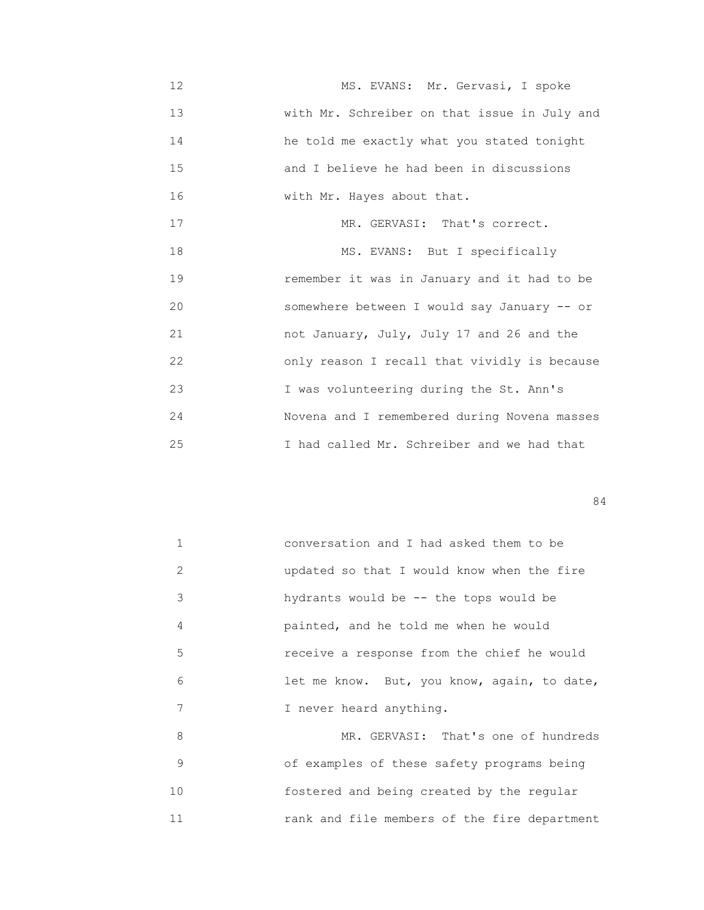MS. EVANS: Mr. Gervasi, I spoke with Mr. Schreiber on that issue in July and he told me exactly what you stated tonight and I believe he had been in discussions with Mr. Hayes about that.

MR. GERVASI: That's correct.

MS. EVANS: But I specifically remember it was in January and it had to be somewhere between I would say January -- or not January, July, July 17 and 26 and the only reason I recall that vividly is because I was volunteering during the St. Ann's Novena and I remembered during Novena masses I had called Mr. Schreiber and we had that conversation and I had asked them to be updated so that I would know when the fire hydrants would be -- the tops would be painted, and he told me when he would receive a response from the chief he would let me know. But, you know, again, to date, I never heard anything.

MR. GERVASI: That's one of hundreds of examples of these safety programs being fostered and being created by the regular rank and file members of the fire department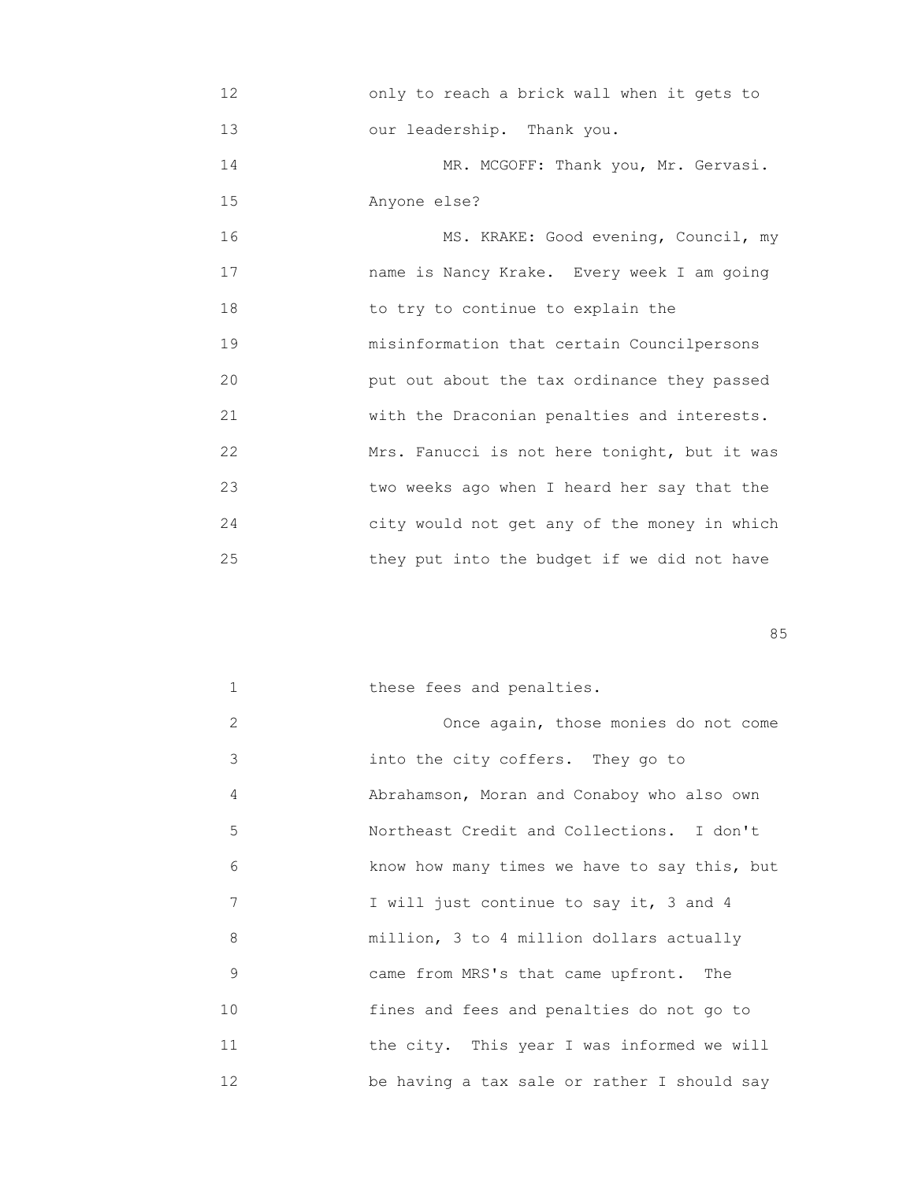only to reach a brick wall when it gets to our leadership. Thank you.

MR. MCGOFF: Thank you, Mr. Gervasi. Anyone else?

MS. KRAKE: Good evening, Council, my name is Nancy Krake. Every week I am going to try to continue to explain the misinformation that certain Councilpersons put out about the tax ordinance they passed with the Draconian penalties and interests. Mrs. Fanucci is not here tonight, but it was two weeks ago when I heard her say that the city would not get any of the money in which they put into the budget if we did not have these fees and penalties.

Once again, those monies do not come into the city coffers. They go to Abrahamson, Moran and Conaboy who also own Northeast Credit and Collections. I don't know how many times we have to say this, but I will just continue to say it, 3 and 4 million, 3 to 4 million dollars actually came from MRS's that came upfront. The fines and fees and penalties do not go to the city. This year I was informed we will be having a tax sale or rather I should say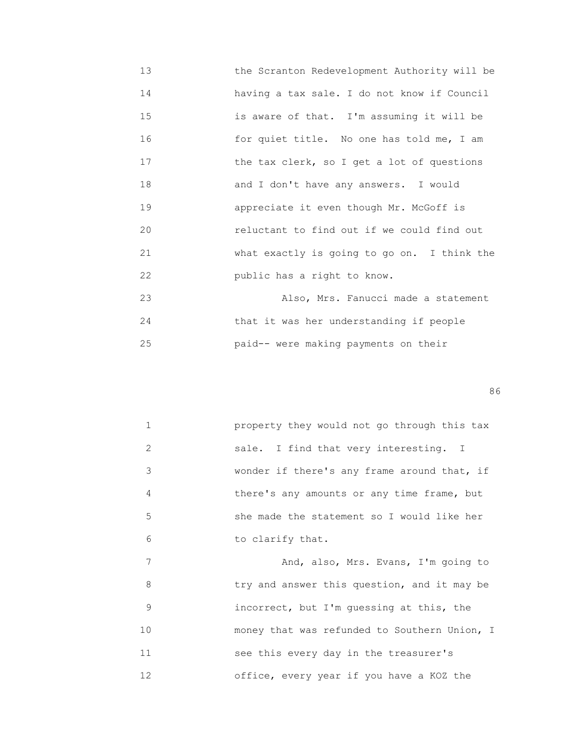13 the Scranton Redevelopment Authority will be
14 having a tax sale. I do not know if Council
15 is aware of that. I'm assuming it will be
16 for quiet title. No one has told me, I am
17 the tax clerk, so I get a lot of questions
18 and I don't have any answers. I would
19 appreciate it even though Mr. McGoff is
20 reluctant to find out if we could find out
21 what exactly is going to go on. I think the
22 public has a right to know.
23 Also, Mrs. Fanucci made a statement
24 that it was her understanding if people
25 paid-- were making payments on their

1 property they would not go through this tax
2 sale. I find that very interesting. I
3 wonder if there's any frame around that, if
4 there's any amounts or any time frame, but
5 she made the statement so I would like her
6 to clarify that.
7 And, also, Mrs. Evans, I'm going to
8 try and answer this question, and it may be
9 incorrect, but I'm guessing at this, the
10 money that was refunded to Southern Union, I
11 see this every day in the treasurer's
12 office, every year if you have a KOZ the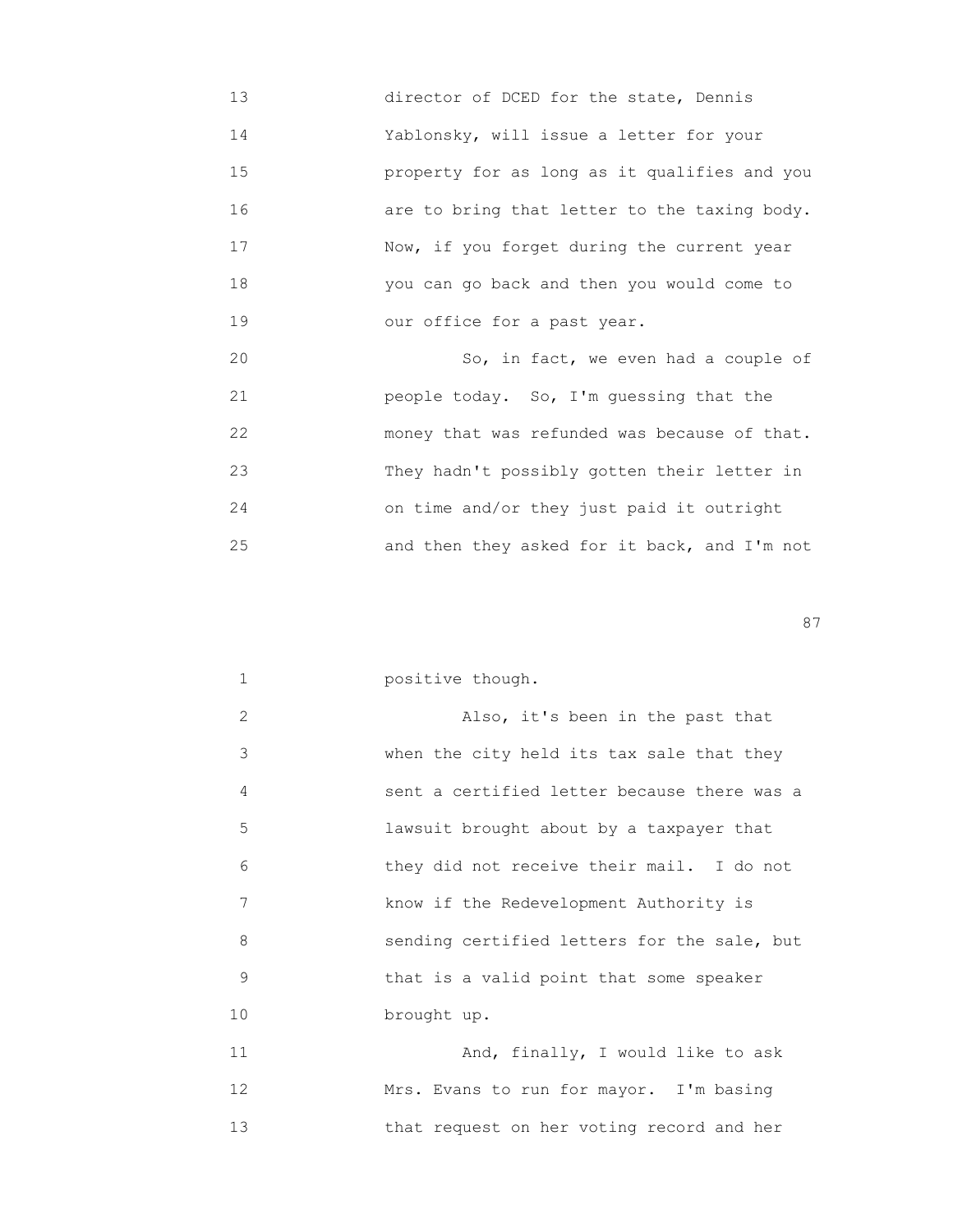13 director of DCED for the state, Dennis
14 Yablonsky, will issue a letter for your
15 property for as long as it qualifies and you
16 are to bring that letter to the taxing body.
17 Now, if you forget during the current year
18 you can go back and then you would come to
19 our office for a past year.

20 So, in fact, we even had a couple of
21 people today. So, I'm guessing that the
22 money that was refunded was because of that.
23 They hadn't possibly gotten their letter in
24 on time and/or they just paid it outright
25 and then they asked for it back, and I'm not

1 positive though.

2 Also, it's been in the past that
3 when the city held its tax sale that they
4 sent a certified letter because there was a
5 lawsuit brought about by a taxpayer that
6 they did not receive their mail. I do not
7 know if the Redevelopment Authority is
8 sending certified letters for the sale, but
9 that is a valid point that some speaker
10 brought up.

11 And, finally, I would like to ask
12 Mrs. Evans to run for mayor. I'm basing
13 that request on her voting record and her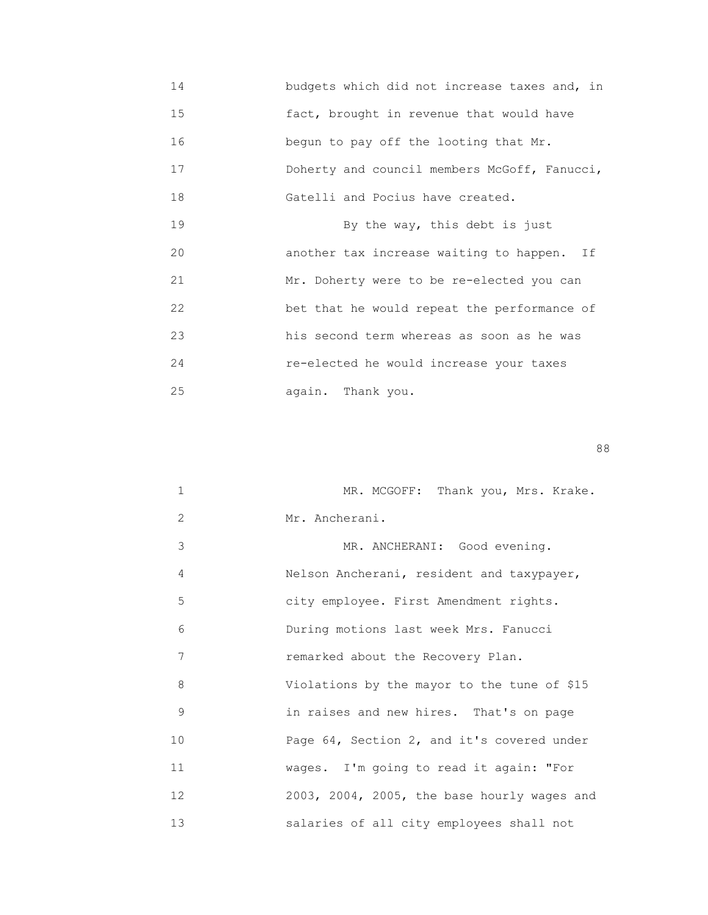14 budgets which did not increase taxes and, in
15 fact, brought in revenue that would have
16 begun to pay off the looting that Mr.
17 Doherty and council members McGoff, Fanucci,
18 Gatelli and Pocius have created.
19 By the way, this debt is just
20 another tax increase waiting to happen. If
21 Mr. Doherty were to be re-elected you can
22 bet that he would repeat the performance of
23 his second term whereas as soon as he was
24 re-elected he would increase your taxes
25 again. Thank you.

1 MR. MCGOFF: Thank you, Mrs. Krake.
2 Mr. Ancherani.
3 MR. ANCHERANI: Good evening.
4 Nelson Ancherani, resident and taxpayer,
5 city employee. First Amendment rights.
6 During motions last week Mrs. Fanucci
7 remarked about the Recovery Plan.
8 Violations by the mayor to the tune of $15
9 in raises and new hires. That's on page
10 Page 64, Section 2, and it's covered under
11 wages. I'm going to read it again: "For
12 2003, 2004, 2005, the base hourly wages and
13 salaries of all city employees shall not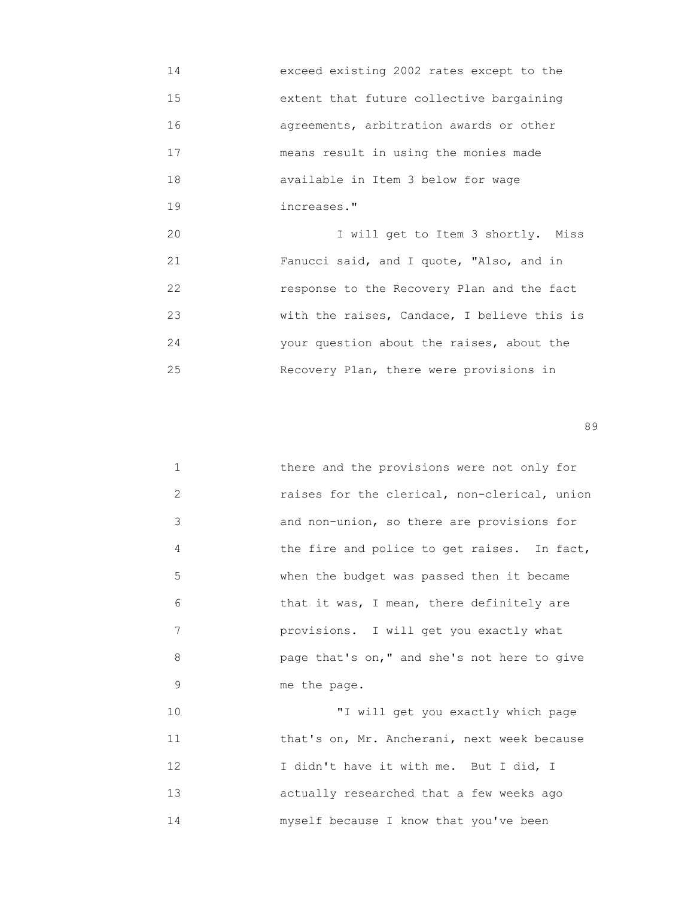exceed existing 2002 rates except to the extent that future collective bargaining agreements, arbitration awards or other means result in using the monies made available in Item 3 below for wage increases."

I will get to Item 3 shortly. Miss Fanucci said, and I quote, "Also, and in response to the Recovery Plan and the fact with the raises, Candace, I believe this is your question about the raises, about the Recovery Plan, there were provisions in there and the provisions were not only for raises for the clerical, non-clerical, union and non-union, so there are provisions for the fire and police to get raises. In fact, when the budget was passed then it became that it was, I mean, there definitely are provisions. I will get you exactly what page that's on," and she's not here to give me the page.

"I will get you exactly which page that's on, Mr. Ancherani, next week because I didn't have it with me. But I did, I actually researched that a few weeks ago myself because I know that you've been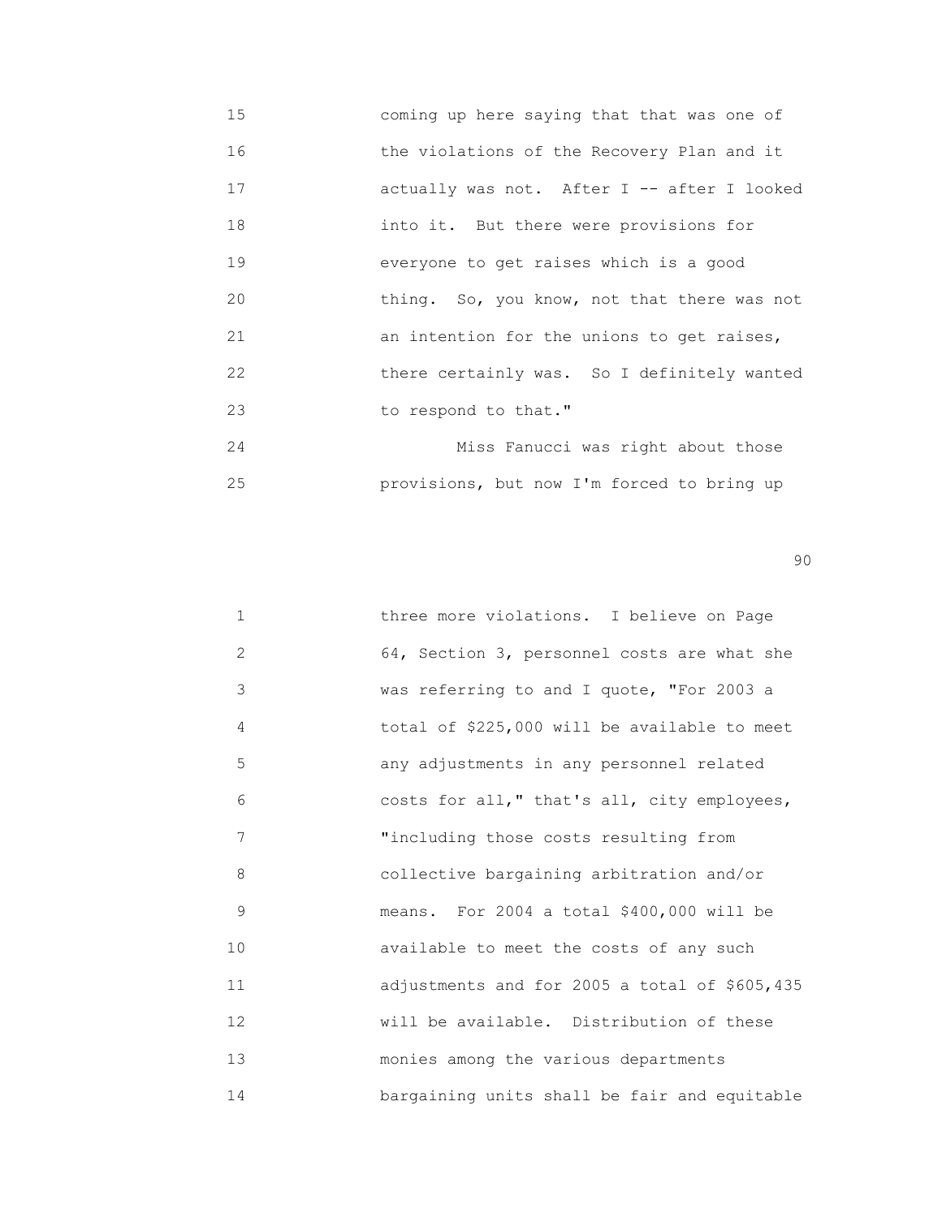15 coming up here saying that that was one of
16 the violations of the Recovery Plan and it
17 actually was not. After I -- after I looked
18 into it. But there were provisions for
19 everyone to get raises which is a good
20 thing. So, you know, not that there was not
21 an intention for the unions to get raises,
22 there certainly was. So I definitely wanted
23 to respond to that."
24 Miss Fanucci was right about those
25 provisions, but now I'm forced to bring up

1 three more violations. I believe on Page
2 64, Section 3, personnel costs are what she
3 was referring to and I quote, "For 2003 a
4 total of $225,000 will be available to meet
5 any adjustments in any personnel related
6 costs for all," that's all, city employees,
7 "including those costs resulting from
8 collective bargaining arbitration and/or
9 means. For 2004 a total $400,000 will be
10 available to meet the costs of any such
11 adjustments and for 2005 a total of $605,435
12 will be available. Distribution of these
13 monies among the various departments
14 bargaining units shall be fair and equitable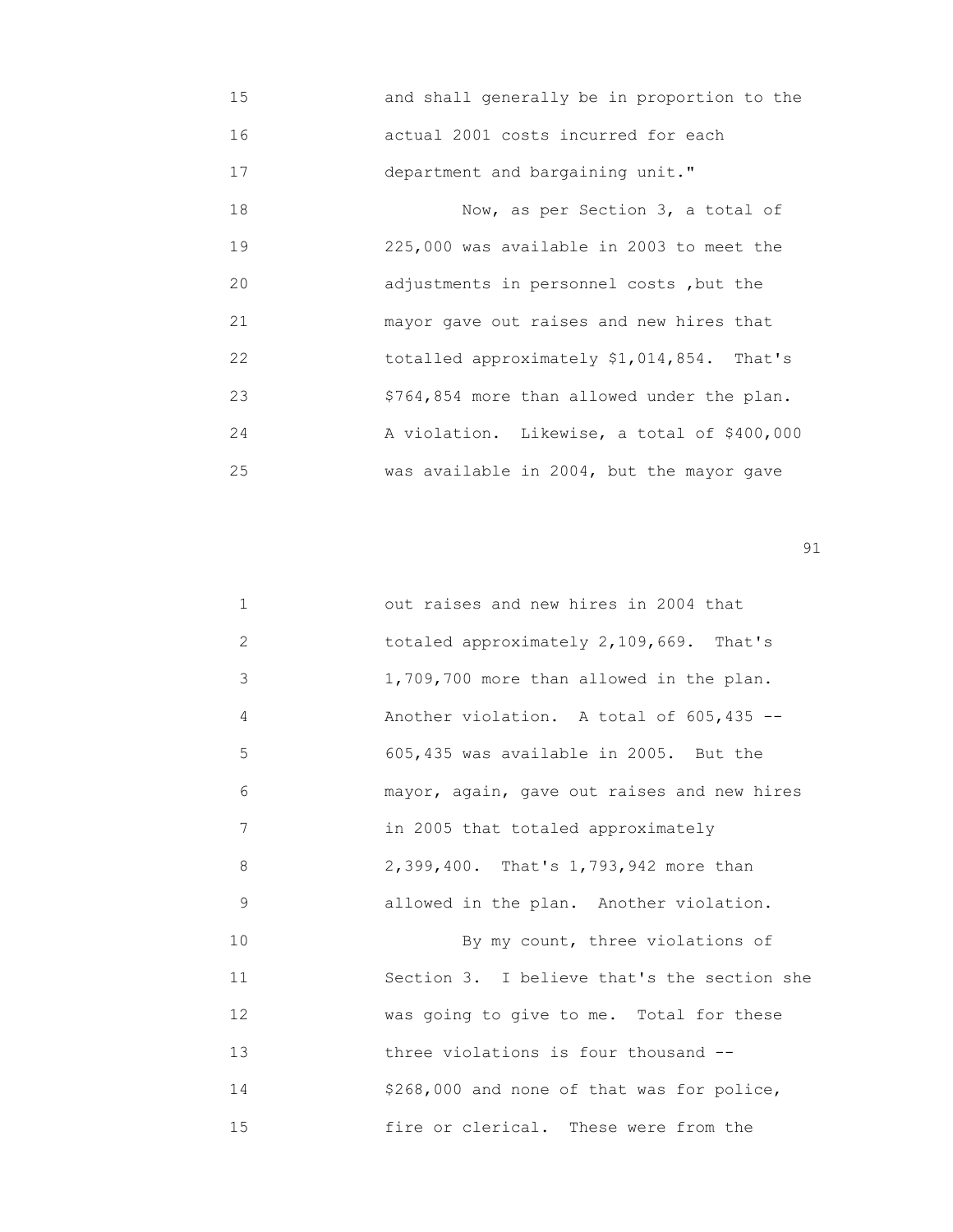15 and shall generally be in proportion to the
16 actual 2001 costs incurred for each
17 department and bargaining unit."
18 Now, as per Section 3, a total of
19 225,000 was available in 2003 to meet the
20 adjustments in personnel costs ,but the
21 mayor gave out raises and new hires that
22 totalled approximately $1,014,854. That's
23 $764,854 more than allowed under the plan.
24 A violation. Likewise, a total of $400,000
25 was available in 2004, but the mayor gave

1 out raises and new hires in 2004 that
2 totaled approximately 2,109,669. That's
3 1,709,700 more than allowed in the plan.
4 Another violation. A total of 605,435 --
5 605,435 was available in 2005. But the
6 mayor, again, gave out raises and new hires
7 in 2005 that totaled approximately
8 2,399,400. That's 1,793,942 more than
9 allowed in the plan. Another violation.
10 By my count, three violations of
11 Section 3. I believe that's the section she
12 was going to give to me. Total for these
13 three violations is four thousand --
14 $268,000 and none of that was for police,
15 fire or clerical. These were from the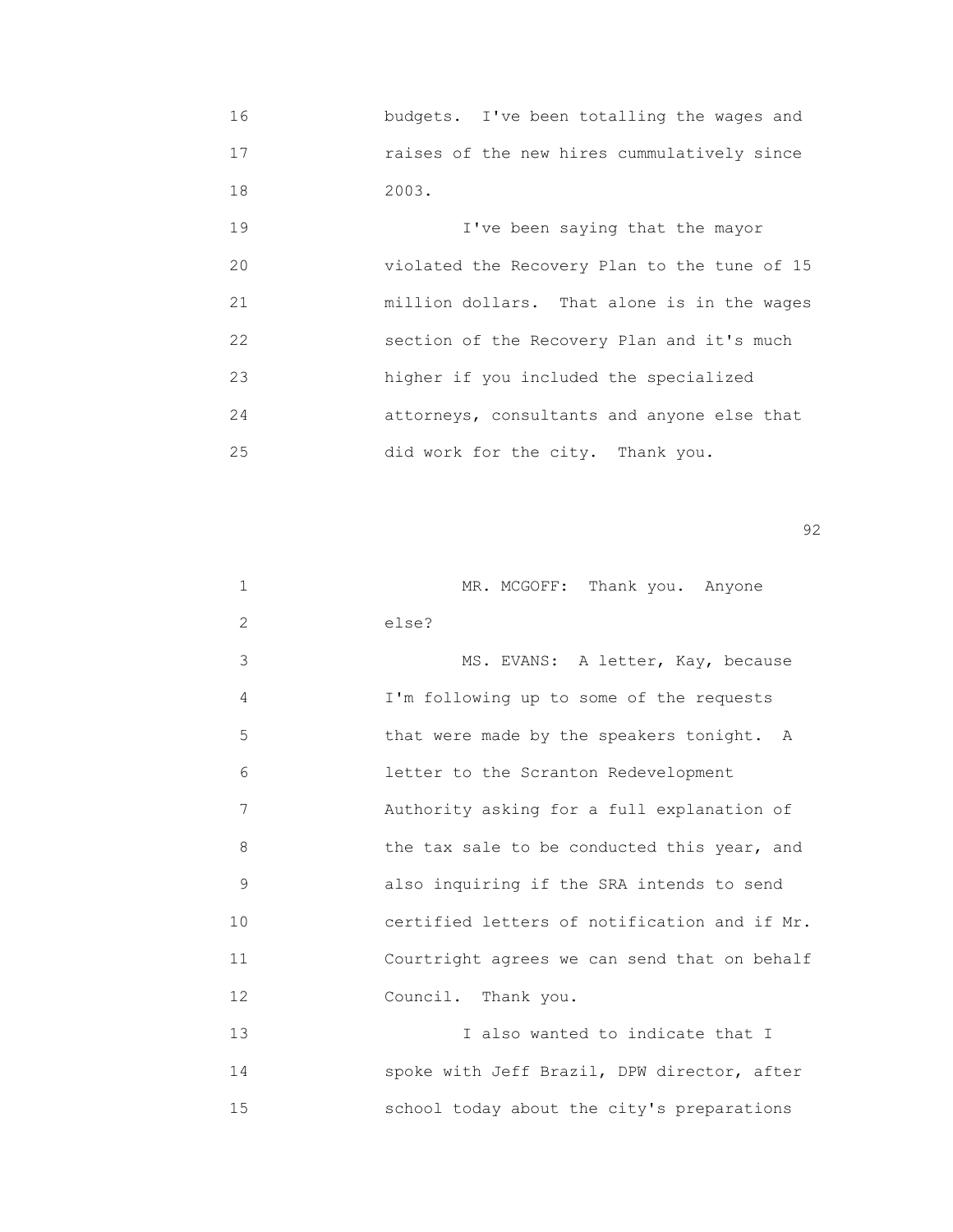16 budgets. I've been totalling the wages and
17 raises of the new hires cummulatively since
18 2003.

19 I've been saying that the mayor
20 violated the Recovery Plan to the tune of 15
21 million dollars. That alone is in the wages
22 section of the Recovery Plan and it's much
23 higher if you included the specialized
24 attorneys, consultants and anyone else that
25 did work for the city. Thank you.

1 MR. MCGOFF: Thank you. Anyone
2 else?

3 MS. EVANS: A letter, Kay, because
4 I'm following up to some of the requests
5 that were made by the speakers tonight. A
6 letter to the Scranton Redevelopment
7 Authority asking for a full explanation of
8 the tax sale to be conducted this year, and
9 also inquiring if the SRA intends to send
10 certified letters of notification and if Mr.
11 Courtright agrees we can send that on behalf
12 Council. Thank you.

13 I also wanted to indicate that I
14 spoke with Jeff Brazil, DPW director, after
15 school today about the city's preparations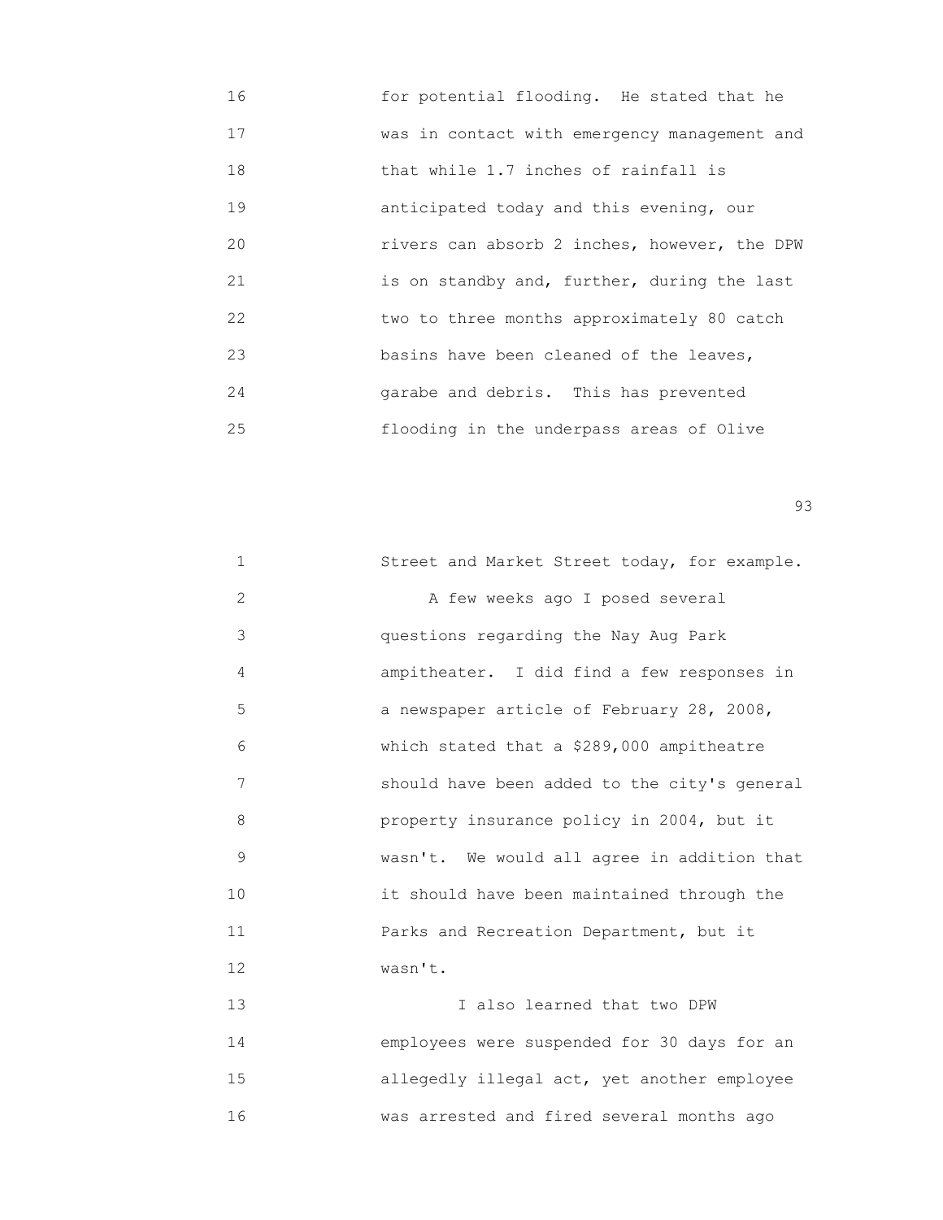16 for potential flooding. He stated that he
17 was in contact with emergency management and
18 that while 1.7 inches of rainfall is
19 anticipated today and this evening, our
20 rivers can absorb 2 inches, however, the DPW
21 is on standby and, further, during the last
22 two to three months approximately 80 catch
23 basins have been cleaned of the leaves,
24 garabe and debris. This has prevented
25 flooding in the underpass areas of Olive

1 Street and Market Street today, for example.
2 A few weeks ago I posed several
3 questions regarding the Nay Aug Park
4 ampitheater. I did find a few responses in
5 a newspaper article of February 28, 2008,
6 which stated that a $289,000 ampitheatre
7 should have been added to the city's general
8 property insurance policy in 2004, but it
9 wasn't. We would all agree in addition that
10 it should have been maintained through the
11 Parks and Recreation Department, but it
12 wasn't.
13 I also learned that two DPW
14 employees were suspended for 30 days for an
15 allegedly illegal act, yet another employee
16 was arrested and fired several months ago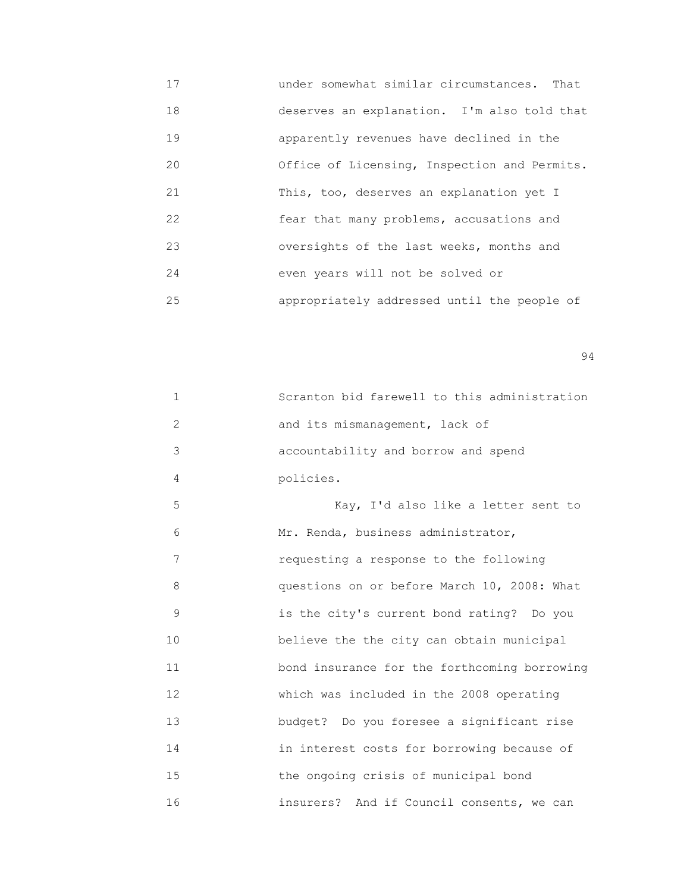17 under somewhat similar circumstances. That
18 deserves an explanation. I'm also told that
19 apparently revenues have declined in the
20 Office of Licensing, Inspection and Permits.
21 This, too, deserves an explanation yet I
22 fear that many problems, accusations and
23 oversights of the last weeks, months and
24 even years will not be solved or
25 appropriately addressed until the people of

1 Scranton bid farewell to this administration
2 and its mismanagement, lack of
3 accountability and borrow and spend
4 policies.
5 Kay, I'd also like a letter sent to
6 Mr. Renda, business administrator,
7 requesting a response to the following
8 questions on or before March 10, 2008: What
9 is the city's current bond rating? Do you
10 believe the the city can obtain municipal
11 bond insurance for the forthcoming borrowing
12 which was included in the 2008 operating
13 budget? Do you foresee a significant rise
14 in interest costs for borrowing because of
15 the ongoing crisis of municipal bond
16 insurers? And if Council consents, we can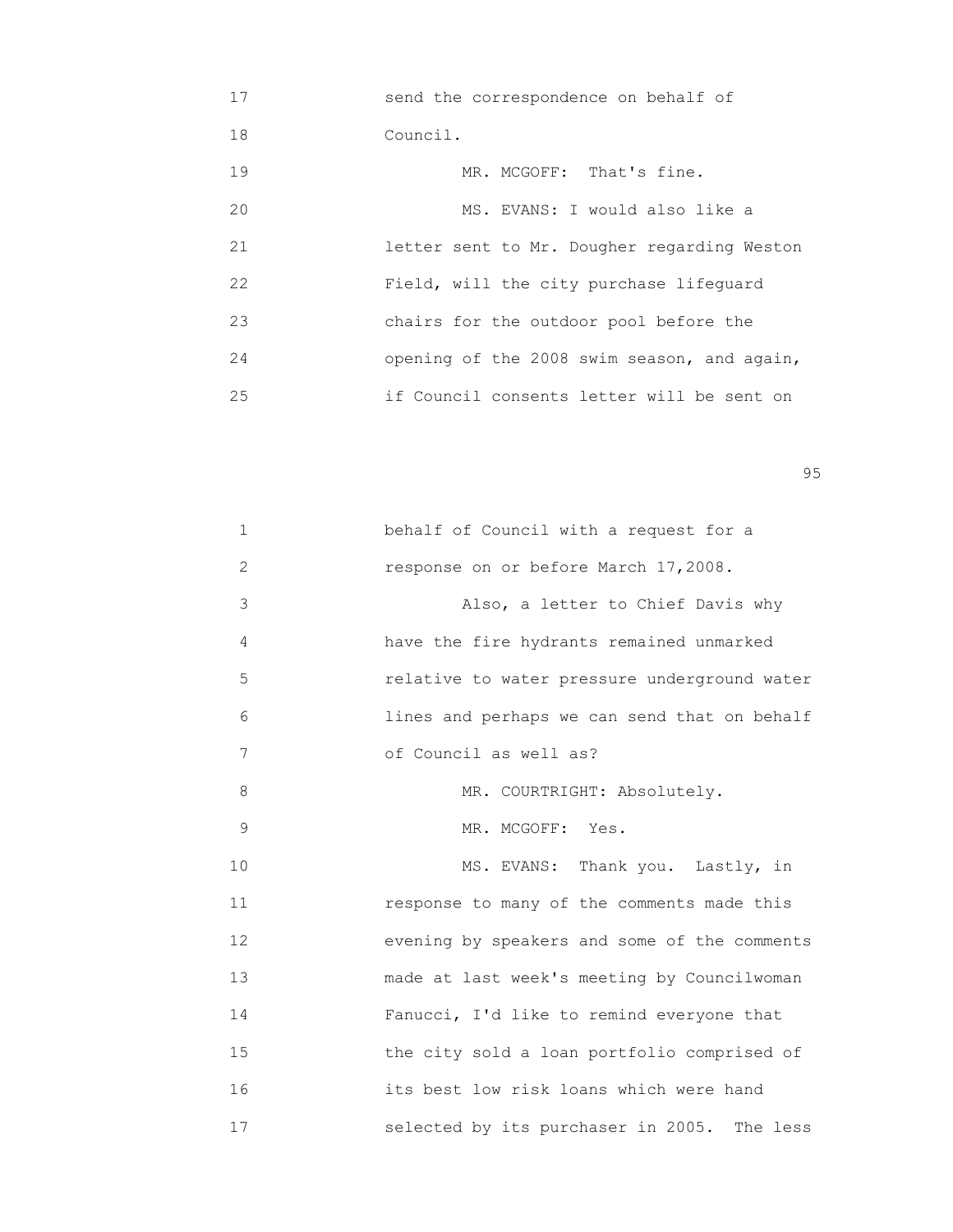17 send the correspondence on behalf of

18 Council.

19 MR. MCGOFF: That's fine.

20 MS. EVANS: I would also like a

21 letter sent to Mr. Dougher regarding Weston

22 Field, will the city purchase lifeguard

23 chairs for the outdoor pool before the

24 opening of the 2008 swim season, and again,

25 if Council consents letter will be sent on

1 behalf of Council with a request for a

2 response on or before March 17,2008.

3 Also, a letter to Chief Davis why

4 have the fire hydrants remained unmarked

5 relative to water pressure underground water

6 lines and perhaps we can send that on behalf

7 of Council as well as?

8 MR. COURTRIGHT: Absolutely.

9 MR. MCGOFF: Yes.

10 MS. EVANS: Thank you. Lastly, in

11 response to many of the comments made this

12 evening by speakers and some of the comments

13 made at last week's meeting by Councilwoman

14 Fanucci, I'd like to remind everyone that

15 the city sold a loan portfolio comprised of

16 its best low risk loans which were hand

17 selected by its purchaser in 2005. The less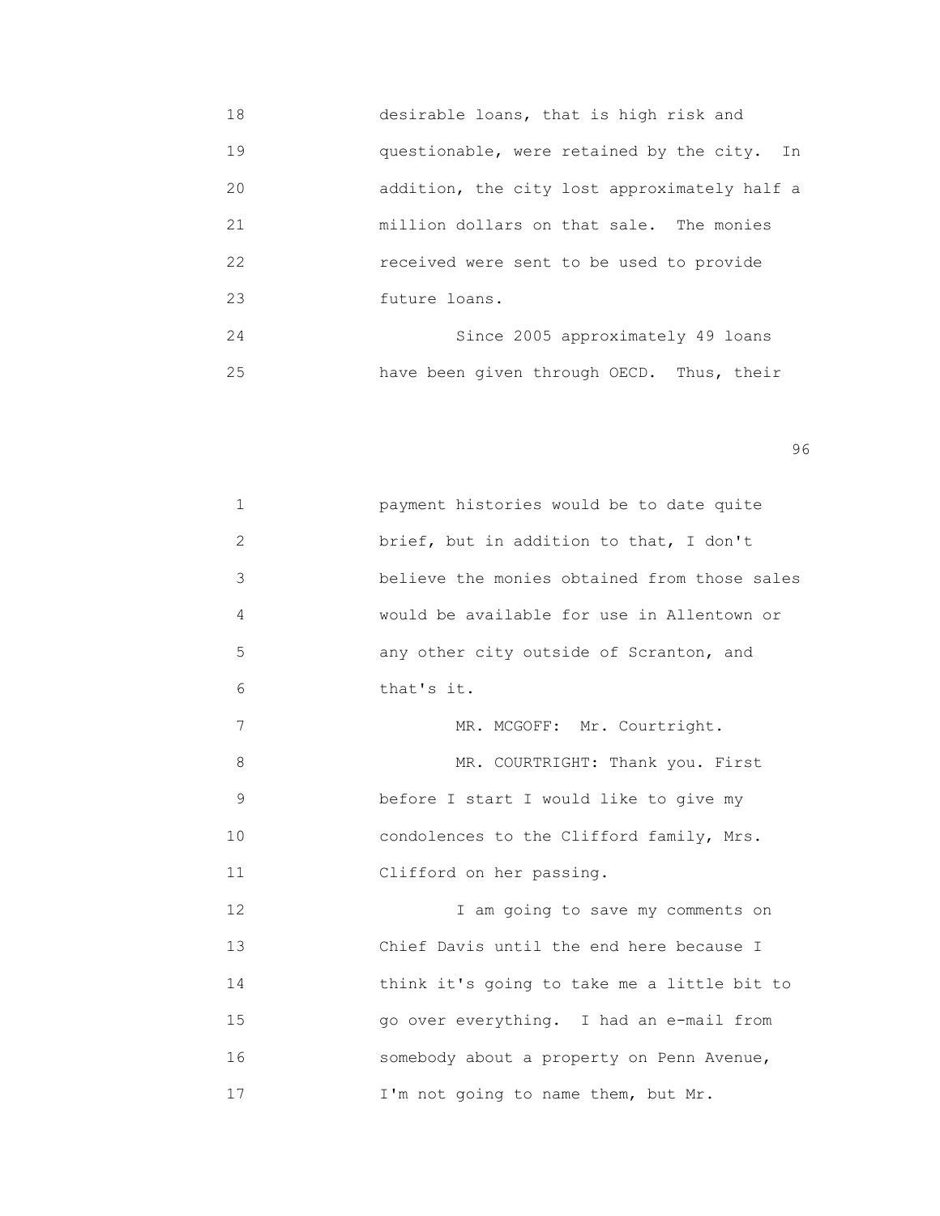desirable loans, that is high risk and questionable, were retained by the city. In addition, the city lost approximately half a million dollars on that sale. The monies received were sent to be used to provide future loans.

Since 2005 approximately 49 loans have been given through OECD. Thus, their payment histories would be to date quite brief, but in addition to that, I don't believe the monies obtained from those sales would be available for use in Allentown or any other city outside of Scranton, and that's it.

MR. MCGOFF: Mr. Courtright.

MR. COURTRIGHT: Thank you. First before I start I would like to give my condolences to the Clifford family, Mrs. Clifford on her passing.

I am going to save my comments on Chief Davis until the end here because I think it's going to take me a little bit to go over everything. I had an e-mail from somebody about a property on Penn Avenue, I'm not going to name them, but Mr.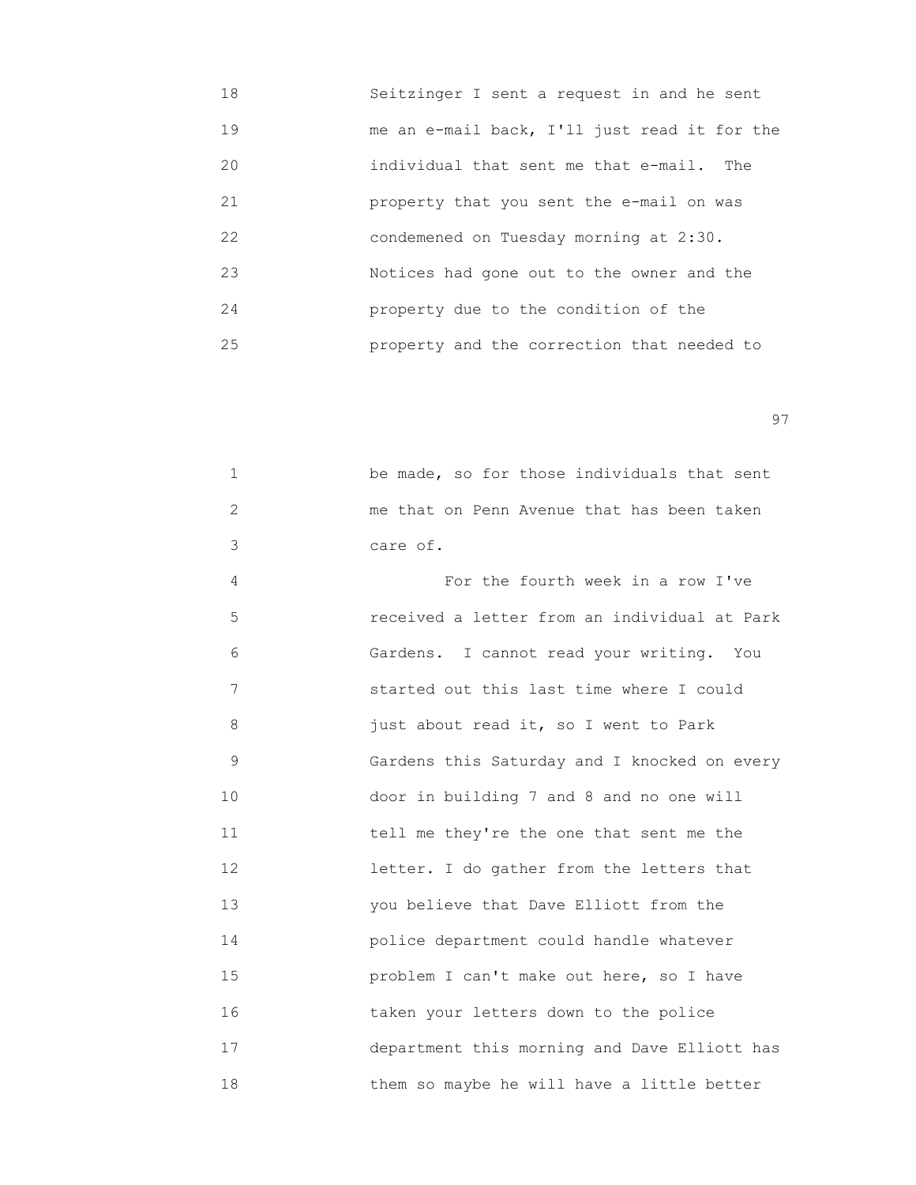Seitzinger I sent a request in and he sent me an e-mail back, I'll just read it for the individual that sent me that e-mail. The property that you sent the e-mail on was condemened on Tuesday morning at 2:30. Notices had gone out to the owner and the property due to the condition of the property and the correction that needed to be made, so for those individuals that sent me that on Penn Avenue that has been taken care of.

For the fourth week in a row I've received a letter from an individual at Park Gardens. I cannot read your writing. You started out this last time where I could just about read it, so I went to Park Gardens this Saturday and I knocked on every door in building 7 and 8 and no one will tell me they're the one that sent me the letter. I do gather from the letters that you believe that Dave Elliott from the police department could handle whatever problem I can't make out here, so I have taken your letters down to the police department this morning and Dave Elliott has them so maybe he will have a little better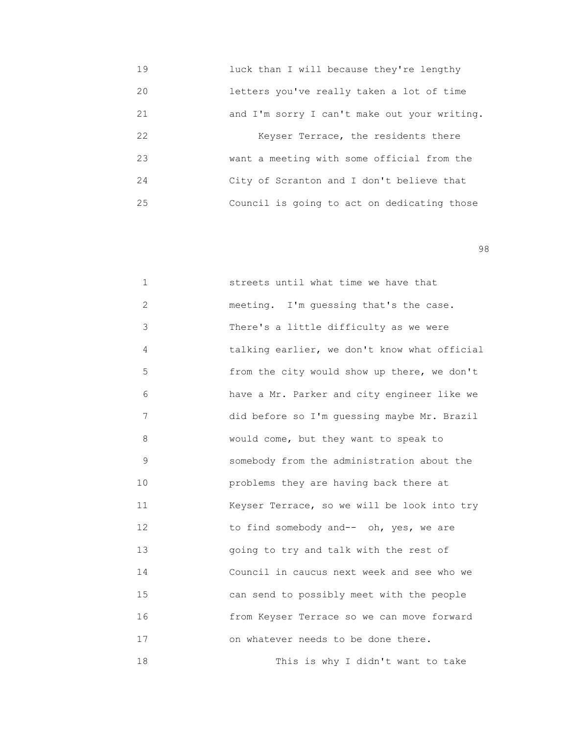luck than I will because they're lengthy letters you've really taken a lot of time and I'm sorry I can't make out your writing.

Keyser Terrace, the residents there want a meeting with some official from the City of Scranton and I don't believe that Council is going to act on dedicating those streets until what time we have that meeting. I'm guessing that's the case. There's a little difficulty as we were talking earlier, we don't know what official from the city would show up there, we don't have a Mr. Parker and city engineer like we did before so I'm guessing maybe Mr. Brazil would come, but they want to speak to somebody from the administration about the problems they are having back there at Keyser Terrace, so we will be look into try to find somebody and-- oh, yes, we are going to try and talk with the rest of Council in caucus next week and see who we can send to possibly meet with the people from Keyser Terrace so we can move forward on whatever needs to be done there.

This is why I didn't want to take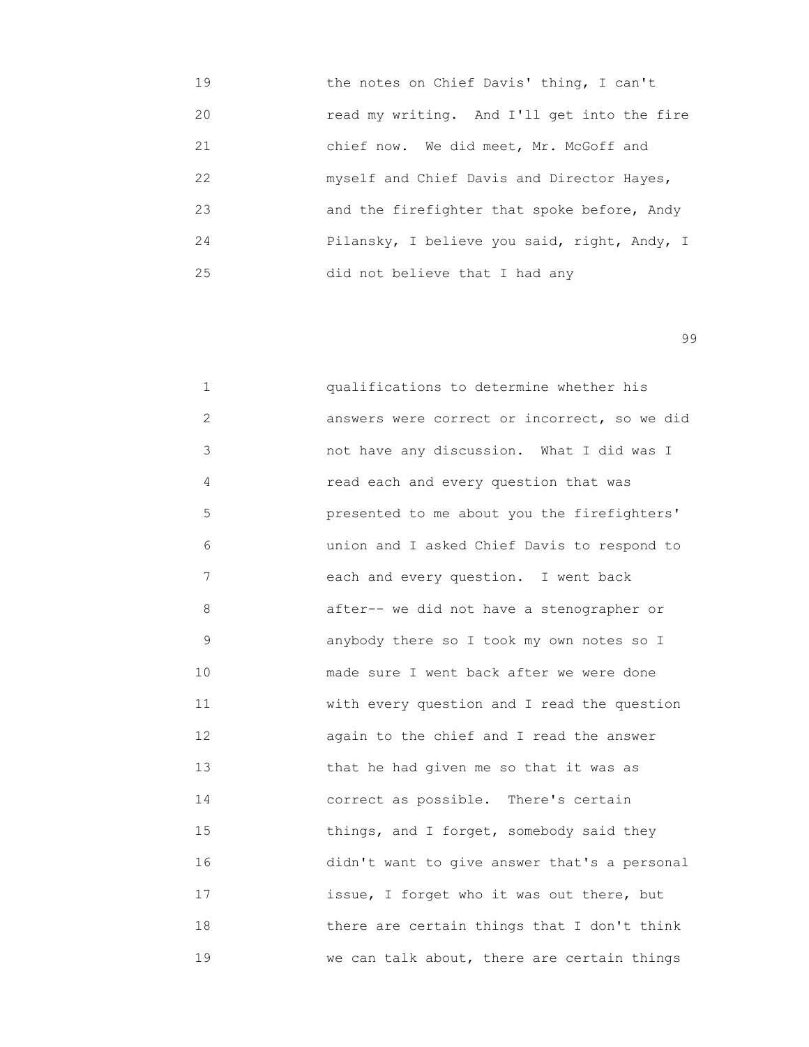19 the notes on Chief Davis' thing, I can't
20 read my writing. And I'll get into the fire
21 chief now. We did meet, Mr. McGoff and
22 myself and Chief Davis and Director Hayes,
23 and the firefighter that spoke before, Andy
24 Pilansky, I believe you said, right, Andy, I
25 did not believe that I had any

1 qualifications to determine whether his
2 answers were correct or incorrect, so we did
3 not have any discussion. What I did was I
4 read each and every question that was
5 presented to me about you the firefighters'
6 union and I asked Chief Davis to respond to
7 each and every question. I went back
8 after-- we did not have a stenographer or
9 anybody there so I took my own notes so I
10 made sure I went back after we were done
11 with every question and I read the question
12 again to the chief and I read the answer
13 that he had given me so that it was as
14 correct as possible. There's certain
15 things, and I forget, somebody said they
16 didn't want to give answer that's a personal
17 issue, I forget who it was out there, but
18 there are certain things that I don't think
19 we can talk about, there are certain things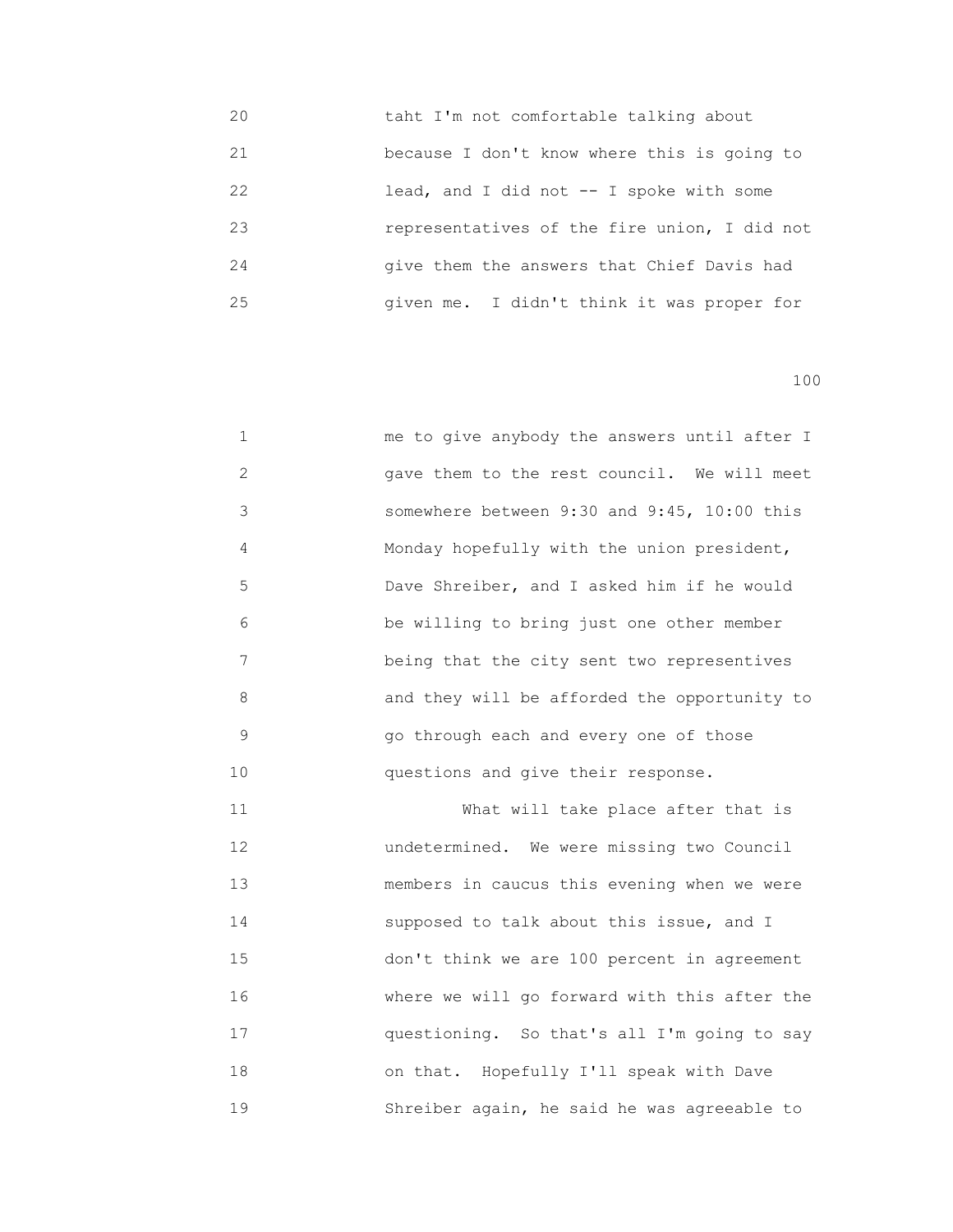20 taht I'm not comfortable talking about
21 because I don't know where this is going to
22 lead, and I did not -- I spoke with some
23 representatives of the fire union, I did not
24 give them the answers that Chief Davis had
25 given me. I didn't think it was proper for

1 me to give anybody the answers until after I
2 gave them to the rest council. We will meet
3 somewhere between 9:30 and 9:45, 10:00 this
4 Monday hopefully with the union president,
5 Dave Shreiber, and I asked him if he would
6 be willing to bring just one other member
7 being that the city sent two representives
8 and they will be afforded the opportunity to
9 go through each and every one of those
10 questions and give their response.
11 What will take place after that is
12 undetermined. We were missing two Council
13 members in caucus this evening when we were
14 supposed to talk about this issue, and I
15 don't think we are 100 percent in agreement
16 where we will go forward with this after the
17 questioning. So that's all I'm going to say
18 on that. Hopefully I'll speak with Dave
19 Shreiber again, he said he was agreeable to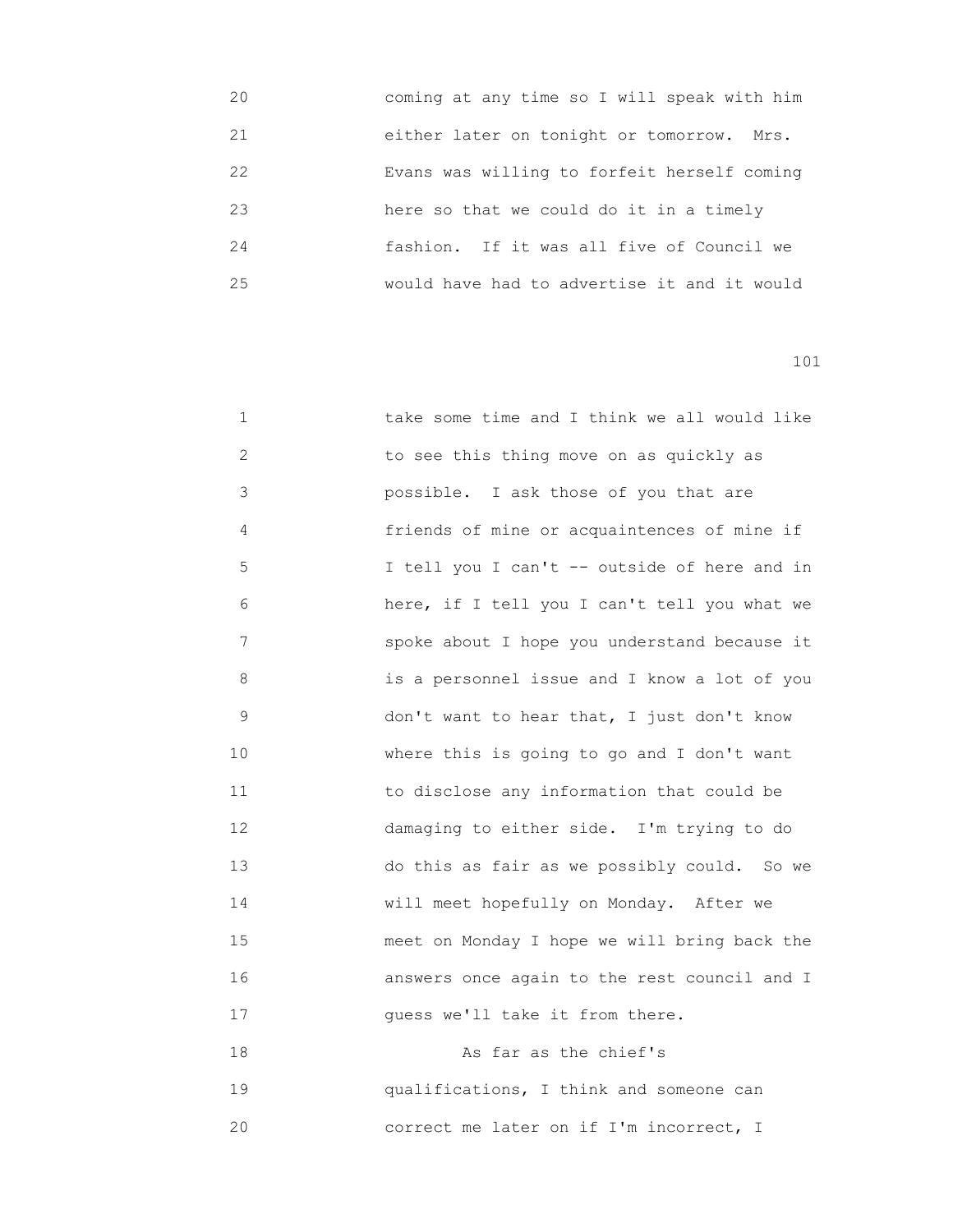20 coming at any time so I will speak with him
21 either later on tonight or tomorrow. Mrs.
22 Evans was willing to forfeit herself coming
23 here so that we could do it in a timely
24 fashion. If it was all five of Council we
25 would have had to advertise it and it would

1 take some time and I think we all would like
2 to see this thing move on as quickly as
3 possible. I ask those of you that are
4 friends of mine or acquaintences of mine if
5 I tell you I can't -- outside of here and in
6 here, if I tell you I can't tell you what we
7 spoke about I hope you understand because it
8 is a personnel issue and I know a lot of you
9 don't want to hear that, I just don't know
10 where this is going to go and I don't want
11 to disclose any information that could be
12 damaging to either side. I'm trying to do
13 do this as fair as we possibly could. So we
14 will meet hopefully on Monday. After we
15 meet on Monday I hope we will bring back the
16 answers once again to the rest council and I
17 guess we'll take it from there.
18 As far as the chief's
19 qualifications, I think and someone can
20 correct me later on if I'm incorrect, I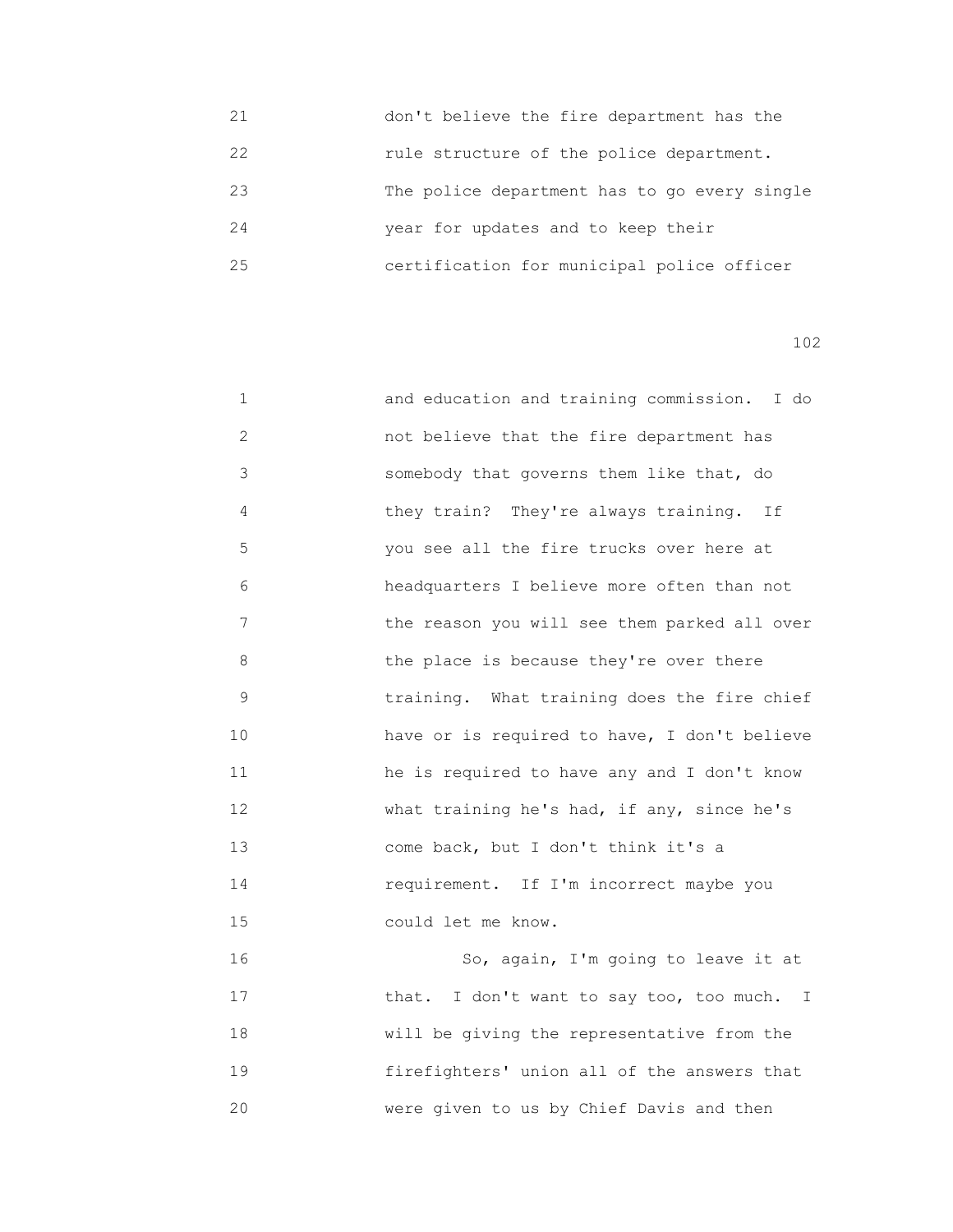don't believe the fire department has the rule structure of the police department. The police department has to go every single year for updates and to keep their certification for municipal police officer

and education and training commission. I do not believe that the fire department has somebody that governs them like that, do they train? They're always training. If you see all the fire trucks over here at headquarters I believe more often than not the reason you will see them parked all over the place is because they're over there training. What training does the fire chief have or is required to have, I don't believe he is required to have any and I don't know what training he's had, if any, since he's come back, but I don't think it's a requirement. If I'm incorrect maybe you could let me know.

So, again, I'm going to leave it at that. I don't want to say too, too much. I will be giving the representative from the firefighters' union all of the answers that were given to us by Chief Davis and then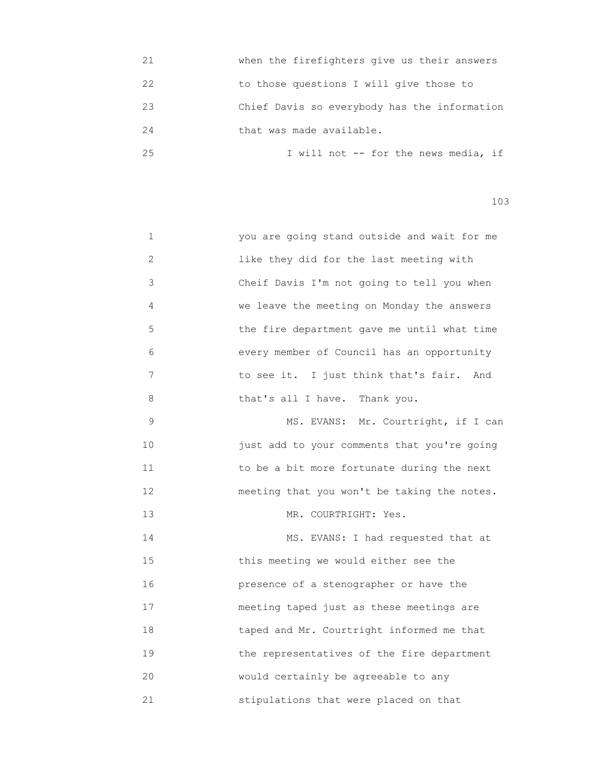21 when the firefighters give us their answers
22 to those questions I will give those to
23 Chief Davis so everybody has the information
24 that was made available.
25 I will not -- for the news media, if

103

1 you are going stand outside and wait for me
2 like they did for the last meeting with
3 Cheif Davis I'm not going to tell you when
4 we leave the meeting on Monday the answers
5 the fire department gave me until what time
6 every member of Council has an opportunity
7 to see it. I just think that's fair. And
8 that's all I have. Thank you.
9 MS. EVANS: Mr. Courtright, if I can
10 just add to your comments that you're going
11 to be a bit more fortunate during the next
12 meeting that you won't be taking the notes.
13 MR. COURTRIGHT: Yes.
14 MS. EVANS: I had requested that at
15 this meeting we would either see the
16 presence of a stenographer or have the
17 meeting taped just as these meetings are
18 taped and Mr. Courtright informed me that
19 the representatives of the fire department
20 would certainly be agreeable to any
21 stipulations that were placed on that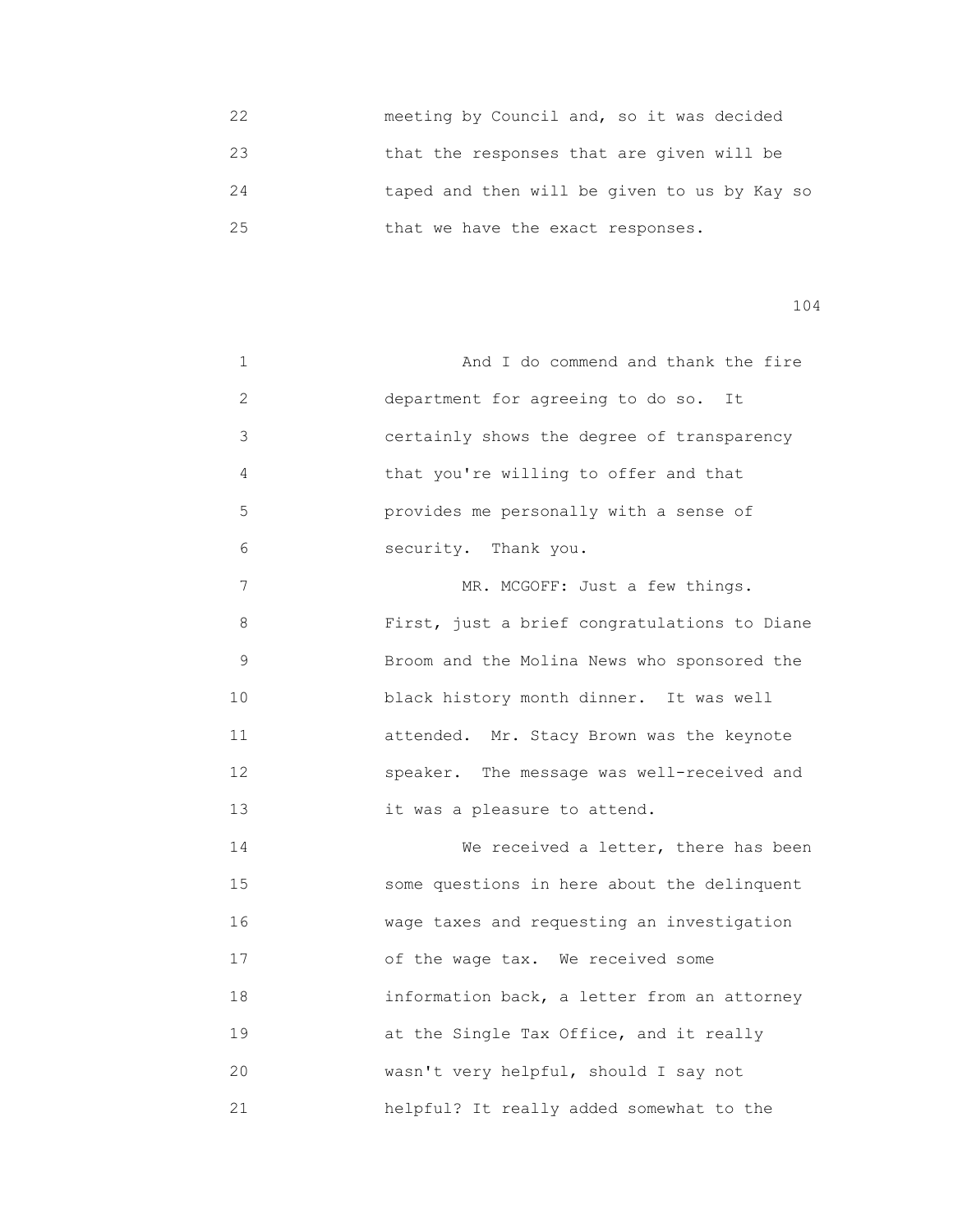meeting by Council and, so it was decided that the responses that are given will be taped and then will be given to us by Kay so that we have the exact responses.

And I do commend and thank the fire department for agreeing to do so. It certainly shows the degree of transparency that you're willing to offer and that provides me personally with a sense of security. Thank you.

MR. MCGOFF: Just a few things. First, just a brief congratulations to Diane Broom and the Molina News who sponsored the black history month dinner. It was well attended. Mr. Stacy Brown was the keynote speaker. The message was well-received and it was a pleasure to attend.

We received a letter, there has been some questions in here about the delinquent wage taxes and requesting an investigation of the wage tax. We received some information back, a letter from an attorney at the Single Tax Office, and it really wasn't very helpful, should I say not helpful? It really added somewhat to the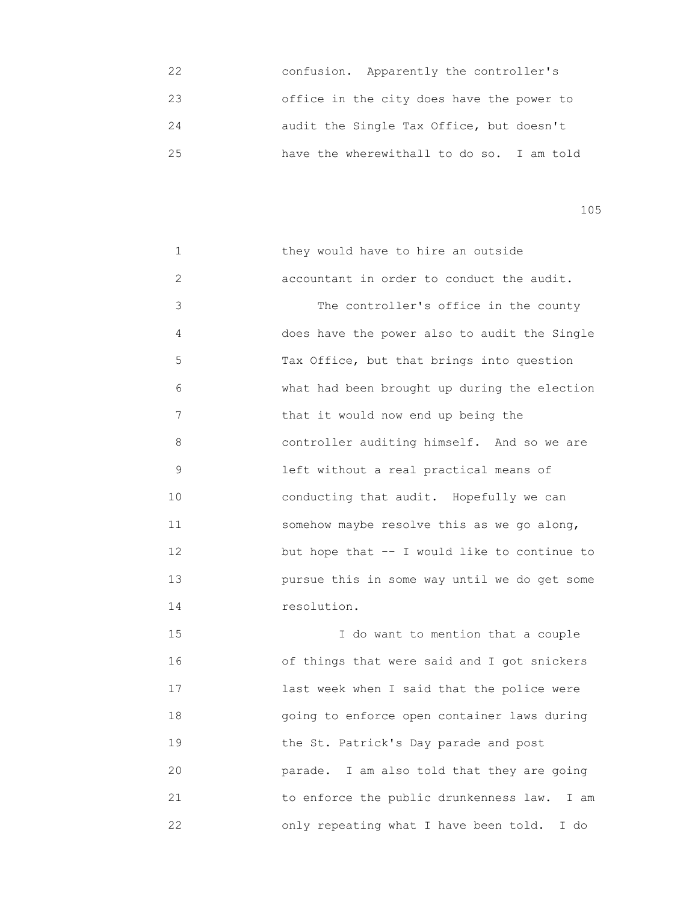confusion. Apparently the controller's office in the city does have the power to audit the Single Tax Office, but doesn't have the wherewithall to do so. I am told

they would have to hire an outside accountant in order to conduct the audit.

The controller's office in the county does have the power also to audit the Single Tax Office, but that brings into question what had been brought up during the election that it would now end up being the controller auditing himself. And so we are left without a real practical means of conducting that audit. Hopefully we can somehow maybe resolve this as we go along, but hope that -- I would like to continue to pursue this in some way until we do get some resolution.

I do want to mention that a couple of things that were said and I got snickers last week when I said that the police were going to enforce open container laws during the St. Patrick's Day parade and post parade. I am also told that they are going to enforce the public drunkenness law. I am only repeating what I have been told. I do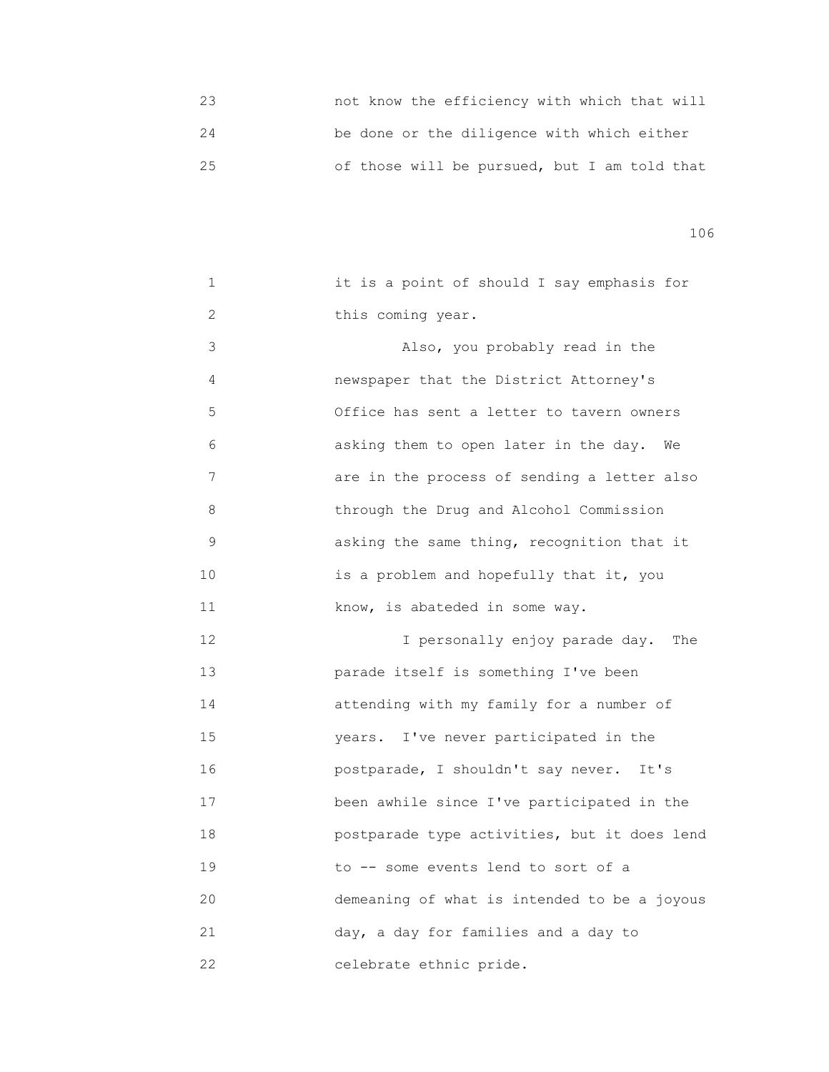23 not know the efficiency with which that will
24 be done or the diligence with which either
25 of those will be pursued, but I am told that

1 it is a point of should I say emphasis for
2 this coming year.
3 Also, you probably read in the
4 newspaper that the District Attorney's
5 Office has sent a letter to tavern owners
6 asking them to open later in the day. We
7 are in the process of sending a letter also
8 through the Drug and Alcohol Commission
9 asking the same thing, recognition that it
10 is a problem and hopefully that it, you
11 know, is abateded in some way.
12 I personally enjoy parade day. The
13 parade itself is something I've been
14 attending with my family for a number of
15 years. I've never participated in the
16 postparade, I shouldn't say never. It's
17 been awhile since I've participated in the
18 postparade type activities, but it does lend
19 to -- some events lend to sort of a
20 demeaning of what is intended to be a joyous
21 day, a day for families and a day to
22 celebrate ethnic pride.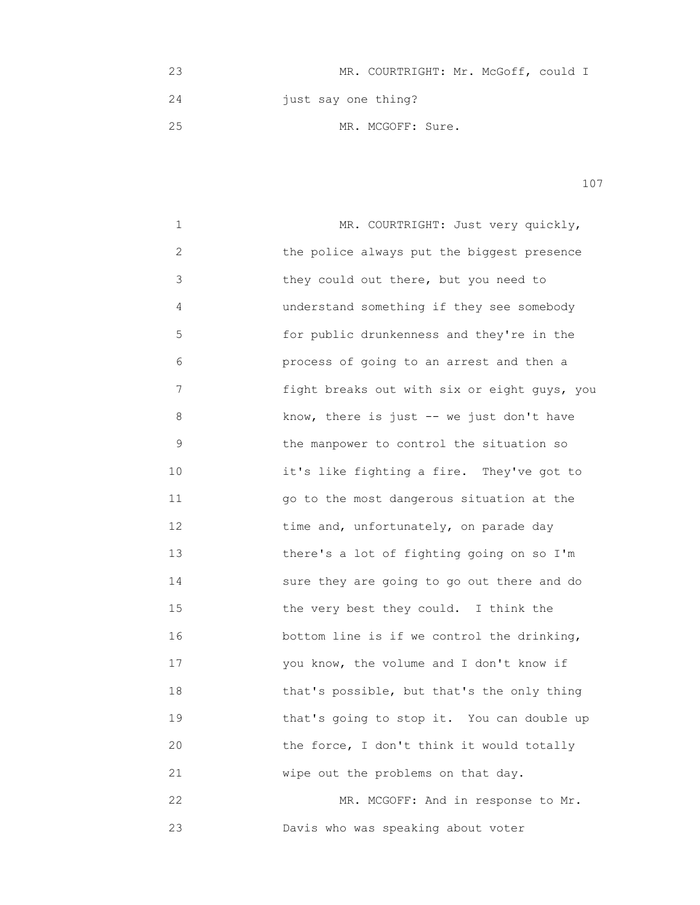23 MR. COURTRIGHT: Mr. McGoff, could I
24 just say one thing?
25 MR. MCGOFF: Sure.

1 MR. COURTRIGHT: Just very quickly,
2 the police always put the biggest presence
3 they could out there, but you need to
4 understand something if they see somebody
5 for public drunkenness and they're in the
6 process of going to an arrest and then a
7 fight breaks out with six or eight guys, you
8 know, there is just -- we just don't have
9 the manpower to control the situation so
10 it's like fighting a fire. They've got to
11 go to the most dangerous situation at the
12 time and, unfortunately, on parade day
13 there's a lot of fighting going on so I'm
14 sure they are going to go out there and do
15 the very best they could. I think the
16 bottom line is if we control the drinking,
17 you know, the volume and I don't know if
18 that's possible, but that's the only thing
19 that's going to stop it. You can double up
20 the force, I don't think it would totally
21 wipe out the problems on that day.
22 MR. MCGOFF: And in response to Mr.
23 Davis who was speaking about voter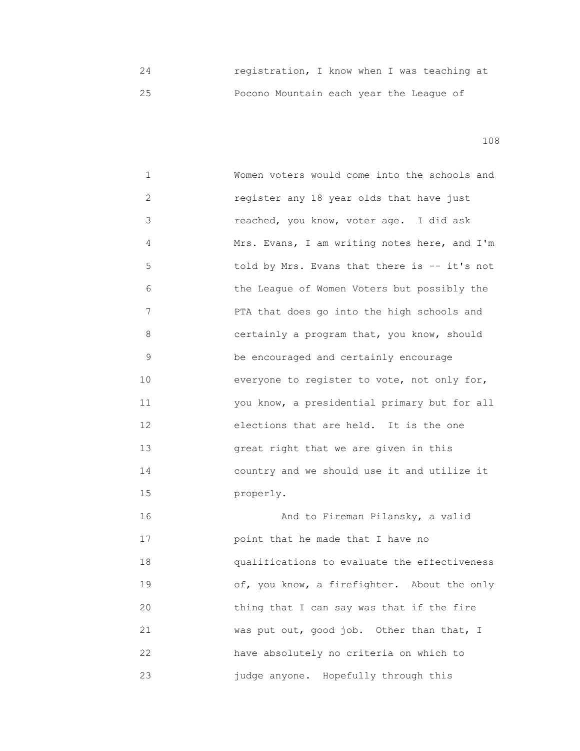24 registration, I know when I was teaching at
25 Pocono Mountain each year the League of

1 Women voters would come into the schools and
2 register any 18 year olds that have just
3 reached, you know, voter age. I did ask
4 Mrs. Evans, I am writing notes here, and I'm
5 told by Mrs. Evans that there is -- it's not
6 the League of Women Voters but possibly the
7 PTA that does go into the high schools and
8 certainly a program that, you know, should
9 be encouraged and certainly encourage
10 everyone to register to vote, not only for,
11 you know, a presidential primary but for all
12 elections that are held. It is the one
13 great right that we are given in this
14 country and we should use it and utilize it
15 properly.
16 And to Fireman Pilansky, a valid
17 point that he made that I have no
18 qualifications to evaluate the effectiveness
19 of, you know, a firefighter. About the only
20 thing that I can say was that if the fire
21 was put out, good job. Other than that, I
22 have absolutely no criteria on which to
23 judge anyone. Hopefully through this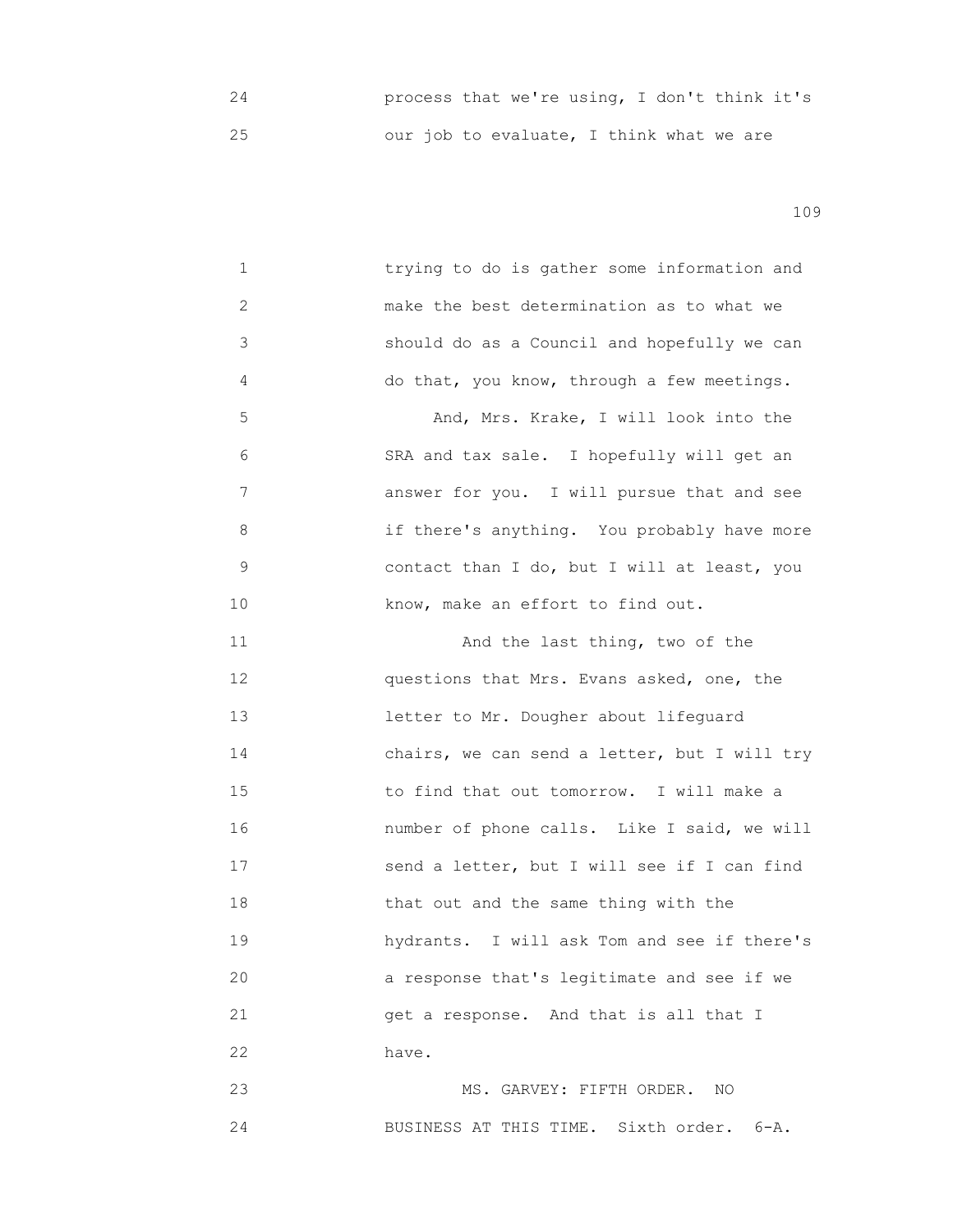process that we're using, I don't think it's our job to evaluate, I think what we are trying to do is gather some information and make the best determination as to what we should do as a Council and hopefully we can do that, you know, through a few meetings.

And, Mrs. Krake, I will look into the SRA and tax sale. I hopefully will get an answer for you. I will pursue that and see if there's anything. You probably have more contact than I do, but I will at least, you know, make an effort to find out.

And the last thing, two of the questions that Mrs. Evans asked, one, the letter to Mr. Dougher about lifeguard chairs, we can send a letter, but I will try to find that out tomorrow. I will make a number of phone calls. Like I said, we will send a letter, but I will see if I can find that out and the same thing with the hydrants. I will ask Tom and see if there's a response that's legitimate and see if we get a response. And that is all that I have.

MS. GARVEY: FIFTH ORDER. NO BUSINESS AT THIS TIME. Sixth order. 6-A.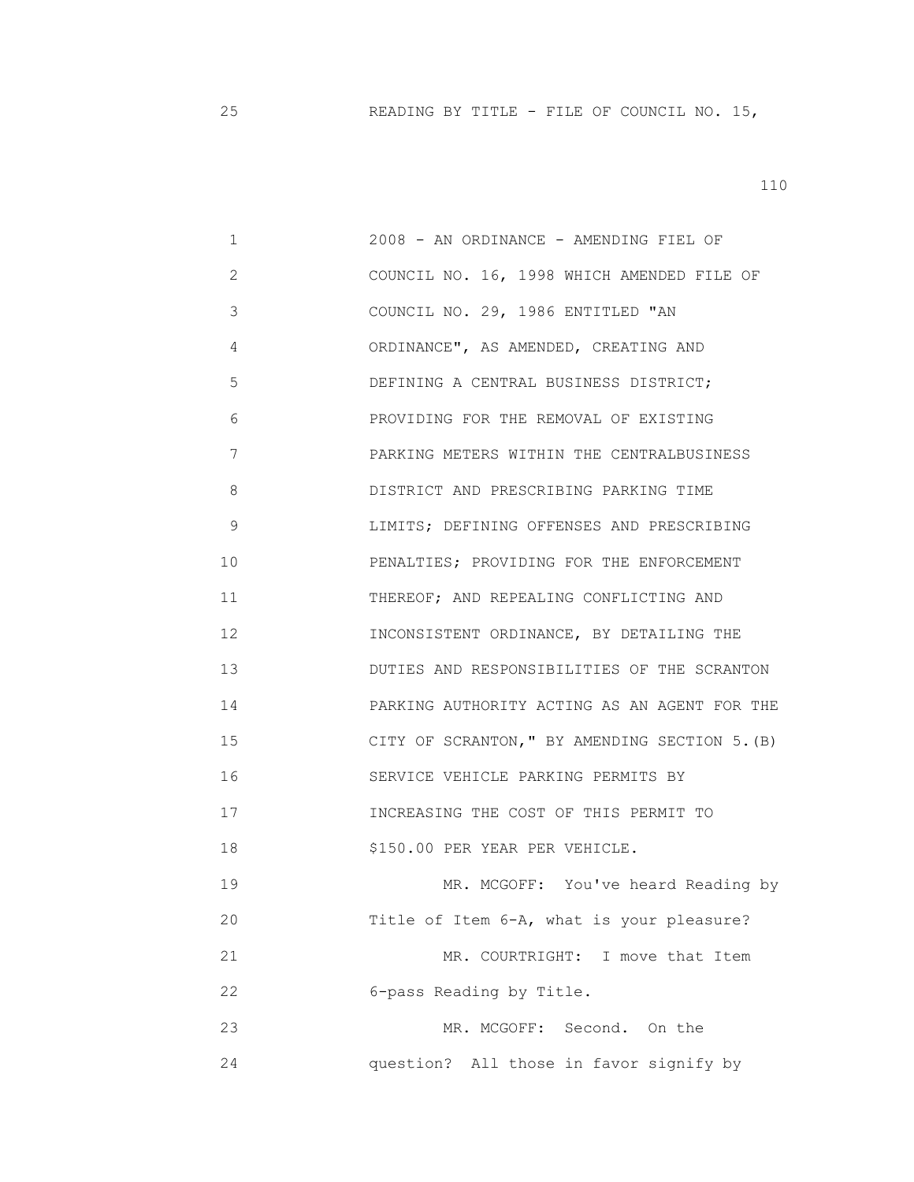25 READING BY TITLE - FILE OF COUNCIL NO. 15,

1 2008 - AN ORDINANCE - AMENDING FIEL OF
2 COUNCIL NO. 16, 1998 WHICH AMENDED FILE OF
3 COUNCIL NO. 29, 1986 ENTITLED "AN
4 ORDINANCE", AS AMENDED, CREATING AND
5 DEFINING A CENTRAL BUSINESS DISTRICT;
6 PROVIDING FOR THE REMOVAL OF EXISTING
7 PARKING METERS WITHIN THE CENTRALBUSINESS
8 DISTRICT AND PRESCRIBING PARKING TIME
9 LIMITS; DEFINING OFFENSES AND PRESCRIBING
10 PENALTIES; PROVIDING FOR THE ENFORCEMENT
11 THEREOF; AND REPEALING CONFLICTING AND
12 INCONSISTENT ORDINANCE, BY DETAILING THE
13 DUTIES AND RESPONSIBILITIES OF THE SCRANTON
14 PARKING AUTHORITY ACTING AS AN AGENT FOR THE
15 CITY OF SCRANTON," BY AMENDING SECTION 5.(B)
16 SERVICE VEHICLE PARKING PERMITS BY
17 INCREASING THE COST OF THIS PERMIT TO
18 $150.00 PER YEAR PER VEHICLE.
19 MR. MCGOFF: You've heard Reading by
20 Title of Item 6-A, what is your pleasure?
21 MR. COURTRIGHT: I move that Item
22 6-pass Reading by Title.
23 MR. MCGOFF: Second. On the
24 question? All those in favor signify by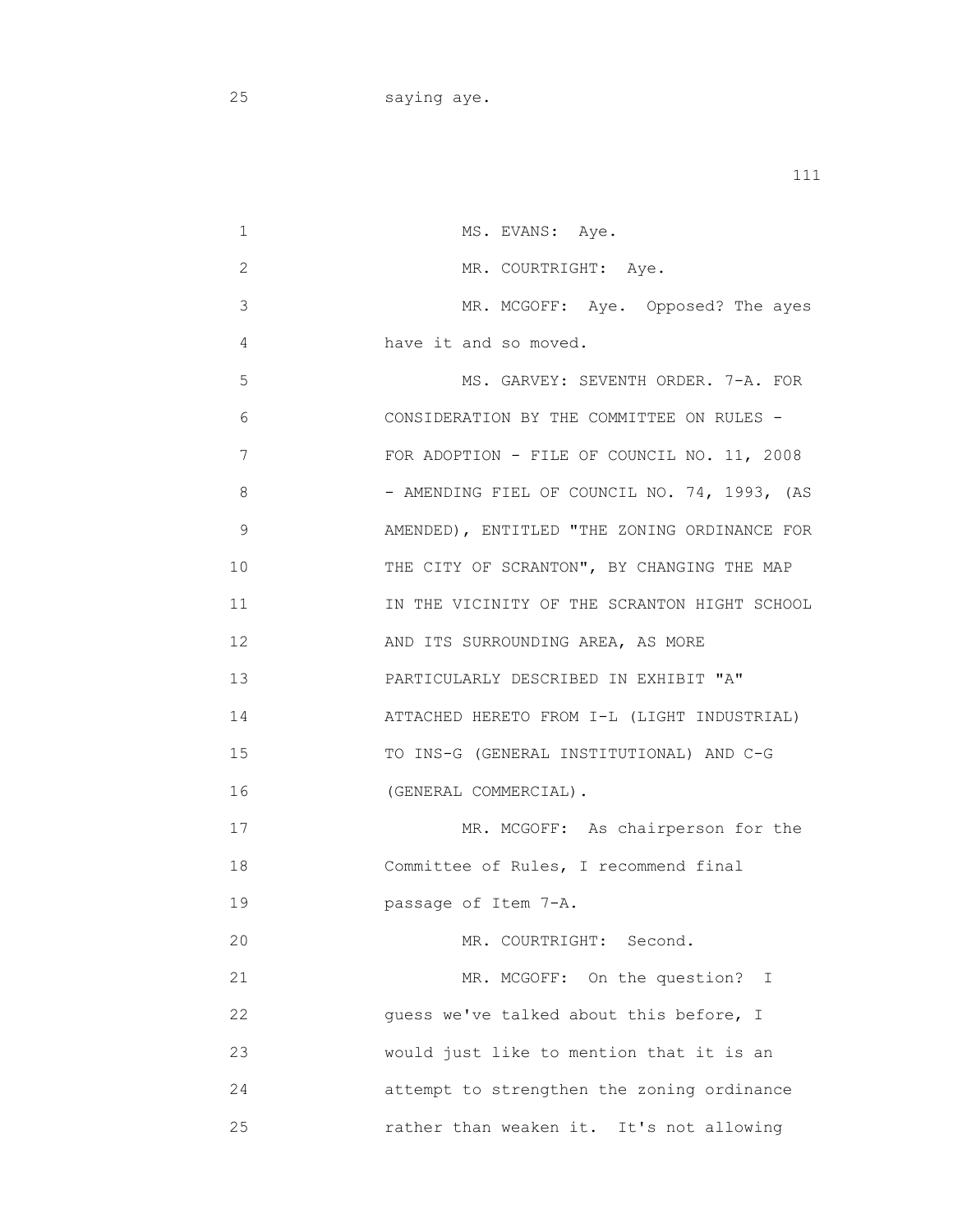25 saying aye.

1 MS. EVANS: Aye.

2 MR. COURTRIGHT: Aye.

3 MR. MCGOFF: Aye. Opposed? The ayes

4 have it and so moved.

5 MS. GARVEY: SEVENTH ORDER. 7-A. FOR

6 CONSIDERATION BY THE COMMITTEE ON RULES -

7 FOR ADOPTION - FILE OF COUNCIL NO. 11, 2008

8 - AMENDING FIEL OF COUNCIL NO. 74, 1993, (AS

9 AMENDED), ENTITLED "THE ZONING ORDINANCE FOR

10 THE CITY OF SCRANTON", BY CHANGING THE MAP

11 IN THE VICINITY OF THE SCRANTON HIGHT SCHOOL

12 AND ITS SURROUNDING AREA, AS MORE

13 PARTICULARLY DESCRIBED IN EXHIBIT "A"

14 ATTACHED HERETO FROM I-L (LIGHT INDUSTRIAL)

15 TO INS-G (GENERAL INSTITUTIONAL) AND C-G

16 (GENERAL COMMERCIAL).

17 MR. MCGOFF: As chairperson for the

18 Committee of Rules, I recommend final

19 passage of Item 7-A.

20 MR. COURTRIGHT: Second.

21 MR. MCGOFF: On the question? I

22 guess we've talked about this before, I

23 would just like to mention that it is an

24 attempt to strengthen the zoning ordinance

25 rather than weaken it. It's not allowing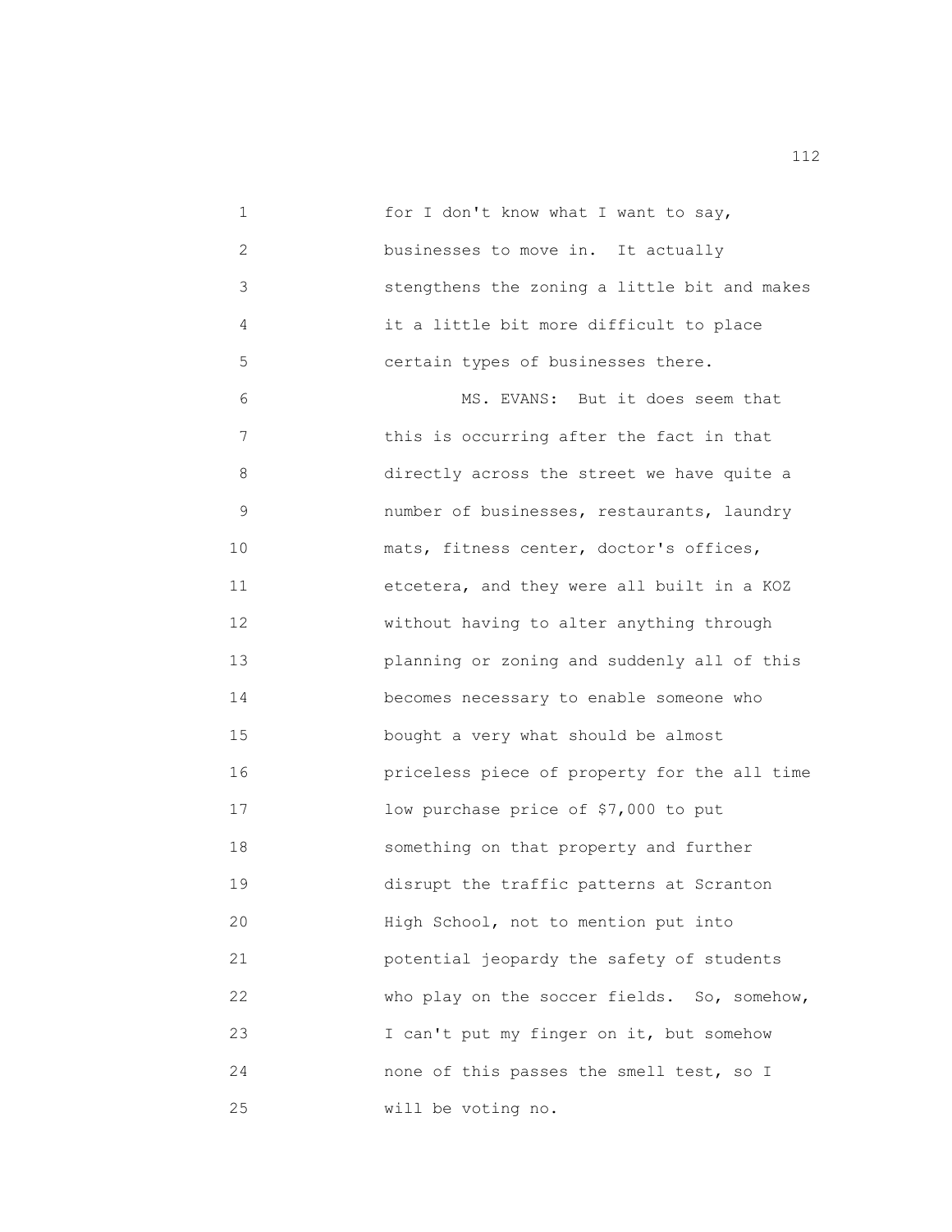for I don't know what I want to say, businesses to move in. It actually stengthens the zoning a little bit and makes it a little bit more difficult to place certain types of businesses there.

MS. EVANS: But it does seem that this is occurring after the fact in that directly across the street we have quite a number of businesses, restaurants, laundry mats, fitness center, doctor's offices, etcetera, and they were all built in a KOZ without having to alter anything through planning or zoning and suddenly all of this becomes necessary to enable someone who bought a very what should be almost priceless piece of property for the all time low purchase price of $7,000 to put something on that property and further disrupt the traffic patterns at Scranton High School, not to mention put into potential jeopardy the safety of students who play on the soccer fields. So, somehow, I can't put my finger on it, but somehow none of this passes the smell test, so I will be voting no.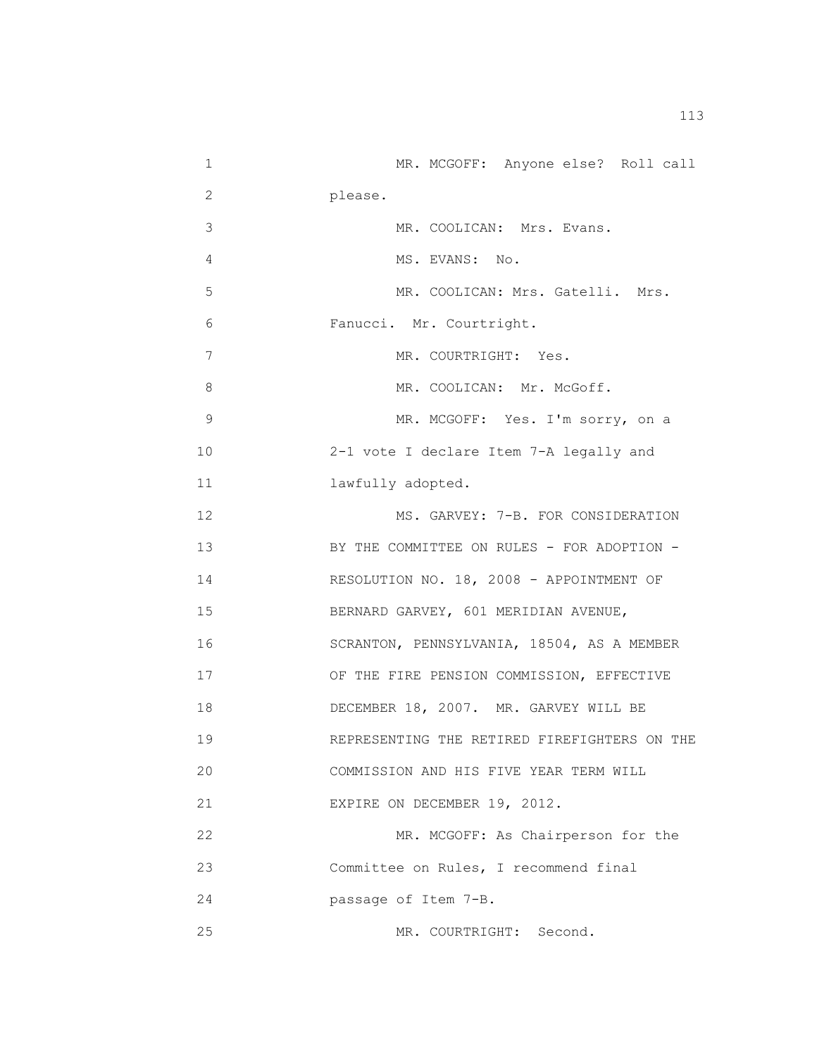MR. MCGOFF: Anyone else? Roll call please.

MR. COOLICAN: Mrs. Evans.

MS. EVANS: No.

MR. COOLICAN: Mrs. Gatelli. Mrs. Fanucci. Mr. Courtright.

MR. COURTRIGHT: Yes.

MR. COOLICAN: Mr. McGoff.

MR. MCGOFF: Yes. I'm sorry, on a 2-1 vote I declare Item 7-A legally and lawfully adopted.

MS. GARVEY: 7-B. FOR CONSIDERATION BY THE COMMITTEE ON RULES - FOR ADOPTION - RESOLUTION NO. 18, 2008 - APPOINTMENT OF BERNARD GARVEY, 601 MERIDIAN AVENUE, SCRANTON, PENNSYLVANIA, 18504, AS A MEMBER OF THE FIRE PENSION COMMISSION, EFFECTIVE DECEMBER 18, 2007. MR. GARVEY WILL BE REPRESENTING THE RETIRED FIREFIGHTERS ON THE COMMISSION AND HIS FIVE YEAR TERM WILL EXPIRE ON DECEMBER 19, 2012.

MR. MCGOFF: As Chairperson for the Committee on Rules, I recommend final passage of Item 7-B.

MR. COURTRIGHT: Second.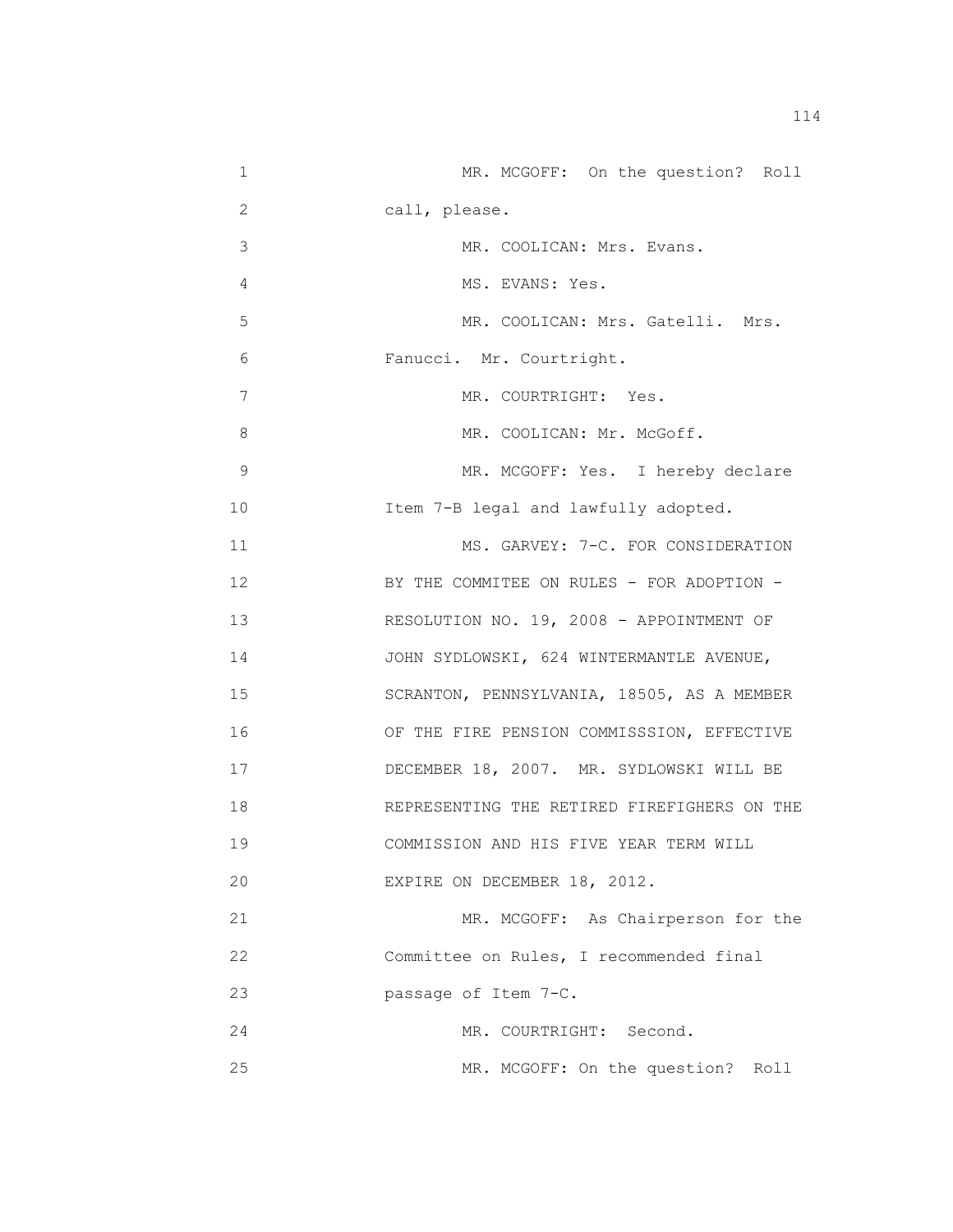MR. MCGOFF: On the question? Roll call, please.

MR. COOLICAN: Mrs. Evans.

MS. EVANS: Yes.

MR. COOLICAN: Mrs. Gatelli. Mrs. Fanucci. Mr. Courtright.

MR. COURTRIGHT: Yes.

MR. COOLICAN: Mr. McGoff.

MR. MCGOFF: Yes. I hereby declare Item 7-B legal and lawfully adopted.

MS. GARVEY: 7-C. FOR CONSIDERATION BY THE COMMITEE ON RULES - FOR ADOPTION - RESOLUTION NO. 19, 2008 - APPOINTMENT OF JOHN SYDLOWSKI, 624 WINTERMANTLE AVENUE, SCRANTON, PENNSYLVANIA, 18505, AS A MEMBER OF THE FIRE PENSION COMMISSSION, EFFECTIVE DECEMBER 18, 2007. MR. SYDLOWSKI WILL BE REPRESENTING THE RETIRED FIREFIGHTERS ON THE COMMISSION AND HIS FIVE YEAR TERM WILL EXPIRE ON DECEMBER 18, 2012.

MR. MCGOFF: As Chairperson for the Committee on Rules, I recommended final passage of Item 7-C.

MR. COURTRIGHT: Second.

MR. MCGOFF: On the question? Roll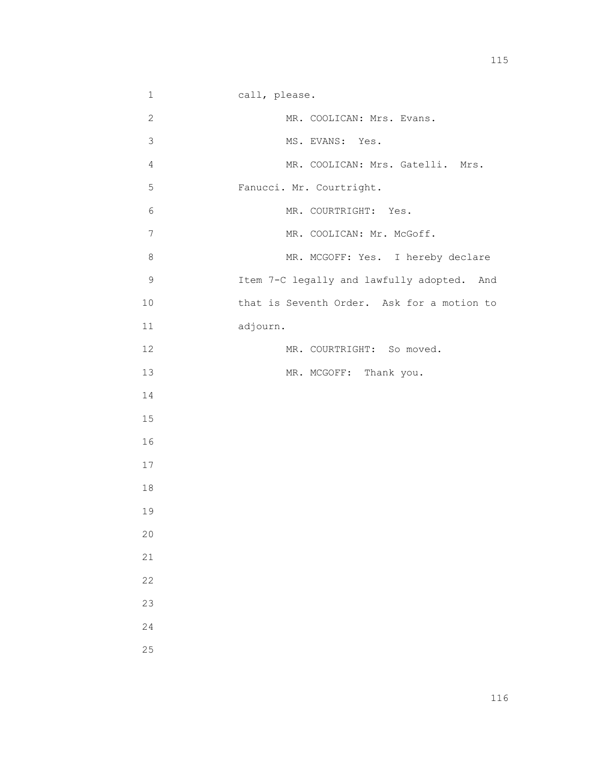call, please.

MR. COOLICAN: Mrs. Evans.

MS. EVANS: Yes.

MR. COOLICAN: Mrs. Gatelli. Mrs. Fanucci. Mr. Courtright.

MR. COURTRIGHT: Yes.

MR. COOLICAN: Mr. McGoff.

MR. MCGOFF: Yes. I hereby declare Item 7-C legally and lawfully adopted. And that is Seventh Order. Ask for a motion to adjourn.

MR. COURTRIGHT: So moved.

MR. MCGOFF: Thank you.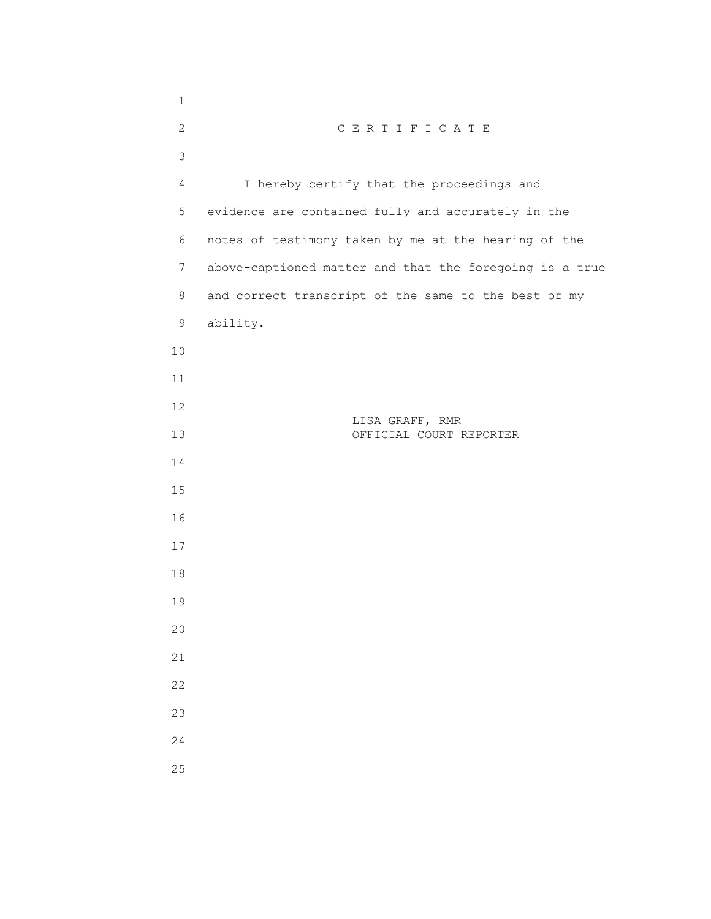# C E R T I F I C A T E

I hereby certify that the proceedings and evidence are contained fully and accurately in the notes of testimony taken by me at the hearing of the above-captioned matter and that the foregoing is a true and correct transcript of the same to the best of my ability.

LISA GRAFF, RMR
OFFICIAL COURT REPORTER